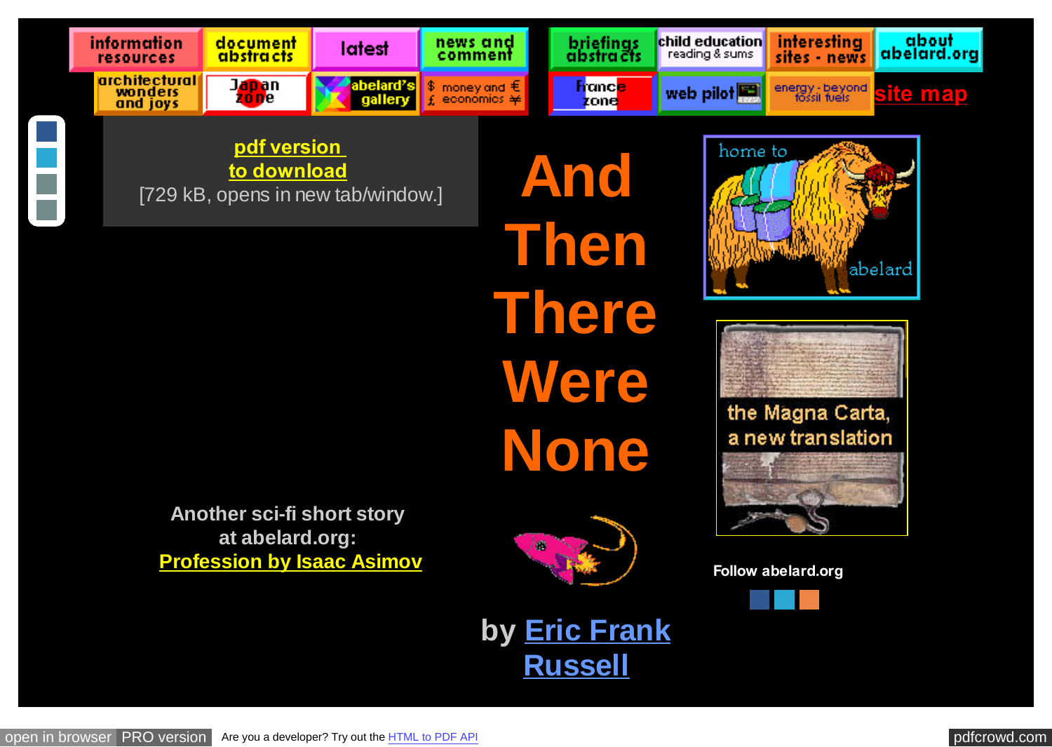information resources | document abstracts | latest | news and comment | briefings abstracts | child education reading & sums | interesting sites - news | about abelard.org

architectural wonders and joys | Japan zone | abelard's gallery | money and economics | France zone | web pilot | energy - beyond fossil fuels | site map

**pdf version to download**
[729 kB, opens in new tab/window.]

# And Then There Were None

**by Eric Frank Russell**

**Another sci-fi short story at abelard.org:**
**Profession by Isaac Asimov**

home to abelard

the Magna Carta, a new translation

**Follow abelard.org**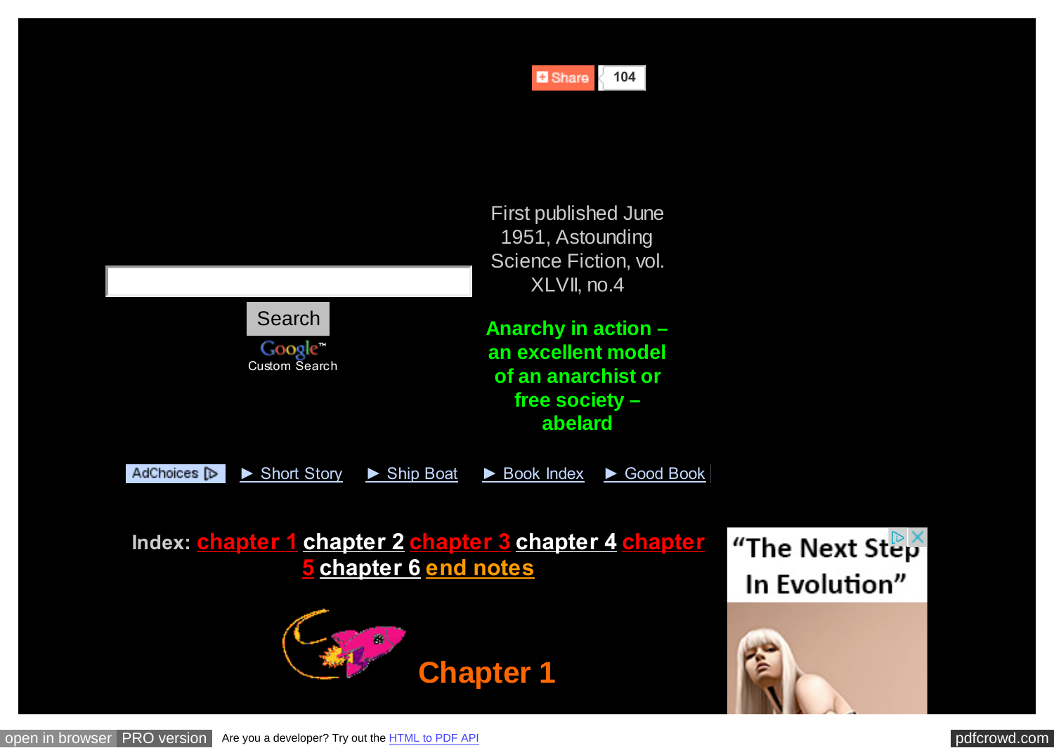First published June 1951, Astounding Science Fiction, vol. XLVII, no.4

**Anarchy in action – an excellent model of an anarchist or free society – abelard**

**Index: chapter 1 chapter 2 chapter 3 chapter 4 chapter 5 chapter 6 end notes**

## Chapter 1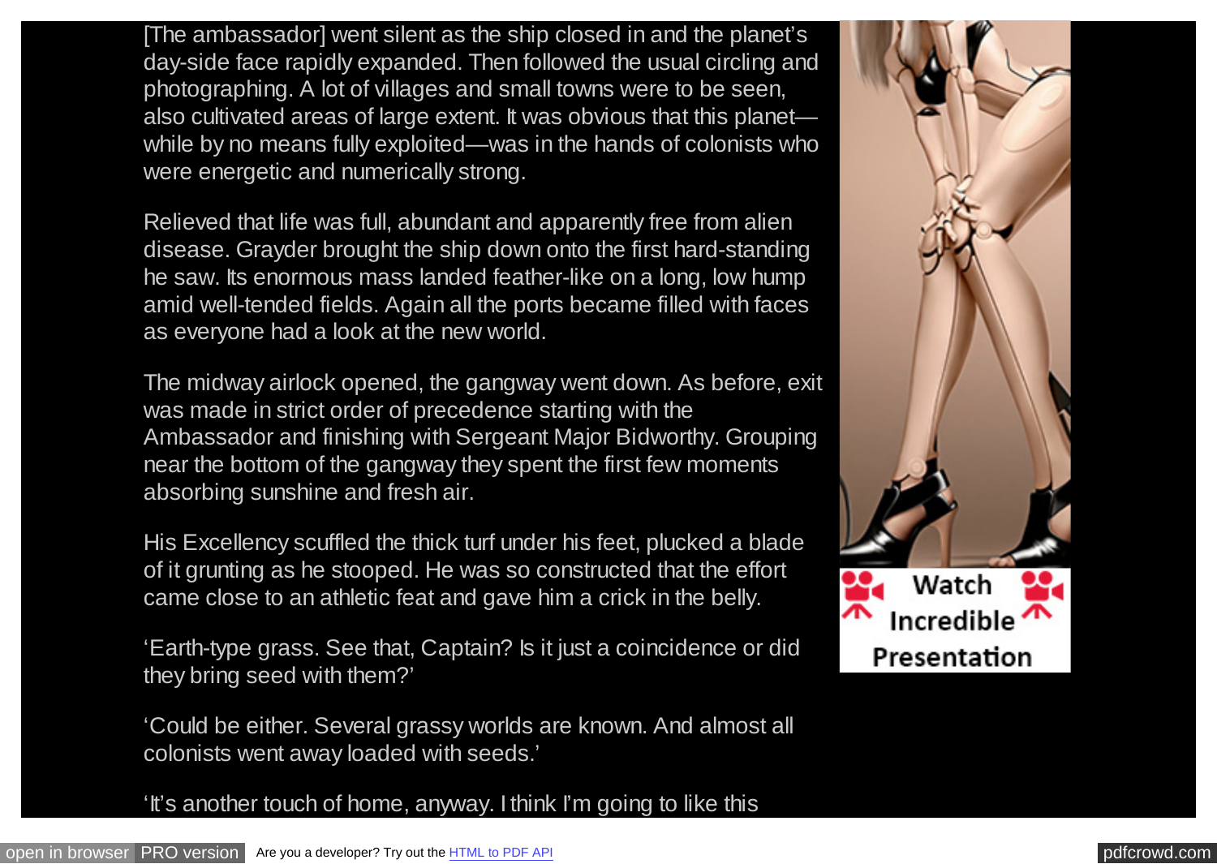[The ambassador] went silent as the ship closed in and the planet's day-side face rapidly expanded. Then followed the usual circling and photographing. A lot of villages and small towns were to be seen, also cultivated areas of large extent. It was obvious that this planet—while by no means fully exploited—was in the hands of colonists who were energetic and numerically strong.

Relieved that life was full, abundant and apparently free from alien disease. Grayder brought the ship down onto the first hard-standing he saw. Its enormous mass landed feather-like on a long, low hump amid well-tended fields. Again all the ports became filled with faces as everyone had a look at the new world.

The midway airlock opened, the gangway went down. As before, exit was made in strict order of precedence starting with the Ambassador and finishing with Sergeant Major Bidworthy. Grouping near the bottom of the gangway they spent the first few moments absorbing sunshine and fresh air.

His Excellency scuffled the thick turf under his feet, plucked a blade of it grunting as he stooped. He was so constructed that the effort came close to an athletic feat and gave him a crick in the belly.

'Earth-type grass. See that, Captain? Is it just a coincidence or did they bring seed with them?'

'Could be either. Several grassy worlds are known. And almost all colonists went away loaded with seeds.'

'It's another touch of home, anyway. I think I'm going to like this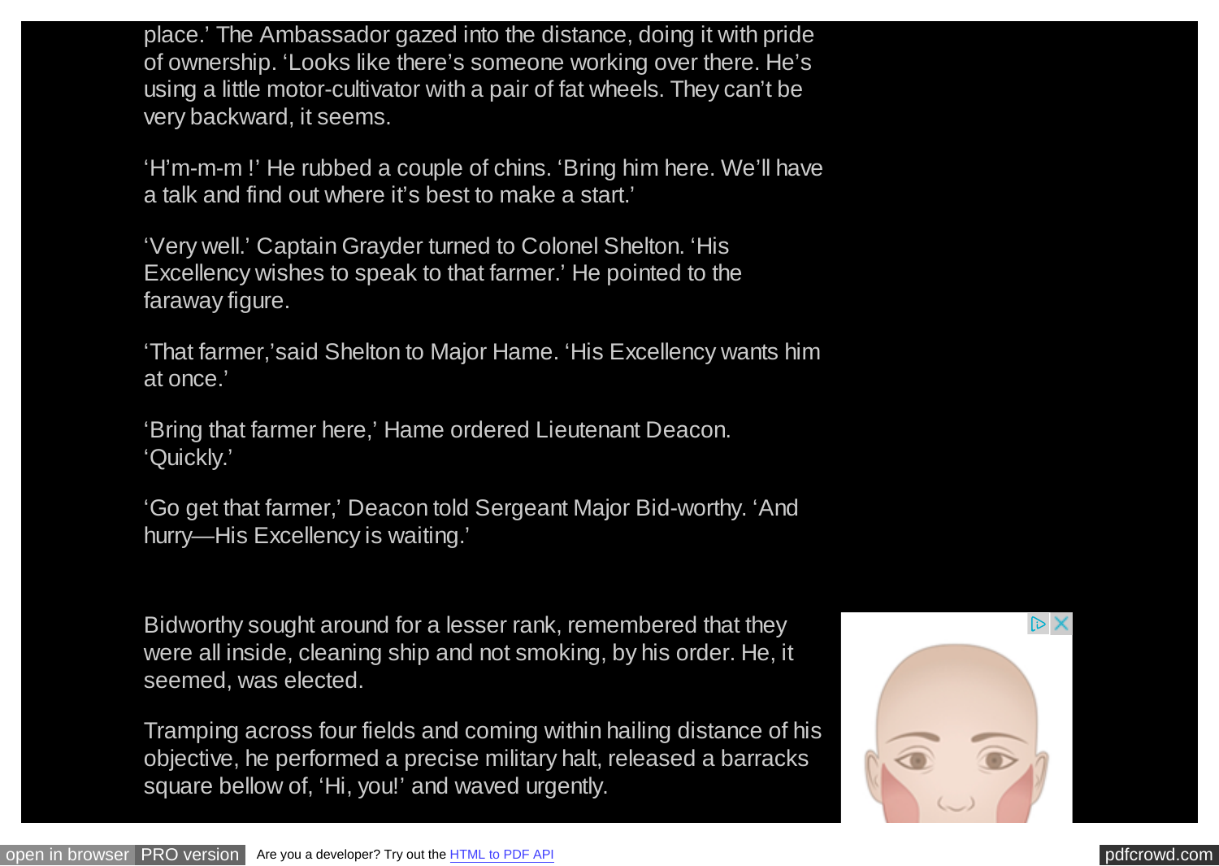place.' The Ambassador gazed into the distance, doing it with pride of ownership. 'Looks like there's someone working over there. He's using a little motor-cultivator with a pair of fat wheels. They can't be very backward, it seems.

'H'm-m-m !' He rubbed a couple of chins. 'Bring him here. We'll have a talk and find out where it's best to make a start.'

'Very well.' Captain Grayder turned to Colonel Shelton. 'His Excellency wishes to speak to that farmer.' He pointed to the faraway figure.

'That farmer,'said Shelton to Major Hame. 'His Excellency wants him at once.'

'Bring that farmer here,' Hame ordered Lieutenant Deacon. 'Quickly.'

'Go get that farmer,' Deacon told Sergeant Major Bid-worthy. 'And hurry—His Excellency is waiting.'

Bidworthy sought around for a lesser rank, remembered that they were all inside, cleaning ship and not smoking, by his order. He, it seemed, was elected.

Tramping across four fields and coming within hailing distance of his objective, he performed a precise military halt, released a barracks square bellow of, 'Hi, you!' and waved urgently.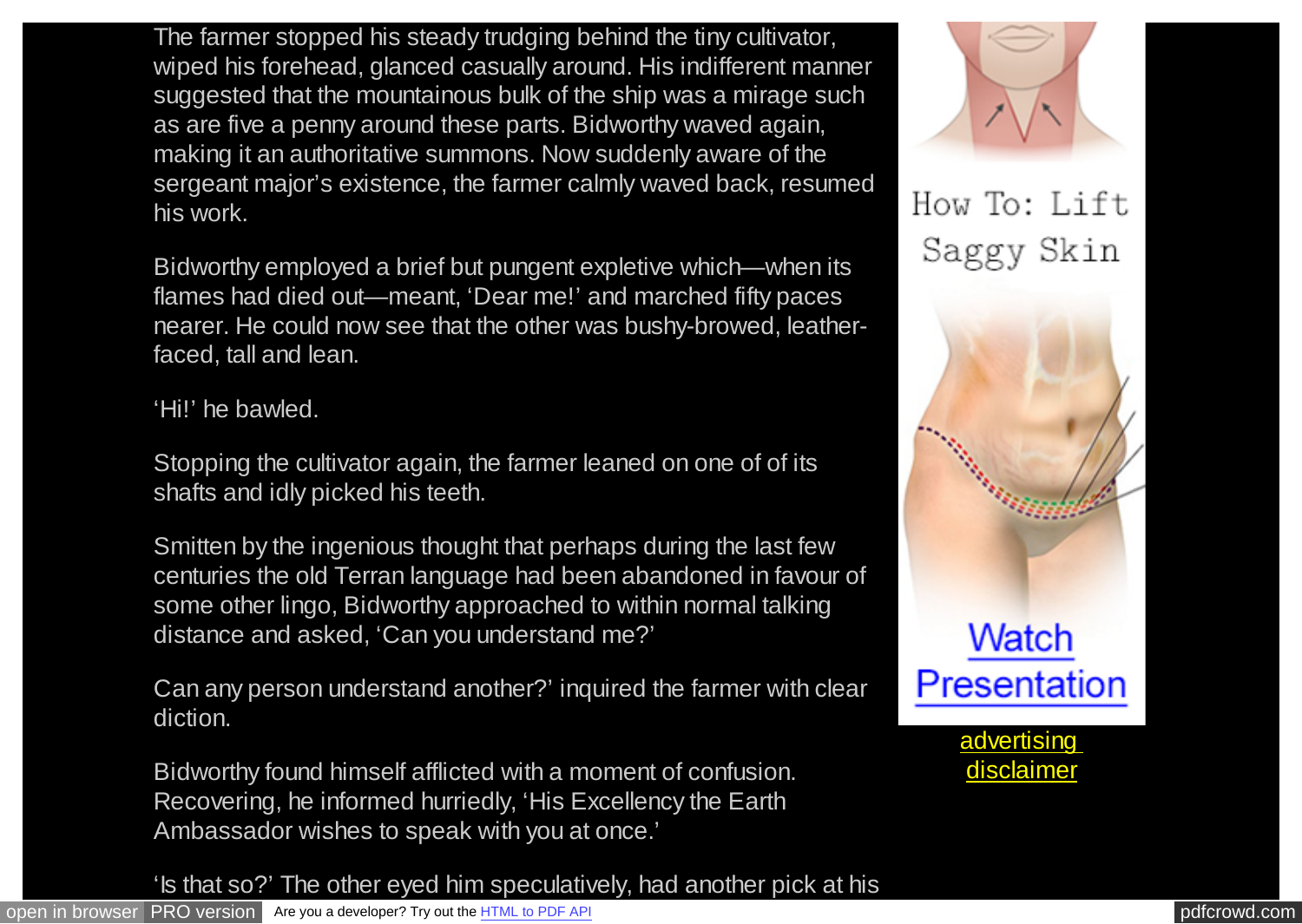The farmer stopped his steady trudging behind the tiny cultivator, wiped his forehead, glanced casually around. His indifferent manner suggested that the mountainous bulk of the ship was a mirage such as are five a penny around these parts. Bidworthy waved again, making it an authoritative summons. Now suddenly aware of the sergeant major's existence, the farmer calmly waved back, resumed his work.

Bidworthy employed a brief but pungent expletive which—when its flames had died out—meant, 'Dear me!' and marched fifty paces nearer. He could now see that the other was bushy-browed, leather-faced, tall and lean.

'Hi!' he bawled.

Stopping the cultivator again, the farmer leaned on one of of its shafts and idly picked his teeth.

Smitten by the ingenious thought that perhaps during the last few centuries the old Terran language had been abandoned in favour of some other lingo, Bidworthy approached to within normal talking distance and asked, 'Can you understand me?'

Can any person understand another?' inquired the farmer with clear diction.

Bidworthy found himself afflicted with a moment of confusion. Recovering, he informed hurriedly, 'His Excellency the Earth Ambassador wishes to speak with you at once.'

'Is that so?' The other eyed him speculatively, had another pick at his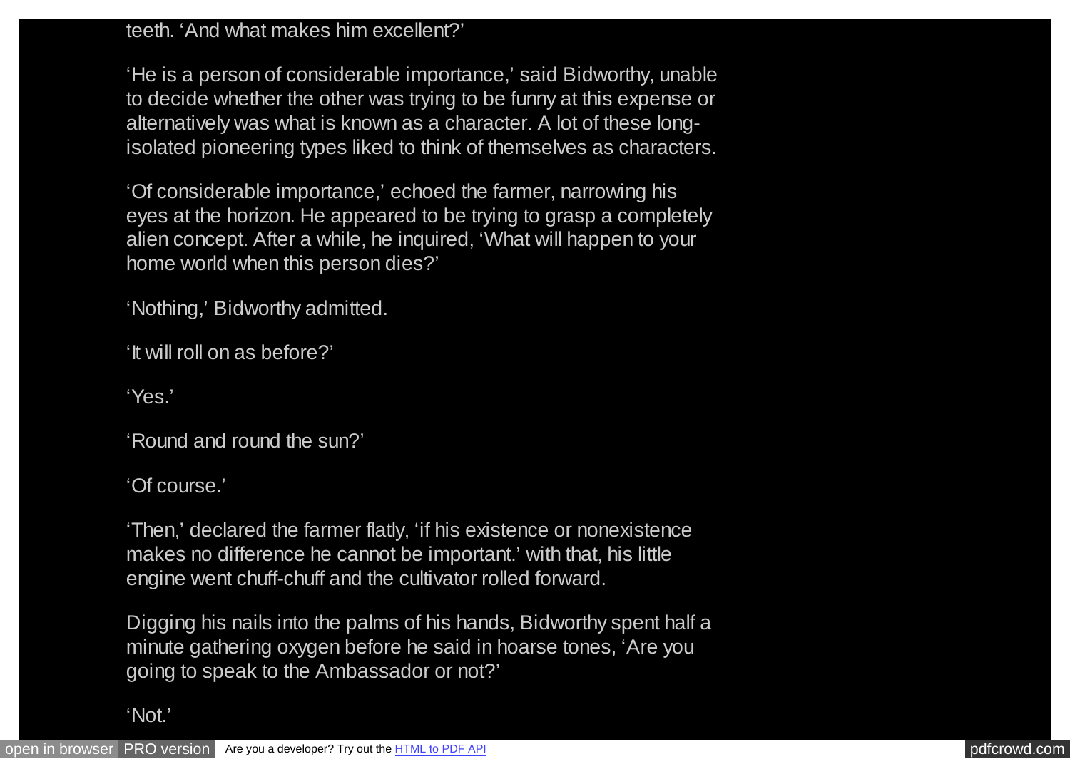teeth. 'And what makes him excellent?'

'He is a person of considerable importance,' said Bidworthy, unable to decide whether the other was trying to be funny at this expense or alternatively was what is known as a character. A lot of these long-isolated pioneering types liked to think of themselves as characters.

'Of considerable importance,' echoed the farmer, narrowing his eyes at the horizon. He appeared to be trying to grasp a completely alien concept. After a while, he inquired, 'What will happen to your home world when this person dies?'

'Nothing,' Bidworthy admitted.

'It will roll on as before?'

'Yes.'

'Round and round the sun?'

'Of course.'

'Then,' declared the farmer flatly, 'if his existence or nonexistence makes no difference he cannot be important.' with that, his little engine went chuff-chuff and the cultivator rolled forward.

Digging his nails into the palms of his hands, Bidworthy spent half a minute gathering oxygen before he said in hoarse tones, 'Are you going to speak to the Ambassador or not?'

'Not.'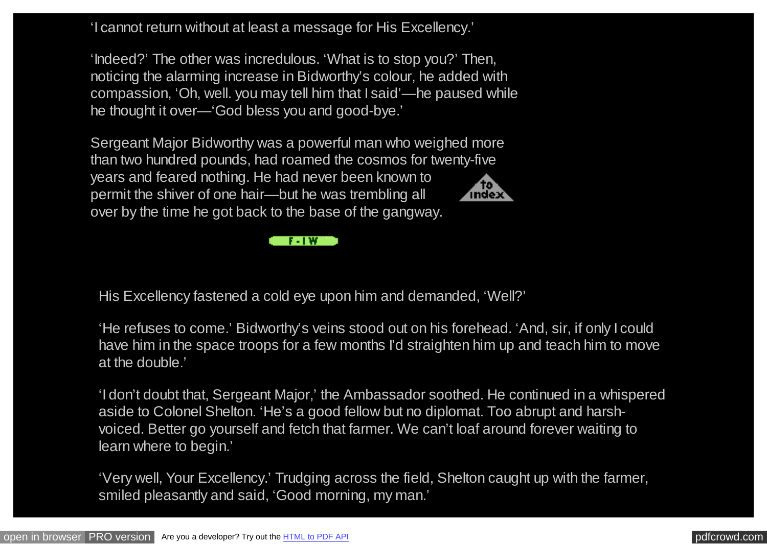'I cannot return without at least a message for His Excellency.'

'Indeed?' The other was incredulous. 'What is to stop you?' Then, noticing the alarming increase in Bidworthy's colour, he added with compassion, 'Oh, well. you may tell him that I said'—he paused while he thought it over—'God bless you and good-bye.'

Sergeant Major Bidworthy was a powerful man who weighed more than two hundred pounds, had roamed the cosmos for twenty-five years and feared nothing. He had never been known to permit the shiver of one hair—but he was trembling all over by the time he got back to the base of the gangway.

His Excellency fastened a cold eye upon him and demanded, 'Well?'

'He refuses to come.' Bidworthy's veins stood out on his forehead. 'And, sir, if only I could have him in the space troops for a few months I'd straighten him up and teach him to move at the double.'

'I don't doubt that, Sergeant Major,' the Ambassador soothed. He continued in a whispered aside to Colonel Shelton. 'He's a good fellow but no diplomat. Too abrupt and harsh-voiced. Better go yourself and fetch that farmer. We can't loaf around forever waiting to learn where to begin.'

'Very well, Your Excellency.' Trudging across the field, Shelton caught up with the farmer, smiled pleasantly and said, 'Good morning, my man.'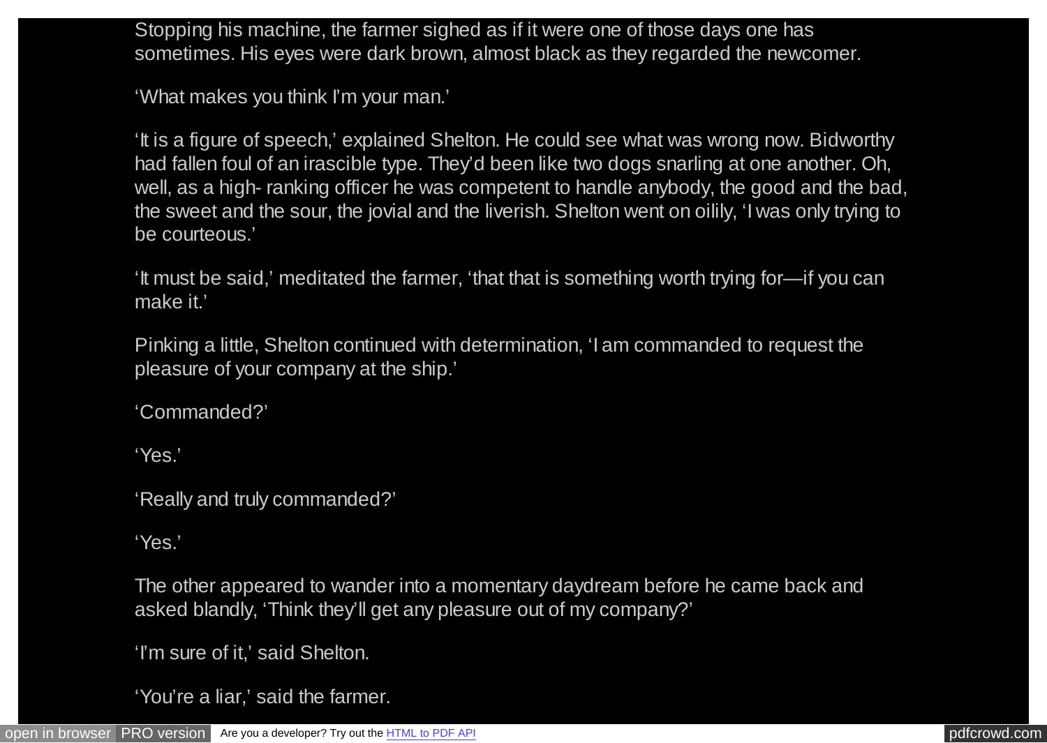Stopping his machine, the farmer sighed as if it were one of those days one has sometimes. His eyes were dark brown, almost black as they regarded the newcomer.

'What makes you think I'm your man.'

'It is a figure of speech,' explained Shelton. He could see what was wrong now. Bidworthy had fallen foul of an irascible type. They'd been like two dogs snarling at one another. Oh, well, as a high- ranking officer he was competent to handle anybody, the good and the bad, the sweet and the sour, the jovial and the liverish. Shelton went on oilily, 'I was only trying to be courteous.'

'It must be said,' meditated the farmer, 'that that is something worth trying for—if you can make it.'

Pinking a little, Shelton continued with determination, 'I am commanded to request the pleasure of your company at the ship.'

'Commanded?'

'Yes.'

'Really and truly commanded?'

'Yes.'

The other appeared to wander into a momentary daydream before he came back and asked blandly, 'Think they'll get any pleasure out of my company?'

'I'm sure of it,' said Shelton.

'You're a liar,' said the farmer.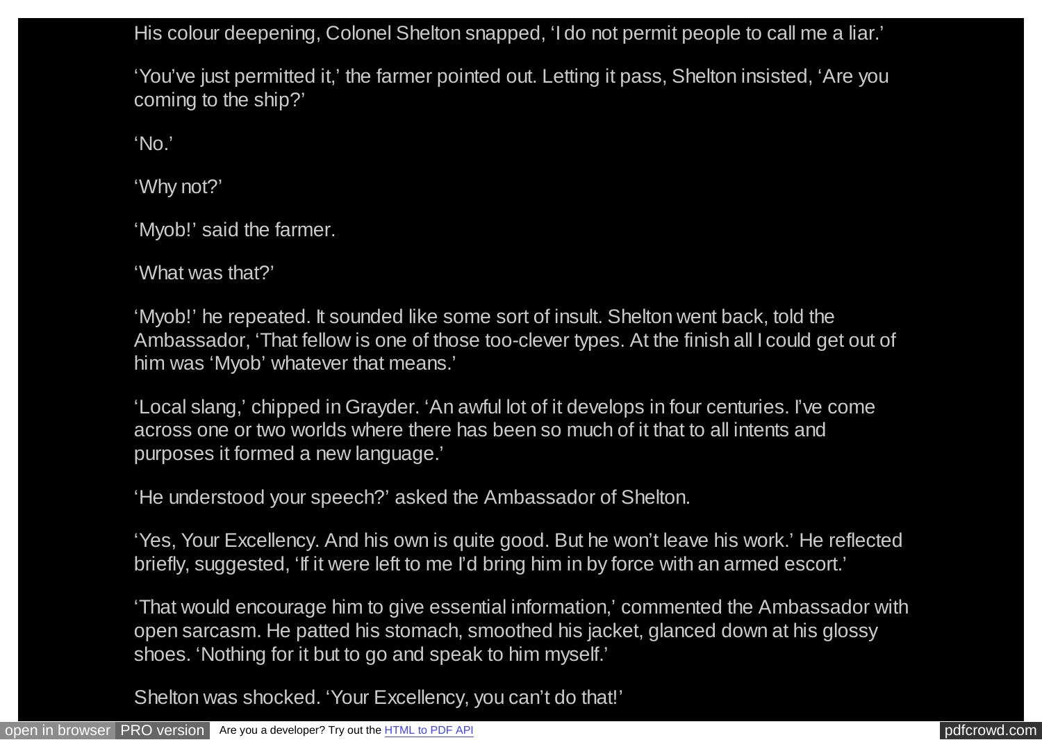His colour deepening, Colonel Shelton snapped, 'I do not permit people to call me a liar.'

'You've just permitted it,' the farmer pointed out. Letting it pass, Shelton insisted, 'Are you coming to the ship?'

'No.'

'Why not?'

'Myob!' said the farmer.

'What was that?'

'Myob!' he repeated. It sounded like some sort of insult. Shelton went back, told the Ambassador, 'That fellow is one of those too-clever types. At the finish all I could get out of him was 'Myob' whatever that means.'

'Local slang,' chipped in Grayder. 'An awful lot of it develops in four centuries. I've come across one or two worlds where there has been so much of it that to all intents and purposes it formed a new language.'

'He understood your speech?' asked the Ambassador of Shelton.

'Yes, Your Excellency. And his own is quite good. But he won't leave his work.' He reflected briefly, suggested, 'If it were left to me I'd bring him in by force with an armed escort.'

'That would encourage him to give essential information,' commented the Ambassador with open sarcasm. He patted his stomach, smoothed his jacket, glanced down at his glossy shoes. 'Nothing for it but to go and speak to him myself.'

Shelton was shocked. 'Your Excellency, you can't do that!'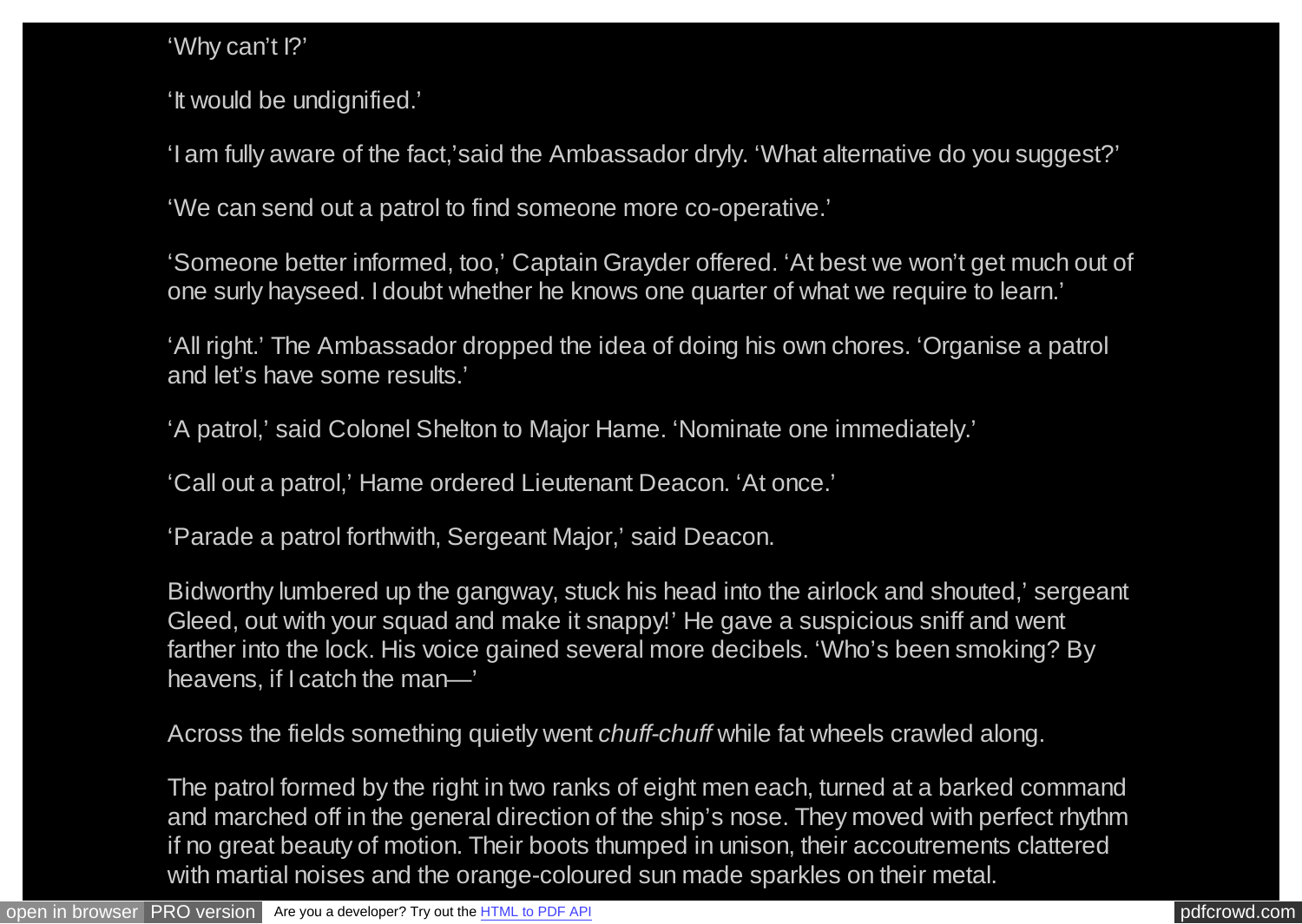'Why can't I?'

'It would be undignified.'

'I am fully aware of the fact,'said the Ambassador dryly. 'What alternative do you suggest?'

'We can send out a patrol to find someone more co-operative.'

'Someone better informed, too,' Captain Grayder offered. 'At best we won't get much out of one surly hayseed. I doubt whether he knows one quarter of what we require to learn.'

'All right.' The Ambassador dropped the idea of doing his own chores. 'Organise a patrol and let's have some results.'

'A patrol,' said Colonel Shelton to Major Hame. 'Nominate one immediately.'

'Call out a patrol,' Hame ordered Lieutenant Deacon. 'At once.'

'Parade a patrol forthwith, Sergeant Major,' said Deacon.

Bidworthy lumbered up the gangway, stuck his head into the airlock and shouted,' sergeant Gleed, out with your squad and make it snappy!' He gave a suspicious sniff and went farther into the lock. His voice gained several more decibels. 'Who's been smoking? By heavens, if I catch the man—'

Across the fields something quietly went *chuff-chuff* while fat wheels crawled along.

The patrol formed by the right in two ranks of eight men each, turned at a barked command and marched off in the general direction of the ship's nose. They moved with perfect rhythm if no great beauty of motion. Their boots thumped in unison, their accoutrements clattered with martial noises and the orange-coloured sun made sparkles on their metal.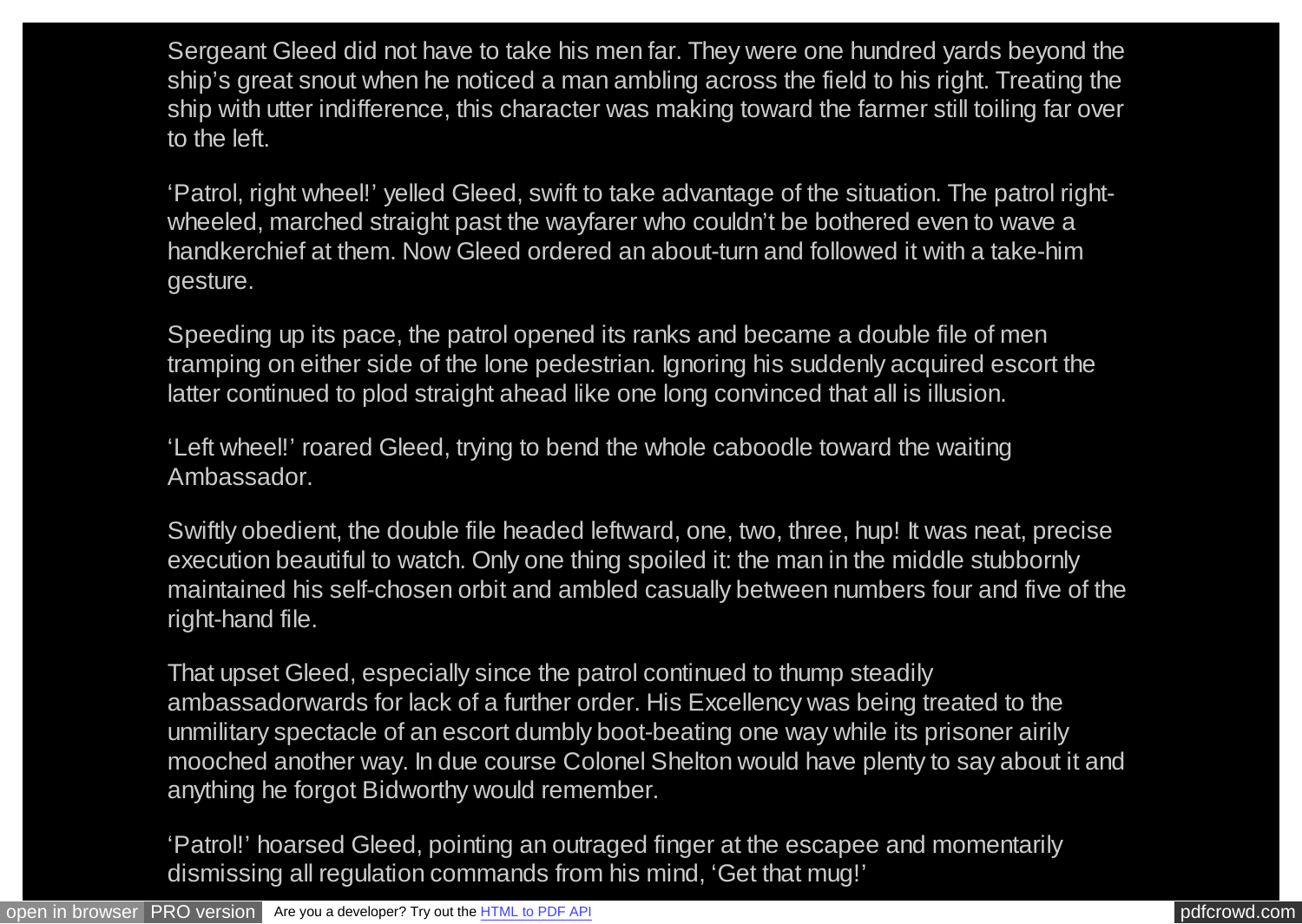Sergeant Gleed did not have to take his men far. They were one hundred yards beyond the ship's great snout when he noticed a man ambling across the field to his right. Treating the ship with utter indifference, this character was making toward the farmer still toiling far over to the left.

'Patrol, right wheel!' yelled Gleed, swift to take advantage of the situation. The patrol right-wheeled, marched straight past the wayfarer who couldn't be bothered even to wave a handkerchief at them. Now Gleed ordered an about-turn and followed it with a take-him gesture.

Speeding up its pace, the patrol opened its ranks and became a double file of men tramping on either side of the lone pedestrian. Ignoring his suddenly acquired escort the latter continued to plod straight ahead like one long convinced that all is illusion.

'Left wheel!' roared Gleed, trying to bend the whole caboodle toward the waiting Ambassador.

Swiftly obedient, the double file headed leftward, one, two, three, hup! It was neat, precise execution beautiful to watch. Only one thing spoiled it: the man in the middle stubbornly maintained his self-chosen orbit and ambled casually between numbers four and five of the right-hand file.

That upset Gleed, especially since the patrol continued to thump steadily ambassadorwards for lack of a further order. His Excellency was being treated to the unmilitary spectacle of an escort dumbly boot-beating one way while its prisoner airily mooched another way. In due course Colonel Shelton would have plenty to say about it and anything he forgot Bidworthy would remember.

'Patrol!' hoarsed Gleed, pointing an outraged finger at the escapee and momentarily dismissing all regulation commands from his mind, 'Get that mug!'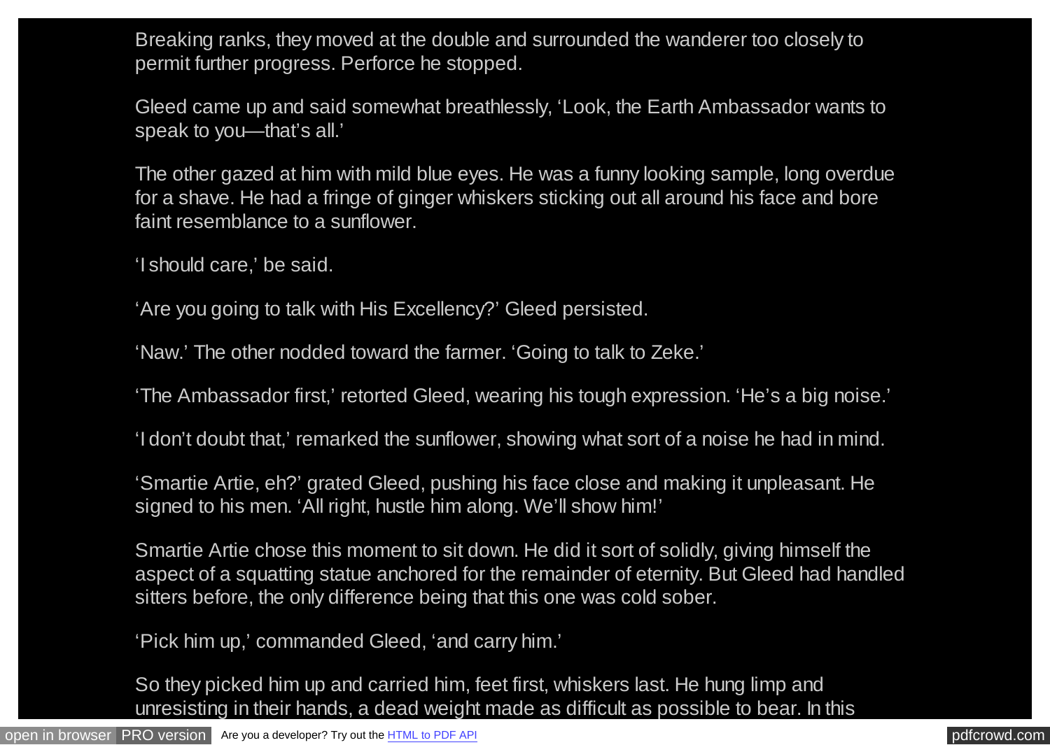Breaking ranks, they moved at the double and surrounded the wanderer too closely to permit further progress. Perforce he stopped.

Gleed came up and said somewhat breathlessly, ‘Look, the Earth Ambassador wants to speak to you—that’s all.’

The other gazed at him with mild blue eyes. He was a funny looking sample, long overdue for a shave. He had a fringe of ginger whiskers sticking out all around his face and bore faint resemblance to a sunflower.

‘I should care,’ be said.

‘Are you going to talk with His Excellency?’ Gleed persisted.

‘Naw.’ The other nodded toward the farmer. ‘Going to talk to Zeke.’

‘The Ambassador first,’ retorted Gleed, wearing his tough expression. ‘He’s a big noise.’

‘I don’t doubt that,’ remarked the sunflower, showing what sort of a noise he had in mind.

‘Smartie Artie, eh?’ grated Gleed, pushing his face close and making it unpleasant. He signed to his men. ‘All right, hustle him along. We’ll show him!’

Smartie Artie chose this moment to sit down. He did it sort of solidly, giving himself the aspect of a squatting statue anchored for the remainder of eternity. But Gleed had handled sitters before, the only difference being that this one was cold sober.

‘Pick him up,’ commanded Gleed, ‘and carry him.’

So they picked him up and carried him, feet first, whiskers last. He hung limp and unresisting in their hands, a dead weight made as difficult as possible to bear. In this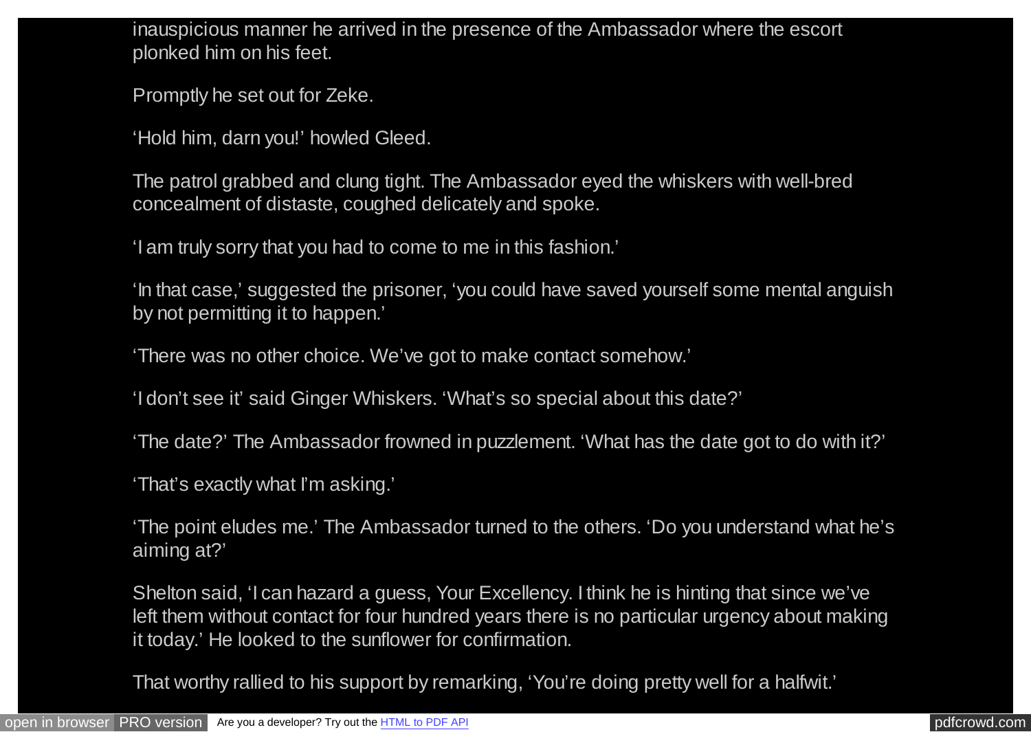inauspicious manner he arrived in the presence of the Ambassador where the escort plonked him on his feet.

Promptly he set out for Zeke.

'Hold him, darn you!' howled Gleed.

The patrol grabbed and clung tight. The Ambassador eyed the whiskers with well-bred concealment of distaste, coughed delicately and spoke.

'I am truly sorry that you had to come to me in this fashion.'

'In that case,' suggested the prisoner, 'you could have saved yourself some mental anguish by not permitting it to happen.'

'There was no other choice. We've got to make contact somehow.'

'I don't see it' said Ginger Whiskers. 'What's so special about this date?'

'The date?' The Ambassador frowned in puzzlement. 'What has the date got to do with it?'

'That's exactly what I'm asking.'

'The point eludes me.' The Ambassador turned to the others. 'Do you understand what he's aiming at?'

Shelton said, 'I can hazard a guess, Your Excellency. I think he is hinting that since we've left them without contact for four hundred years there is no particular urgency about making it today.' He looked to the sunflower for confirmation.

That worthy rallied to his support by remarking, 'You're doing pretty well for a halfwit.'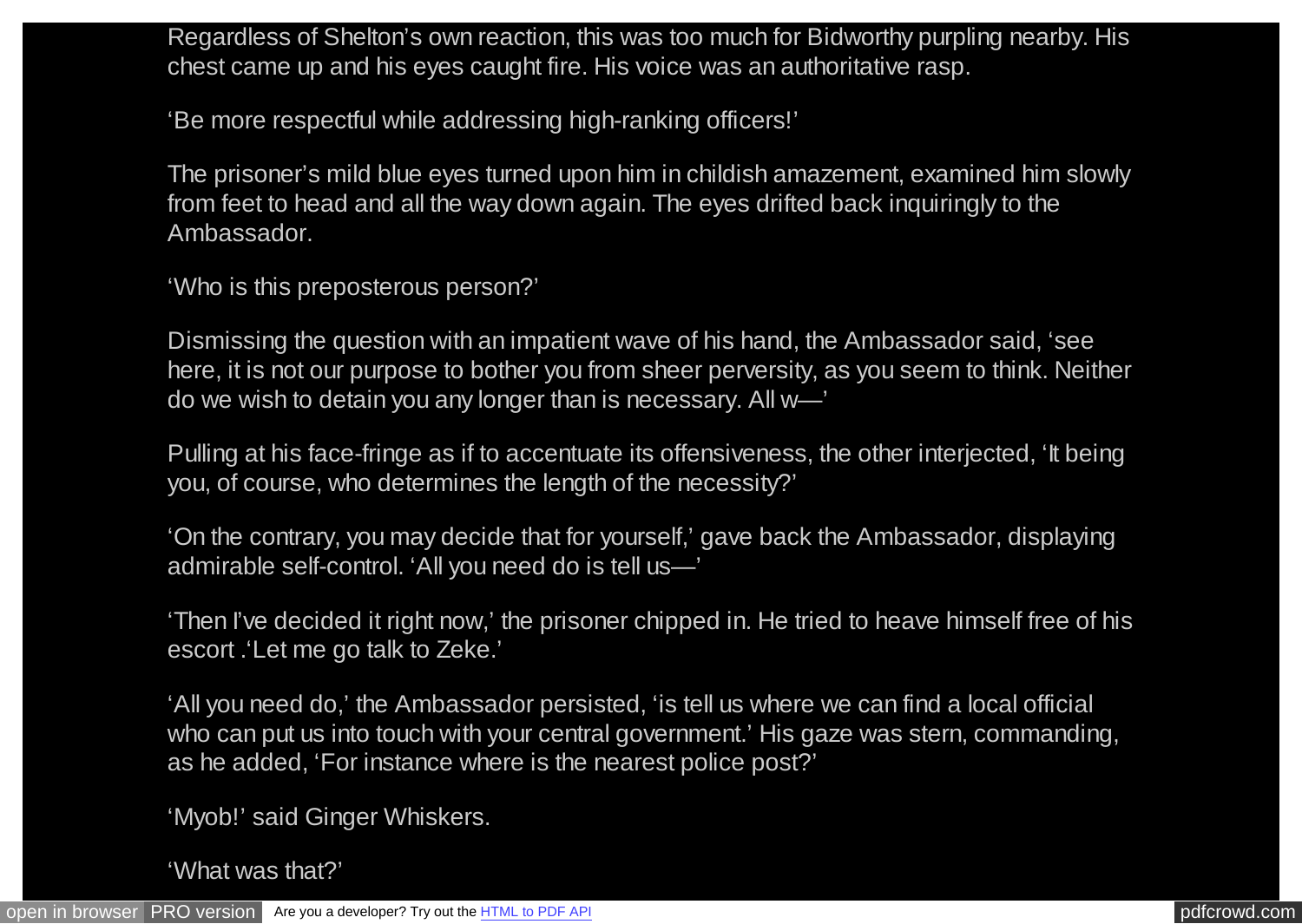Regardless of Shelton's own reaction, this was too much for Bidworthy purpling nearby. His chest came up and his eyes caught fire. His voice was an authoritative rasp.

'Be more respectful while addressing high-ranking officers!'

The prisoner's mild blue eyes turned upon him in childish amazement, examined him slowly from feet to head and all the way down again. The eyes drifted back inquiringly to the Ambassador.

'Who is this preposterous person?'

Dismissing the question with an impatient wave of his hand, the Ambassador said, 'see here, it is not our purpose to bother you from sheer perversity, as you seem to think. Neither do we wish to detain you any longer than is necessary. All w—'

Pulling at his face-fringe as if to accentuate its offensiveness, the other interjected, 'It being you, of course, who determines the length of the necessity?'

'On the contrary, you may decide that for yourself,' gave back the Ambassador, displaying admirable self-control. 'All you need do is tell us—'

'Then I've decided it right now,' the prisoner chipped in. He tried to heave himself free of his escort .'Let me go talk to Zeke.'

'All you need do,' the Ambassador persisted, 'is tell us where we can find a local official who can put us into touch with your central government.' His gaze was stern, commanding, as he added, 'For instance where is the nearest police post?'

'Myob!' said Ginger Whiskers.

'What was that?'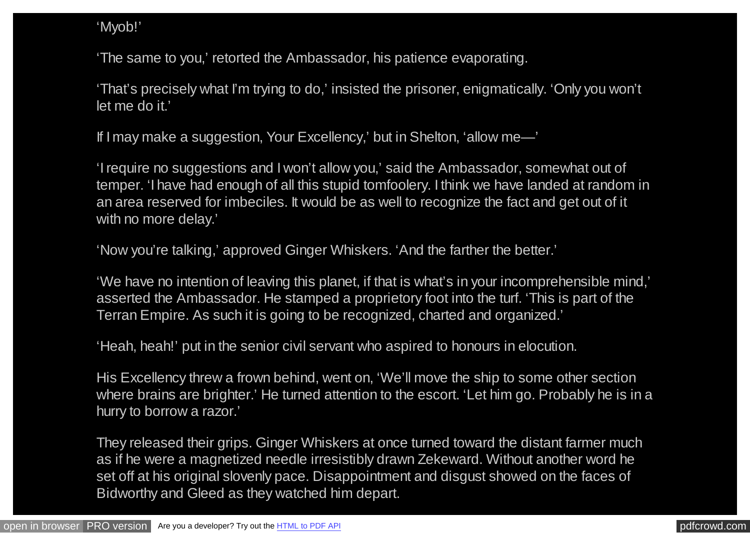'Myob!'

'The same to you,' retorted the Ambassador, his patience evaporating.

'That's precisely what I'm trying to do,' insisted the prisoner, enigmatically. 'Only you won't let me do it.'

If I may make a suggestion, Your Excellency,' but in Shelton, 'allow me—'

'I require no suggestions and I won't allow you,' said the Ambassador, somewhat out of temper. 'I have had enough of all this stupid tomfoolery. I think we have landed at random in an area reserved for imbeciles. It would be as well to recognize the fact and get out of it with no more delay.'

'Now you're talking,' approved Ginger Whiskers. 'And the farther the better.'

'We have no intention of leaving this planet, if that is what's in your incomprehensible mind,' asserted the Ambassador. He stamped a proprietory foot into the turf. 'This is part of the Terran Empire. As such it is going to be recognized, charted and organized.'

'Heah, heah!' put in the senior civil servant who aspired to honours in elocution.

His Excellency threw a frown behind, went on, 'We'll move the ship to some other section where brains are brighter.' He turned attention to the escort. 'Let him go. Probably he is in a hurry to borrow a razor.'

They released their grips. Ginger Whiskers at once turned toward the distant farmer much as if he were a magnetized needle irresistibly drawn Zekeward. Without another word he set off at his original slovenly pace. Disappointment and disgust showed on the faces of Bidworthy and Gleed as they watched him depart.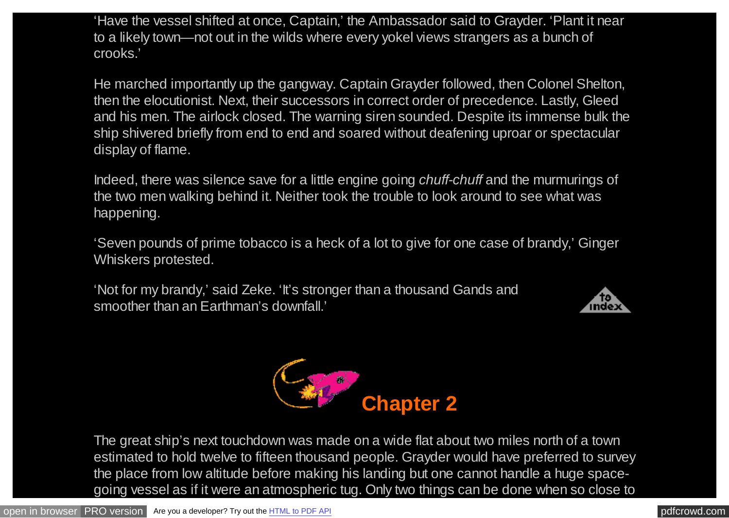'Have the vessel shifted at once, Captain,' the Ambassador said to Grayder. 'Plant it near to a likely town—not out in the wilds where every yokel views strangers as a bunch of crooks.'

He marched importantly up the gangway. Captain Grayder followed, then Colonel Shelton, then the elocutionist. Next, their successors in correct order of precedence. Lastly, Gleed and his men. The airlock closed. The warning siren sounded. Despite its immense bulk the ship shivered briefly from end to end and soared without deafening uproar or spectacular display of flame.

Indeed, there was silence save for a little engine going *chuff-chuff* and the murmurings of the two men walking behind it. Neither took the trouble to look around to see what was happening.

'Seven pounds of prime tobacco is a heck of a lot to give for one case of brandy,' Ginger Whiskers protested.

'Not for my brandy,' said Zeke. 'It's stronger than a thousand Gands and smoother than an Earthman's downfall.'

## Chapter 2

The great ship's next touchdown was made on a wide flat about two miles north of a town estimated to hold twelve to fifteen thousand people. Grayder would have preferred to survey the place from low altitude before making his landing but one cannot handle a huge space-going vessel as if it were an atmospheric tug. Only two things can be done when so close to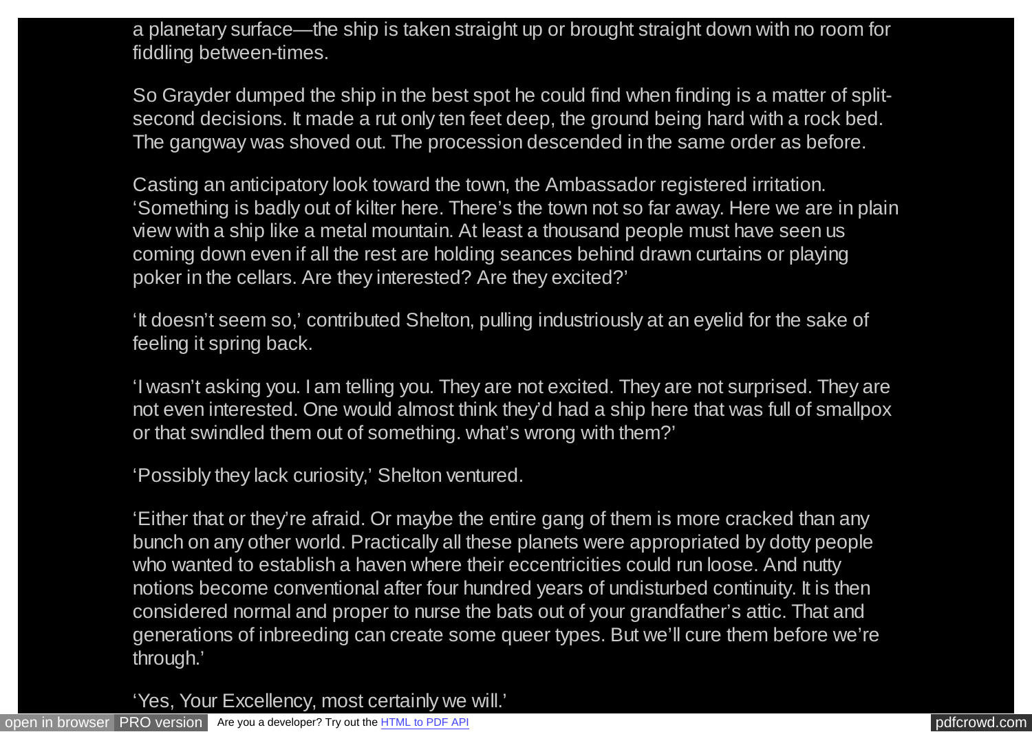a planetary surface—the ship is taken straight up or brought straight down with no room for fiddling between-times.

So Grayder dumped the ship in the best spot he could find when finding is a matter of split-second decisions. It made a rut only ten feet deep, the ground being hard with a rock bed. The gangway was shoved out. The procession descended in the same order as before.

Casting an anticipatory look toward the town, the Ambassador registered irritation. 'Something is badly out of kilter here. There's the town not so far away. Here we are in plain view with a ship like a metal mountain. At least a thousand people must have seen us coming down even if all the rest are holding seances behind drawn curtains or playing poker in the cellars. Are they interested? Are they excited?'

'It doesn't seem so,' contributed Shelton, pulling industriously at an eyelid for the sake of feeling it spring back.

'I wasn't asking you. I am telling you. They are not excited. They are not surprised. They are not even interested. One would almost think they'd had a ship here that was full of smallpox or that swindled them out of something. what's wrong with them?'

'Possibly they lack curiosity,' Shelton ventured.

'Either that or they're afraid. Or maybe the entire gang of them is more cracked than any bunch on any other world. Practically all these planets were appropriated by dotty people who wanted to establish a haven where their eccentricities could run loose. And nutty notions become conventional after four hundred years of undisturbed continuity. It is then considered normal and proper to nurse the bats out of your grandfather's attic. That and generations of inbreeding can create some queer types. But we'll cure them before we're through.'

'Yes, Your Excellency, most certainly we will.'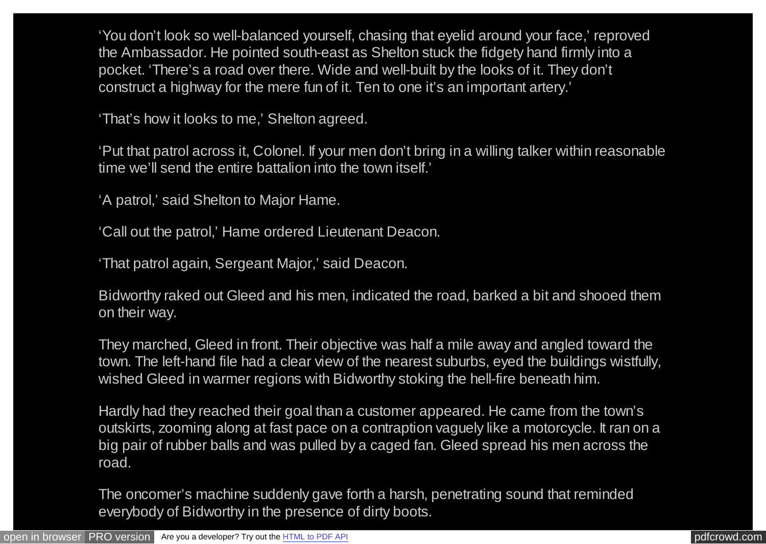'You don't look so well-balanced yourself, chasing that eyelid around your face,' reproved the Ambassador. He pointed south-east as Shelton stuck the fidgety hand firmly into a pocket. 'There's a road over there. Wide and well-built by the looks of it. They don't construct a highway for the mere fun of it. Ten to one it's an important artery.'

'That's how it looks to me,' Shelton agreed.

'Put that patrol across it, Colonel. If your men don't bring in a willing talker within reasonable time we'll send the entire battalion into the town itself.'

'A patrol,' said Shelton to Major Hame.

'Call out the patrol,' Hame ordered Lieutenant Deacon.

'That patrol again, Sergeant Major,' said Deacon.

Bidworthy raked out Gleed and his men, indicated the road, barked a bit and shooed them on their way.

They marched, Gleed in front. Their objective was half a mile away and angled toward the town. The left-hand file had a clear view of the nearest suburbs, eyed the buildings wistfully, wished Gleed in warmer regions with Bidworthy stoking the hell-fire beneath him.

Hardly had they reached their goal than a customer appeared. He came from the town's outskirts, zooming along at fast pace on a contraption vaguely like a motorcycle. It ran on a big pair of rubber balls and was pulled by a caged fan. Gleed spread his men across the road.

The oncomer's machine suddenly gave forth a harsh, penetrating sound that reminded everybody of Bidworthy in the presence of dirty boots.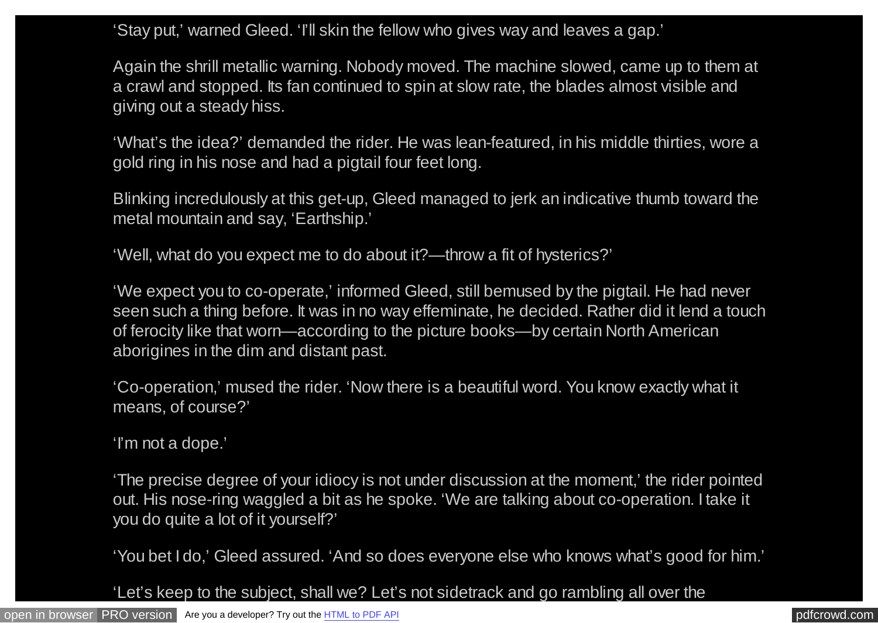'Stay put,' warned Gleed. 'I'll skin the fellow who gives way and leaves a gap.'

Again the shrill metallic warning. Nobody moved. The machine slowed, came up to them at a crawl and stopped. Its fan continued to spin at slow rate, the blades almost visible and giving out a steady hiss.

'What's the idea?' demanded the rider. He was lean-featured, in his middle thirties, wore a gold ring in his nose and had a pigtail four feet long.

Blinking incredulously at this get-up, Gleed managed to jerk an indicative thumb toward the metal mountain and say, 'Earthship.'

'Well, what do you expect me to do about it?—throw a fit of hysterics?'

'We expect you to co-operate,' informed Gleed, still bemused by the pigtail. He had never seen such a thing before. It was in no way effeminate, he decided. Rather did it lend a touch of ferocity like that worn—according to the picture books—by certain North American aborigines in the dim and distant past.

'Co-operation,' mused the rider. 'Now there is a beautiful word. You know exactly what it means, of course?'

'I'm not a dope.'

'The precise degree of your idiocy is not under discussion at the moment,' the rider pointed out. His nose-ring waggled a bit as he spoke. 'We are talking about co-operation. I take it you do quite a lot of it yourself?'

'You bet I do,' Gleed assured. 'And so does everyone else who knows what's good for him.'

'Let's keep to the subject, shall we? Let's not sidetrack and go rambling all over the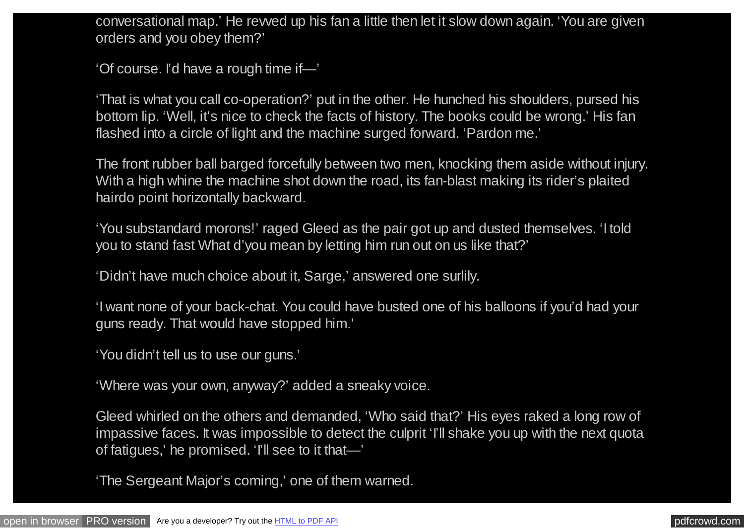conversational map.' He revved up his fan a little then let it slow down again. 'You are given orders and you obey them?'

'Of course. I'd have a rough time if—'

'That is what you call co-operation?' put in the other. He hunched his shoulders, pursed his bottom lip. 'Well, it's nice to check the facts of history. The books could be wrong.' His fan flashed into a circle of light and the machine surged forward. 'Pardon me.'

The front rubber ball barged forcefully between two men, knocking them aside without injury. With a high whine the machine shot down the road, its fan-blast making its rider's plaited hairdo point horizontally backward.

'You substandard morons!' raged Gleed as the pair got up and dusted themselves. 'I told you to stand fast What d'you mean by letting him run out on us like that?'

'Didn't have much choice about it, Sarge,' answered one surlily.

'I want none of your back-chat. You could have busted one of his balloons if you'd had your guns ready. That would have stopped him.'

'You didn't tell us to use our guns.'

'Where was your own, anyway?' added a sneaky voice.

Gleed whirled on the others and demanded, 'Who said that?' His eyes raked a long row of impassive faces. It was impossible to detect the culprit 'I'll shake you up with the next quota of fatigues,' he promised. 'I'll see to it that—'

'The Sergeant Major's coming,' one of them warned.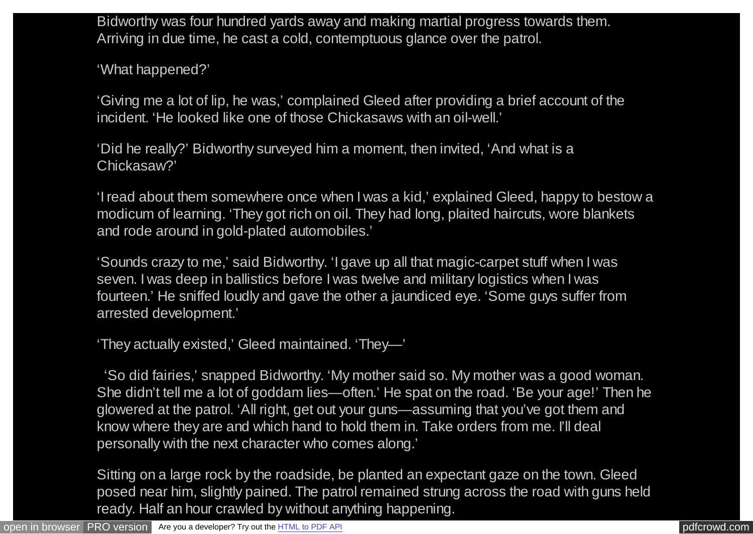Bidworthy was four hundred yards away and making martial progress towards them. Arriving in due time, he cast a cold, contemptuous glance over the patrol.

'What happened?'

'Giving me a lot of lip, he was,' complained Gleed after providing a brief account of the incident. 'He looked like one of those Chickasaws with an oil-well.'

'Did he really?' Bidworthy surveyed him a moment, then invited, 'And what is a Chickasaw?'

'I read about them somewhere once when I was a kid,' explained Gleed, happy to bestow a modicum of learning. 'They got rich on oil. They had long, plaited haircuts, wore blankets and rode around in gold-plated automobiles.'

'Sounds crazy to me,' said Bidworthy. 'I gave up all that magic-carpet stuff when I was seven. I was deep in ballistics before I was twelve and military logistics when I was fourteen.' He sniffed loudly and gave the other a jaundiced eye. 'Some guys suffer from arrested development.'

'They actually existed,' Gleed maintained. 'They—'

'So did fairies,' snapped Bidworthy. 'My mother said so. My mother was a good woman. She didn't tell me a lot of goddam lies—often.' He spat on the road. 'Be your age!' Then he glowered at the patrol. 'All right, get out your guns—assuming that you've got them and know where they are and which hand to hold them in. Take orders from me. I'll deal personally with the next character who comes along.'

Sitting on a large rock by the roadside, be planted an expectant gaze on the town. Gleed posed near him, slightly pained. The patrol remained strung across the road with guns held ready. Half an hour crawled by without anything happening.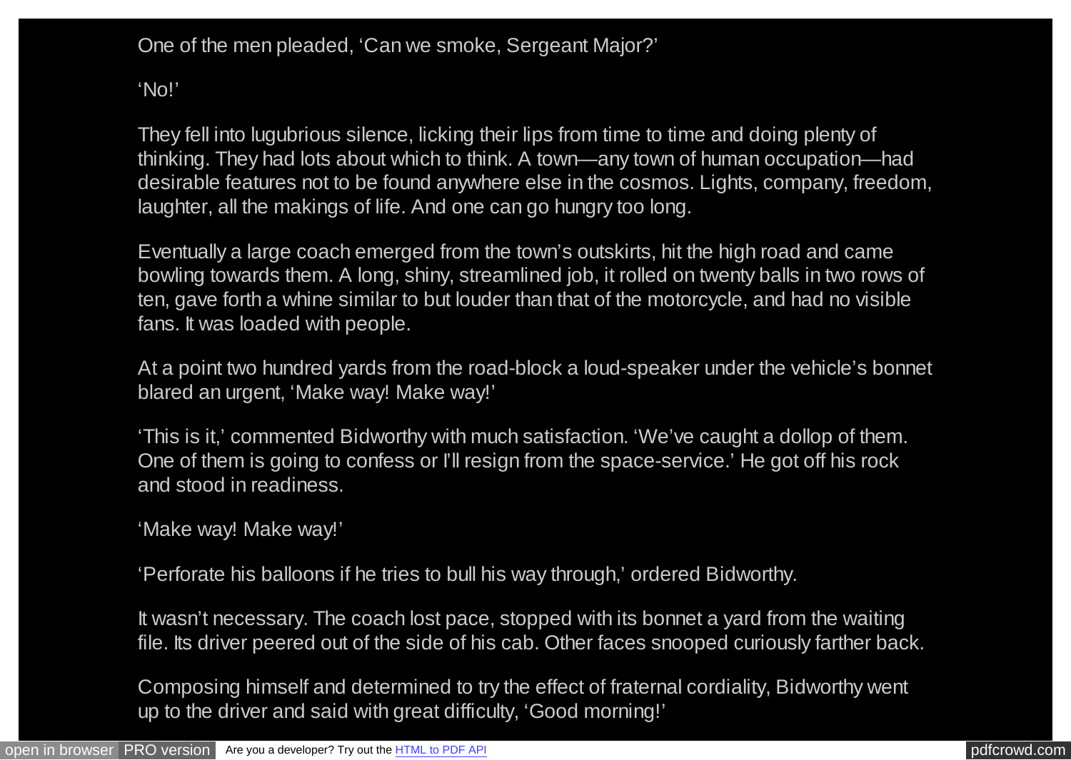One of the men pleaded, ‘Can we smoke, Sergeant Major?’

‘No!’

They fell into lugubrious silence, licking their lips from time to time and doing plenty of thinking. They had lots about which to think. A town—any town of human occupation—had desirable features not to be found anywhere else in the cosmos. Lights, company, freedom, laughter, all the makings of life. And one can go hungry too long.

Eventually a large coach emerged from the town’s outskirts, hit the high road and came bowling towards them. A long, shiny, streamlined job, it rolled on twenty balls in two rows of ten, gave forth a whine similar to but louder than that of the motorcycle, and had no visible fans. It was loaded with people.

At a point two hundred yards from the road-block a loud-speaker under the vehicle’s bonnet blared an urgent, ‘Make way! Make way!’

‘This is it,’ commented Bidworthy with much satisfaction. ‘We’ve caught a dollop of them. One of them is going to confess or I’ll resign from the space-service.’ He got off his rock and stood in readiness.

‘Make way! Make way!’

‘Perforate his balloons if he tries to bull his way through,’ ordered Bidworthy.

It wasn’t necessary. The coach lost pace, stopped with its bonnet a yard from the waiting file. Its driver peered out of the side of his cab. Other faces snooped curiously farther back.

Composing himself and determined to try the effect of fraternal cordiality, Bidworthy went up to the driver and said with great difficulty, ‘Good morning!’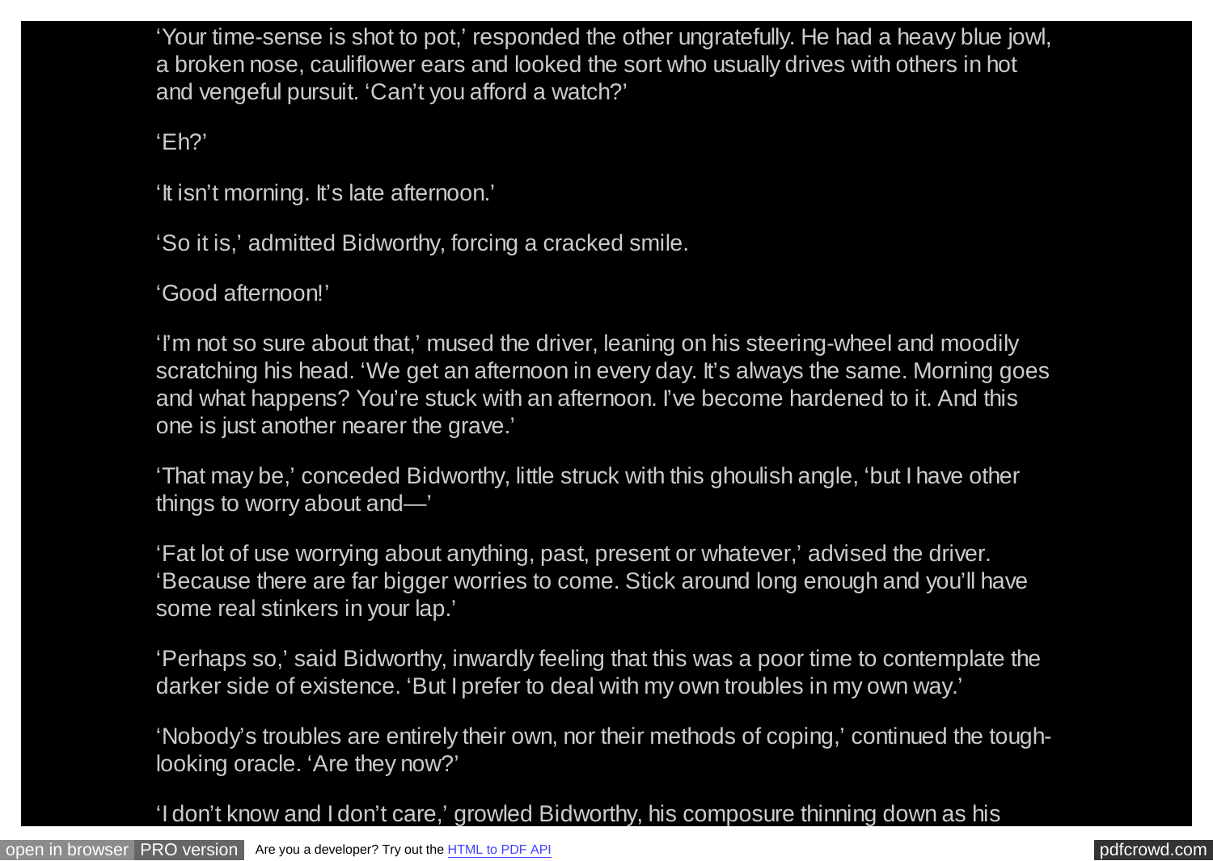'Your time-sense is shot to pot,' responded the other ungratefully. He had a heavy blue jowl, a broken nose, cauliflower ears and looked the sort who usually drives with others in hot and vengeful pursuit. 'Can't you afford a watch?'

'Eh?'

'It isn't morning. It's late afternoon.'

'So it is,' admitted Bidworthy, forcing a cracked smile.

'Good afternoon!'

'I'm not so sure about that,' mused the driver, leaning on his steering-wheel and moodily scratching his head. 'We get an afternoon in every day. It's always the same. Morning goes and what happens? You're stuck with an afternoon. I've become hardened to it. And this one is just another nearer the grave.'

'That may be,' conceded Bidworthy, little struck with this ghoulish angle, 'but I have other things to worry about and—'

'Fat lot of use worrying about anything, past, present or whatever,' advised the driver. 'Because there are far bigger worries to come. Stick around long enough and you'll have some real stinkers in your lap.'

'Perhaps so,' said Bidworthy, inwardly feeling that this was a poor time to contemplate the darker side of existence. 'But I prefer to deal with my own troubles in my own way.'

'Nobody's troubles are entirely their own, nor their methods of coping,' continued the tough-looking oracle. 'Are they now?'

'I don't know and I don't care,' growled Bidworthy, his composure thinning down as his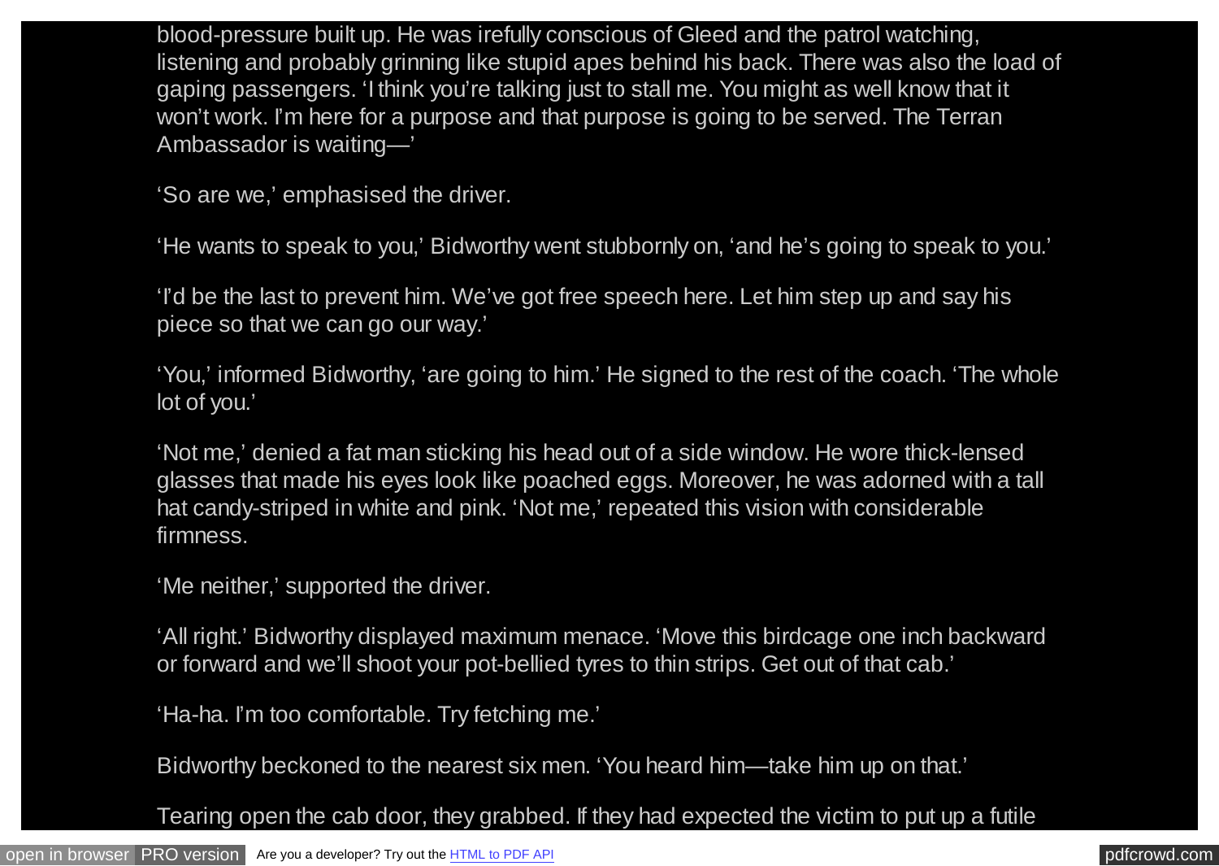blood-pressure built up. He was irefully conscious of Gleed and the patrol watching, listening and probably grinning like stupid apes behind his back. There was also the load of gaping passengers. 'I think you're talking just to stall me. You might as well know that it won't work. I'm here for a purpose and that purpose is going to be served. The Terran Ambassador is waiting—'

'So are we,' emphasised the driver.

'He wants to speak to you,' Bidworthy went stubbornly on, 'and he's going to speak to you.'

'I'd be the last to prevent him. We've got free speech here. Let him step up and say his piece so that we can go our way.'

'You,' informed Bidworthy, 'are going to him.' He signed to the rest of the coach. 'The whole lot of you.'

'Not me,' denied a fat man sticking his head out of a side window. He wore thick-lensed glasses that made his eyes look like poached eggs. Moreover, he was adorned with a tall hat candy-striped in white and pink. 'Not me,' repeated this vision with considerable firmness.

'Me neither,' supported the driver.

'All right.' Bidworthy displayed maximum menace. 'Move this birdcage one inch backward or forward and we'll shoot your pot-bellied tyres to thin strips. Get out of that cab.'

'Ha-ha. I'm too comfortable. Try fetching me.'

Bidworthy beckoned to the nearest six men. 'You heard him—take him up on that.'

Tearing open the cab door, they grabbed. If they had expected the victim to put up a futile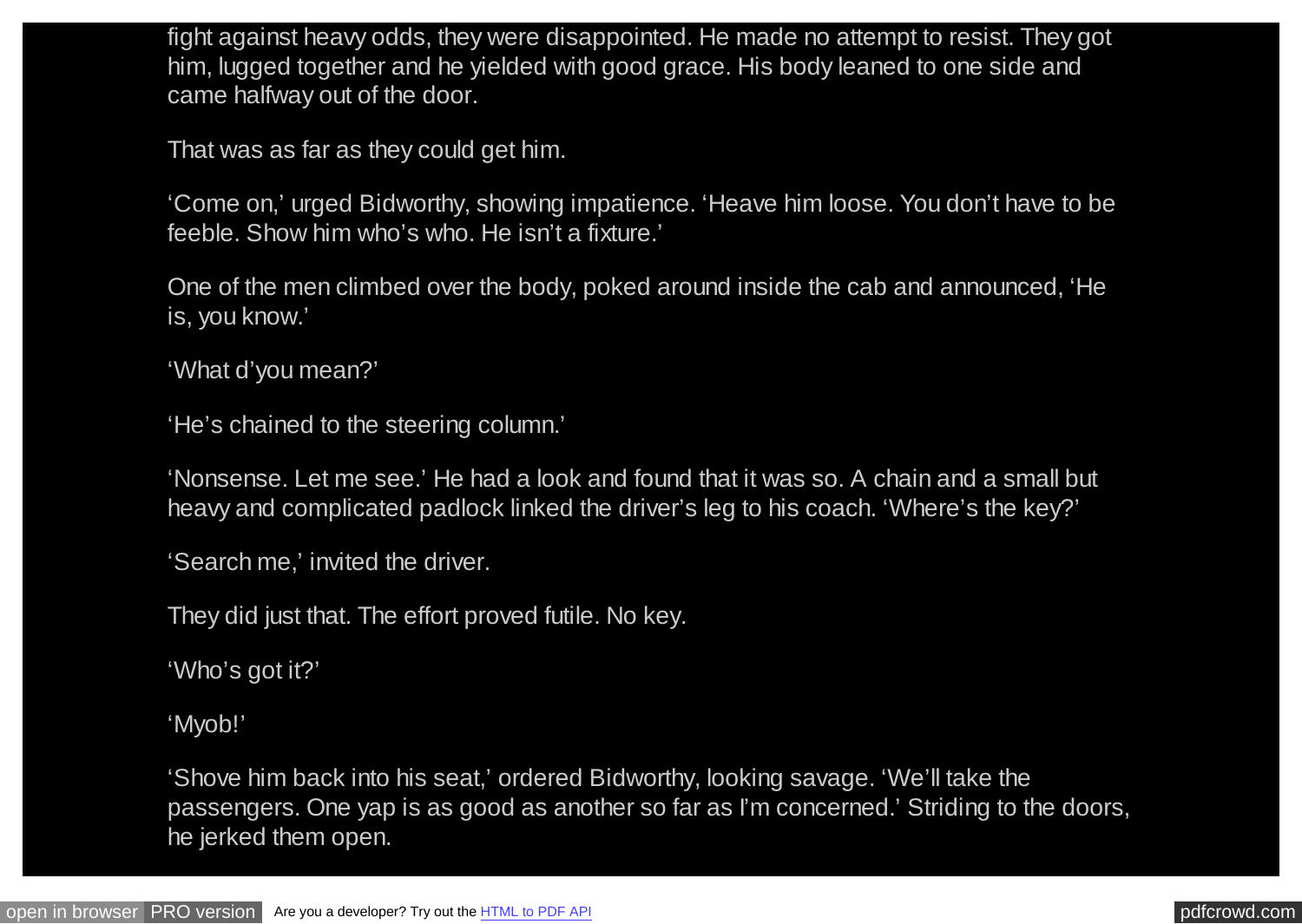fight against heavy odds, they were disappointed. He made no attempt to resist. They got him, lugged together and he yielded with good grace. His body leaned to one side and came halfway out of the door.

That was as far as they could get him.

'Come on,' urged Bidworthy, showing impatience. 'Heave him loose. You don't have to be feeble. Show him who's who. He isn't a fixture.'

One of the men climbed over the body, poked around inside the cab and announced, 'He is, you know.'

'What d'you mean?'

'He's chained to the steering column.'

'Nonsense. Let me see.' He had a look and found that it was so. A chain and a small but heavy and complicated padlock linked the driver's leg to his coach. 'Where's the key?'

'Search me,' invited the driver.

They did just that. The effort proved futile. No key.

'Who's got it?'

'Myob!'

'Shove him back into his seat,' ordered Bidworthy, looking savage. 'We'll take the passengers. One yap is as good as another so far as I'm concerned.' Striding to the doors, he jerked them open.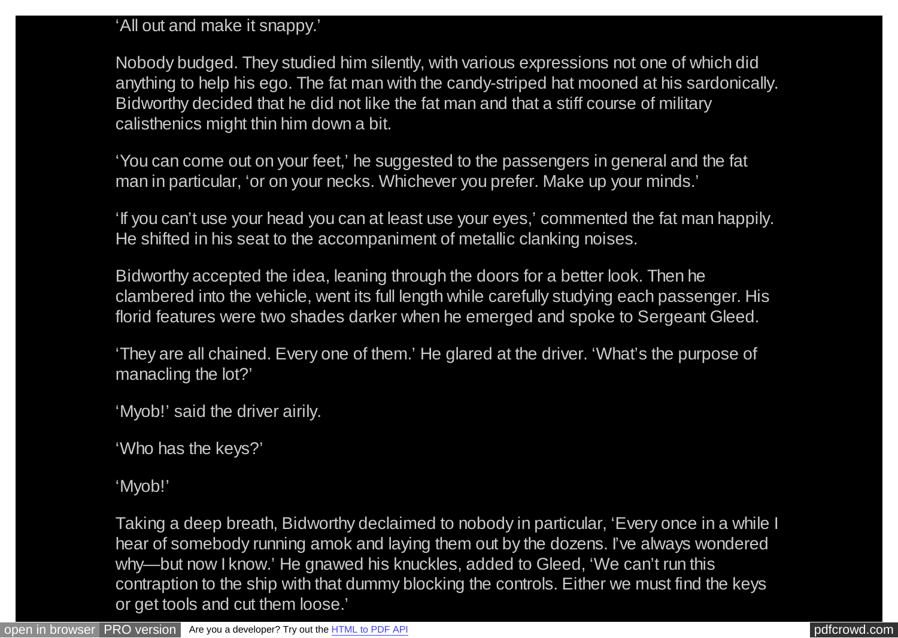'All out and make it snappy.'

Nobody budged. They studied him silently, with various expressions not one of which did anything to help his ego. The fat man with the candy-striped hat mooned at his sardonically. Bidworthy decided that he did not like the fat man and that a stiff course of military calisthenics might thin him down a bit.

'You can come out on your feet,' he suggested to the passengers in general and the fat man in particular, 'or on your necks. Whichever you prefer. Make up your minds.'

'If you can't use your head you can at least use your eyes,' commented the fat man happily. He shifted in his seat to the accompaniment of metallic clanking noises.

Bidworthy accepted the idea, leaning through the doors for a better look. Then he clambered into the vehicle, went its full length while carefully studying each passenger. His florid features were two shades darker when he emerged and spoke to Sergeant Gleed.

'They are all chained. Every one of them.' He glared at the driver. 'What's the purpose of manacling the lot?'

'Myob!' said the driver airily.

'Who has the keys?'

'Myob!'

Taking a deep breath, Bidworthy declaimed to nobody in particular, 'Every once in a while I hear of somebody running amok and laying them out by the dozens. I've always wondered why—but now I know.' He gnawed his knuckles, added to Gleed, 'We can't run this contraption to the ship with that dummy blocking the controls. Either we must find the keys or get tools and cut them loose.'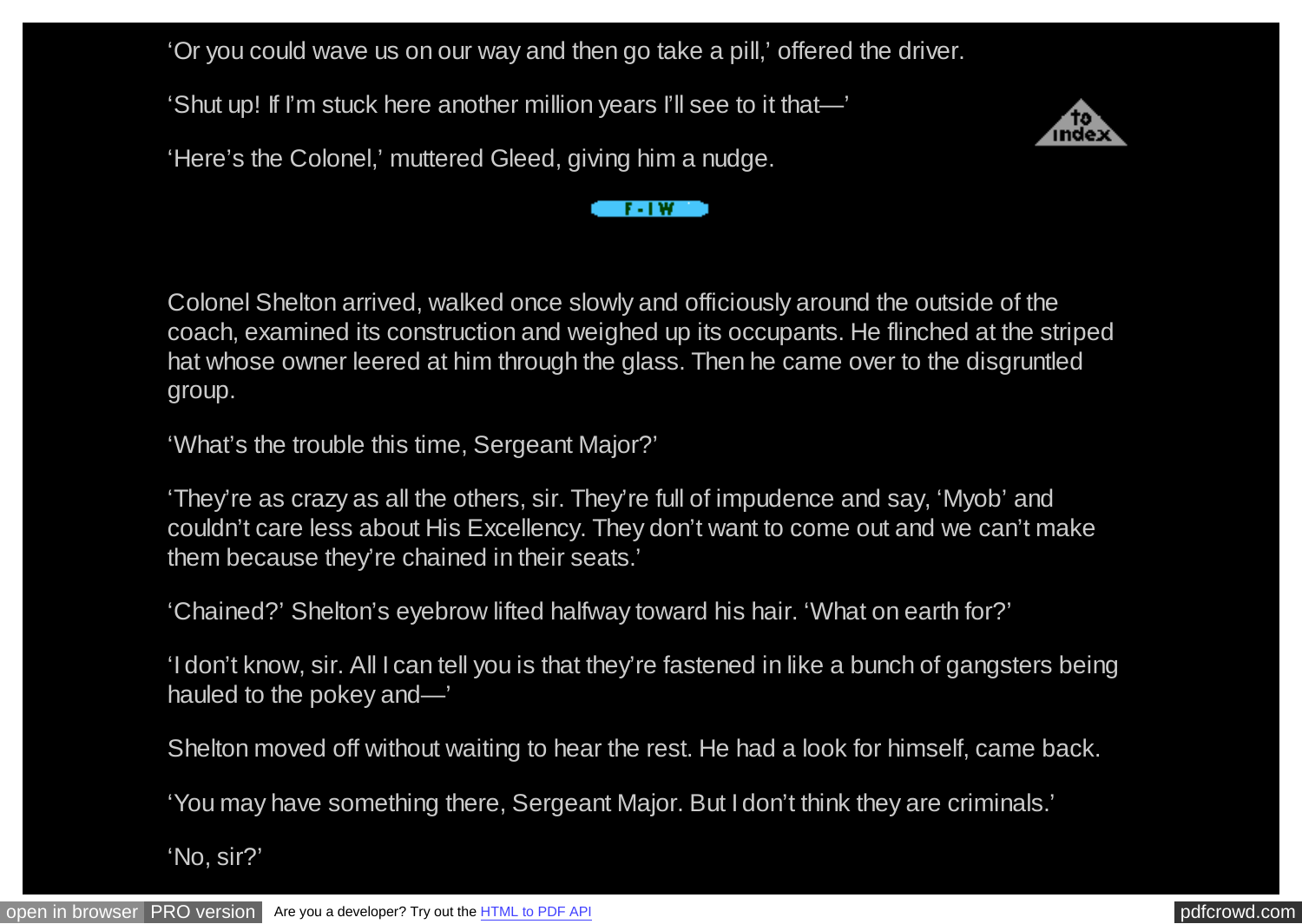'Or you could wave us on our way and then go take a pill,' offered the driver.

'Shut up! If I'm stuck here another million years I'll see to it that—'

'Here's the Colonel,' muttered Gleed, giving him a nudge.

Colonel Shelton arrived, walked once slowly and officiously around the outside of the coach, examined its construction and weighed up its occupants. He flinched at the striped hat whose owner leered at him through the glass. Then he came over to the disgruntled group.

'What's the trouble this time, Sergeant Major?'

'They're as crazy as all the others, sir. They're full of impudence and say, 'Myob' and couldn't care less about His Excellency. They don't want to come out and we can't make them because they're chained in their seats.'

'Chained?' Shelton's eyebrow lifted halfway toward his hair. 'What on earth for?'

'I don't know, sir. All I can tell you is that they're fastened in like a bunch of gangsters being hauled to the pokey and—'

Shelton moved off without waiting to hear the rest. He had a look for himself, came back.

'You may have something there, Sergeant Major. But I don't think they are criminals.'

'No, sir?'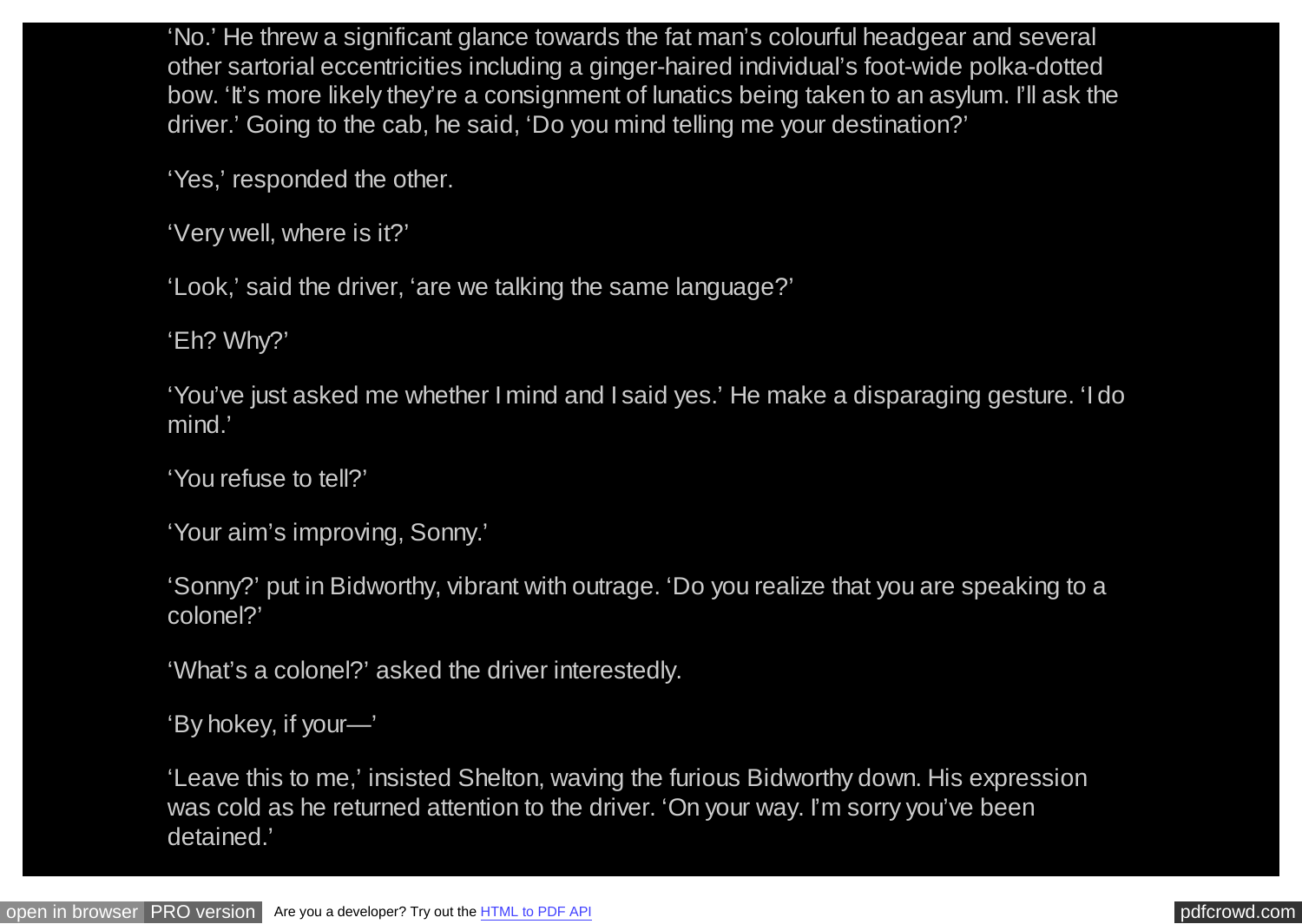'No.' He threw a significant glance towards the fat man's colourful headgear and several other sartorial eccentricities including a ginger-haired individual's foot-wide polka-dotted bow. 'It's more likely they're a consignment of lunatics being taken to an asylum. I'll ask the driver.' Going to the cab, he said, 'Do you mind telling me your destination?'

'Yes,' responded the other.

'Very well, where is it?'

'Look,' said the driver, 'are we talking the same language?'

'Eh? Why?'

'You've just asked me whether I mind and I said yes.' He make a disparaging gesture. 'I do mind.'

'You refuse to tell?'

'Your aim's improving, Sonny.'

'Sonny?' put in Bidworthy, vibrant with outrage. 'Do you realize that you are speaking to a colonel?'

'What's a colonel?' asked the driver interestedly.

'By hokey, if your—'

'Leave this to me,' insisted Shelton, waving the furious Bidworthy down. His expression was cold as he returned attention to the driver. 'On your way. I'm sorry you've been detained.'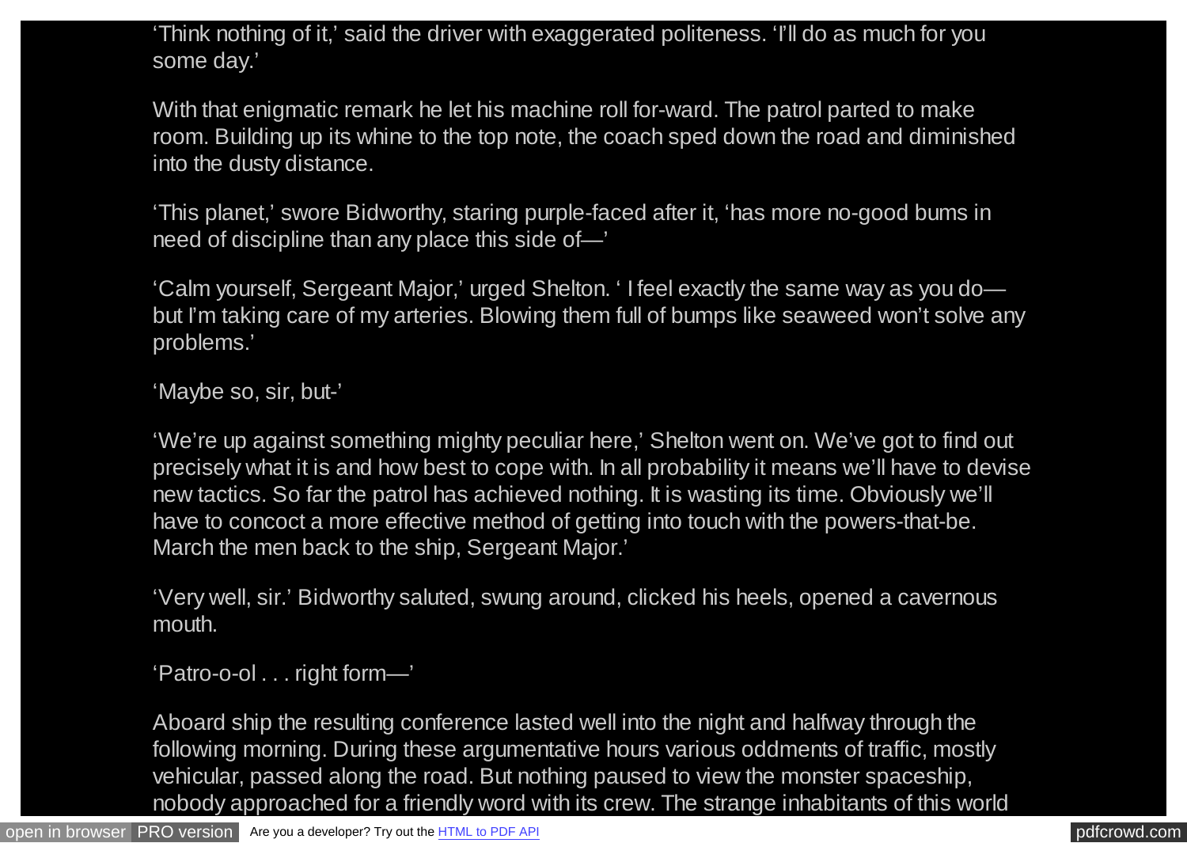'Think nothing of it,' said the driver with exaggerated politeness. 'I'll do as much for you some day.'

With that enigmatic remark he let his machine roll for-ward. The patrol parted to make room. Building up its whine to the top note, the coach sped down the road and diminished into the dusty distance.

'This planet,' swore Bidworthy, staring purple-faced after it, 'has more no-good bums in need of discipline than any place this side of—'

'Calm yourself, Sergeant Major,' urged Shelton. ' I feel exactly the same way as you do—but I'm taking care of my arteries. Blowing them full of bumps like seaweed won't solve any problems.'

'Maybe so, sir, but-'

'We're up against something mighty peculiar here,' Shelton went on. We've got to find out precisely what it is and how best to cope with. In all probability it means we'll have to devise new tactics. So far the patrol has achieved nothing. It is wasting its time. Obviously we'll have to concoct a more effective method of getting into touch with the powers-that-be. March the men back to the ship, Sergeant Major.'

'Very well, sir.' Bidworthy saluted, swung around, clicked his heels, opened a cavernous mouth.

'Patro-o-ol . . . right form—'

Aboard ship the resulting conference lasted well into the night and halfway through the following morning. During these argumentative hours various oddments of traffic, mostly vehicular, passed along the road. But nothing paused to view the monster spaceship, nobody approached for a friendly word with its crew. The strange inhabitants of this world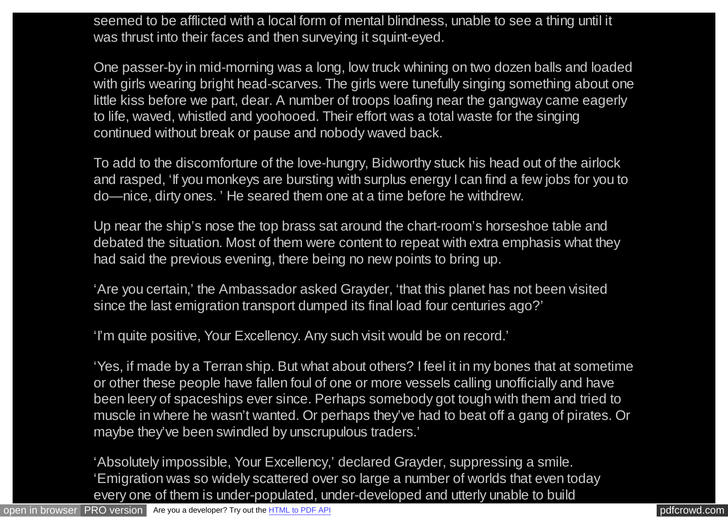seemed to be afflicted with a local form of mental blindness, unable to see a thing until it was thrust into their faces and then surveying it squint-eyed.

One passer-by in mid-morning was a long, low truck whining on two dozen balls and loaded with girls wearing bright head-scarves. The girls were tunefully singing something about one little kiss before we part, dear. A number of troops loafing near the gangway came eagerly to life, waved, whistled and yoohooed. Their effort was a total waste for the singing continued without break or pause and nobody waved back.

To add to the discomforture of the love-hungry, Bidworthy stuck his head out of the airlock and rasped, 'If you monkeys are bursting with surplus energy I can find a few jobs for you to do—nice, dirty ones. ' He seared them one at a time before he withdrew.

Up near the ship's nose the top brass sat around the chart-room's horseshoe table and debated the situation. Most of them were content to repeat with extra emphasis what they had said the previous evening, there being no new points to bring up.

'Are you certain,' the Ambassador asked Grayder, 'that this planet has not been visited since the last emigration transport dumped its final load four centuries ago?'

'I'm quite positive, Your Excellency. Any such visit would be on record.'

'Yes, if made by a Terran ship. But what about others? I feel it in my bones that at sometime or other these people have fallen foul of one or more vessels calling unofficially and have been leery of spaceships ever since. Perhaps somebody got tough with them and tried to muscle in where he wasn't wanted. Or perhaps they've had to beat off a gang of pirates. Or maybe they've been swindled by unscrupulous traders.'

'Absolutely impossible, Your Excellency,' declared Grayder, suppressing a smile. 'Emigration was so widely scattered over so large a number of worlds that even today every one of them is under-populated, under-developed and utterly unable to build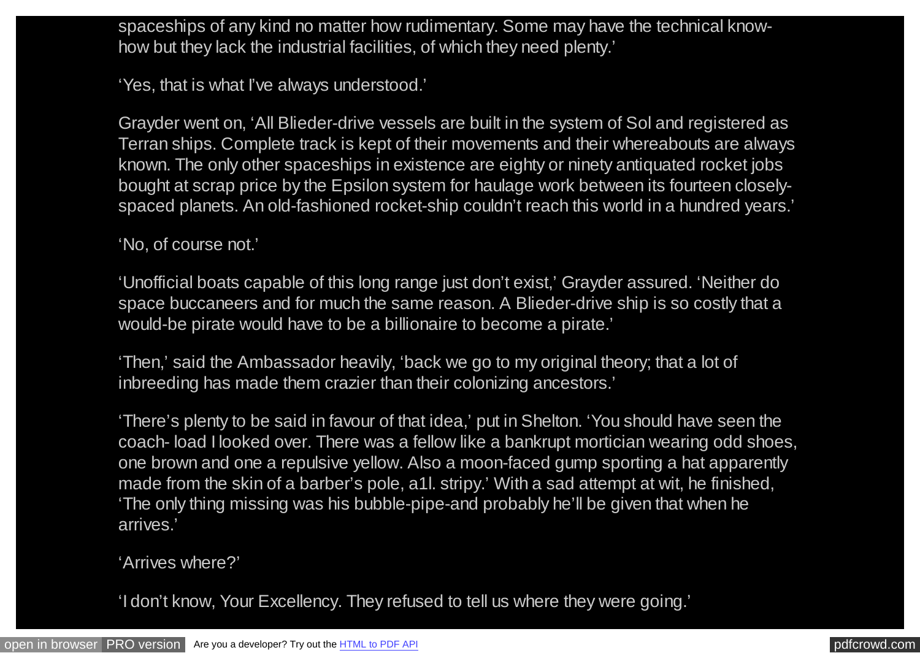spaceships of any kind no matter how rudimentary. Some may have the technical know-how but they lack the industrial facilities, of which they need plenty.'

'Yes, that is what I've always understood.'

Grayder went on, 'All Blieder-drive vessels are built in the system of Sol and registered as Terran ships. Complete track is kept of their movements and their whereabouts are always known. The only other spaceships in existence are eighty or ninety antiquated rocket jobs bought at scrap price by the Epsilon system for haulage work between its fourteen closely-spaced planets. An old-fashioned rocket-ship couldn't reach this world in a hundred years.'

'No, of course not.'

'Unofficial boats capable of this long range just don't exist,' Grayder assured. 'Neither do space buccaneers and for much the same reason. A Blieder-drive ship is so costly that a would-be pirate would have to be a billionaire to become a pirate.'

'Then,' said the Ambassador heavily, 'back we go to my original theory; that a lot of inbreeding has made them crazier than their colonizing ancestors.'

'There's plenty to be said in favour of that idea,' put in Shelton. 'You should have seen the coach- load I looked over. There was a fellow like a bankrupt mortician wearing odd shoes, one brown and one a repulsive yellow. Also a moon-faced gump sporting a hat apparently made from the skin of a barber's pole, a1l. stripy.' With a sad attempt at wit, he finished, 'The only thing missing was his bubble-pipe-and probably he'll be given that when he arrives.'

'Arrives where?'

'I don't know, Your Excellency. They refused to tell us where they were going.'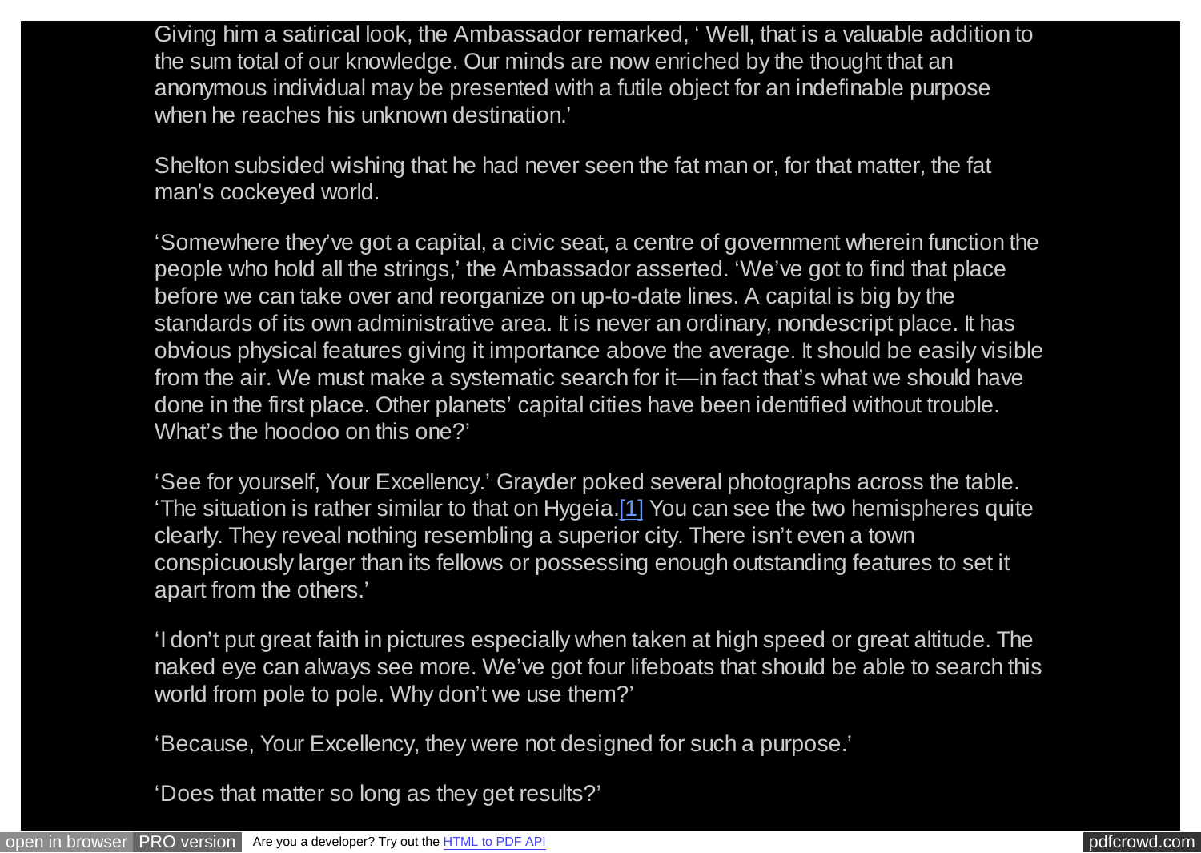Giving him a satirical look, the Ambassador remarked, ' Well, that is a valuable addition to the sum total of our knowledge. Our minds are now enriched by the thought that an anonymous individual may be presented with a futile object for an indefinable purpose when he reaches his unknown destination.'

Shelton subsided wishing that he had never seen the fat man or, for that matter, the fat man's cockeyed world.

'Somewhere they've got a capital, a civic seat, a centre of government wherein function the people who hold all the strings,' the Ambassador asserted. 'We've got to find that place before we can take over and reorganize on up-to-date lines. A capital is big by the standards of its own administrative area. It is never an ordinary, nondescript place. It has obvious physical features giving it importance above the average. It should be easily visible from the air. We must make a systematic search for it—in fact that's what we should have done in the first place. Other planets' capital cities have been identified without trouble. What's the hoodoo on this one?'

'See for yourself, Your Excellency.' Grayder poked several photographs across the table. 'The situation is rather similar to that on Hygeia.[1] You can see the two hemispheres quite clearly. They reveal nothing resembling a superior city. There isn't even a town conspicuously larger than its fellows or possessing enough outstanding features to set it apart from the others.'

'I don't put great faith in pictures especially when taken at high speed or great altitude. The naked eye can always see more. We've got four lifeboats that should be able to search this world from pole to pole. Why don't we use them?'

'Because, Your Excellency, they were not designed for such a purpose.'

'Does that matter so long as they get results?'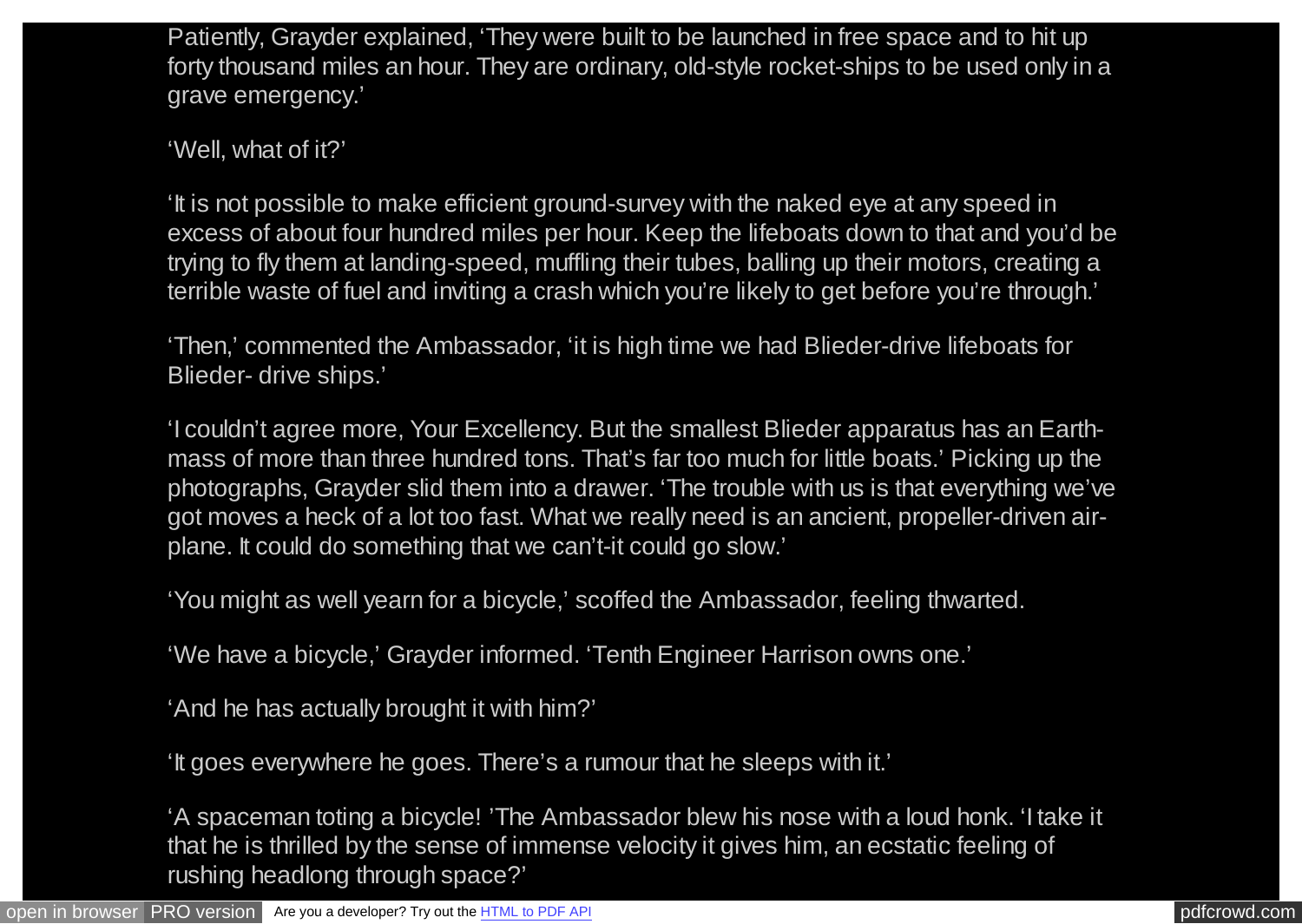Patiently, Grayder explained, 'They were built to be launched in free space and to hit up forty thousand miles an hour. They are ordinary, old-style rocket-ships to be used only in a grave emergency.'

'Well, what of it?'

'It is not possible to make efficient ground-survey with the naked eye at any speed in excess of about four hundred miles per hour. Keep the lifeboats down to that and you'd be trying to fly them at landing-speed, muffling their tubes, balling up their motors, creating a terrible waste of fuel and inviting a crash which you're likely to get before you're through.'

'Then,' commented the Ambassador, 'it is high time we had Blieder-drive lifeboats for Blieder- drive ships.'

'I couldn't agree more, Your Excellency. But the smallest Blieder apparatus has an Earth-mass of more than three hundred tons. That's far too much for little boats.' Picking up the photographs, Grayder slid them into a drawer. 'The trouble with us is that everything we've got moves a heck of a lot too fast. What we really need is an ancient, propeller-driven air-plane. It could do something that we can't-it could go slow.'

'You might as well yearn for a bicycle,' scoffed the Ambassador, feeling thwarted.

'We have a bicycle,' Grayder informed. 'Tenth Engineer Harrison owns one.'

'And he has actually brought it with him?'

'It goes everywhere he goes. There's a rumour that he sleeps with it.'

'A spaceman toting a bicycle! 'The Ambassador blew his nose with a loud honk. 'I take it that he is thrilled by the sense of immense velocity it gives him, an ecstatic feeling of rushing headlong through space?'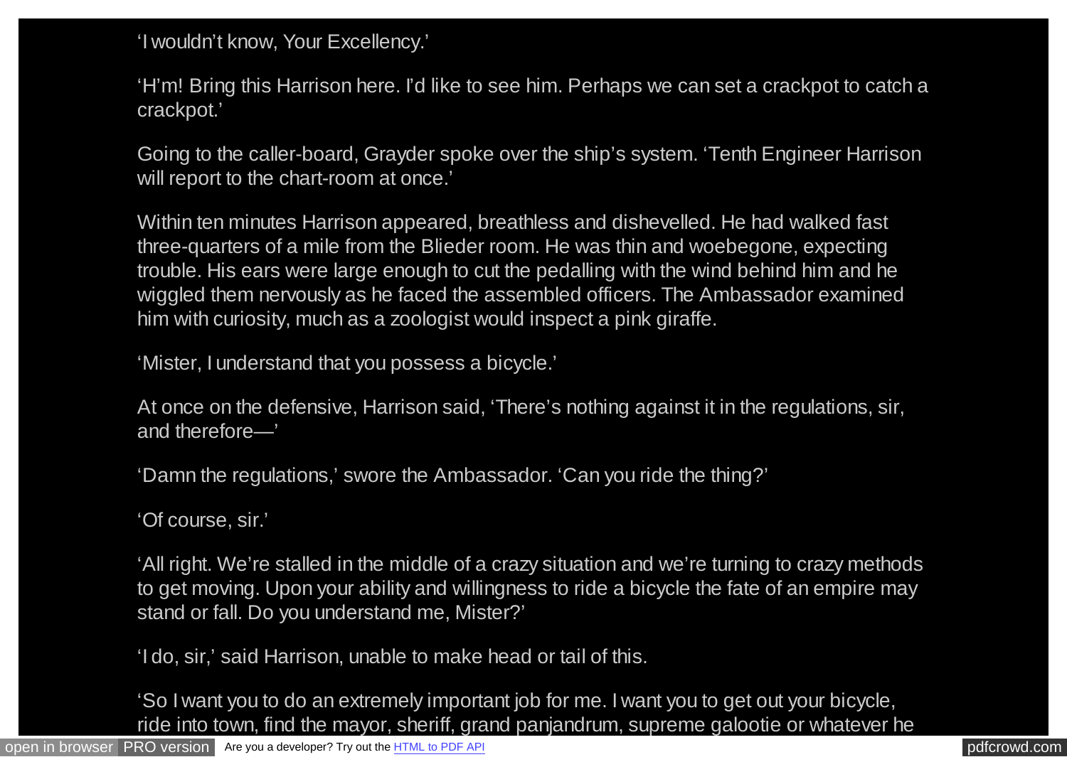'I wouldn't know, Your Excellency.'

'H'm! Bring this Harrison here. I'd like to see him. Perhaps we can set a crackpot to catch a crackpot.'

Going to the caller-board, Grayder spoke over the ship's system. 'Tenth Engineer Harrison will report to the chart-room at once.'

Within ten minutes Harrison appeared, breathless and dishevelled. He had walked fast three-quarters of a mile from the Blieder room. He was thin and woebegone, expecting trouble. His ears were large enough to cut the pedalling with the wind behind him and he wiggled them nervously as he faced the assembled officers. The Ambassador examined him with curiosity, much as a zoologist would inspect a pink giraffe.

'Mister, I understand that you possess a bicycle.'

At once on the defensive, Harrison said, 'There's nothing against it in the regulations, sir, and therefore—'

'Damn the regulations,' swore the Ambassador. 'Can you ride the thing?'

'Of course, sir.'

'All right. We're stalled in the middle of a crazy situation and we're turning to crazy methods to get moving. Upon your ability and willingness to ride a bicycle the fate of an empire may stand or fall. Do you understand me, Mister?'

'I do, sir,' said Harrison, unable to make head or tail of this.

'So I want you to do an extremely important job for me. I want you to get out your bicycle, ride into town, find the mayor, sheriff, grand panjandrum, supreme galootie or whatever he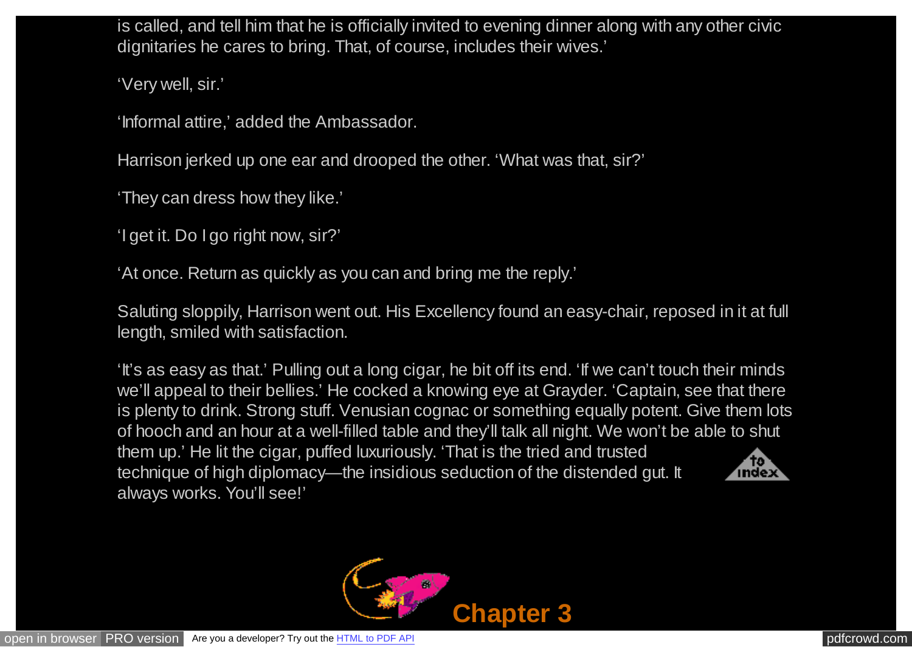is called, and tell him that he is officially invited to evening dinner along with any other civic dignitaries he cares to bring. That, of course, includes their wives.'

'Very well, sir.'

'Informal attire,' added the Ambassador.

Harrison jerked up one ear and drooped the other. 'What was that, sir?'

'They can dress how they like.'

'I get it. Do I go right now, sir?'

'At once. Return as quickly as you can and bring me the reply.'

Saluting sloppily, Harrison went out. His Excellency found an easy-chair, reposed in it at full length, smiled with satisfaction.

'It's as easy as that.' Pulling out a long cigar, he bit off its end. 'If we can't touch their minds we'll appeal to their bellies.' He cocked a knowing eye at Grayder. 'Captain, see that there is plenty to drink. Strong stuff. Venusian cognac or something equally potent. Give them lots of hooch and an hour at a well-filled table and they'll talk all night. We won't be able to shut them up.' He lit the cigar, puffed luxuriously. 'That is the tried and trusted technique of high diplomacy—the insidious seduction of the distended gut. It always works. You'll see!'

## Chapter 3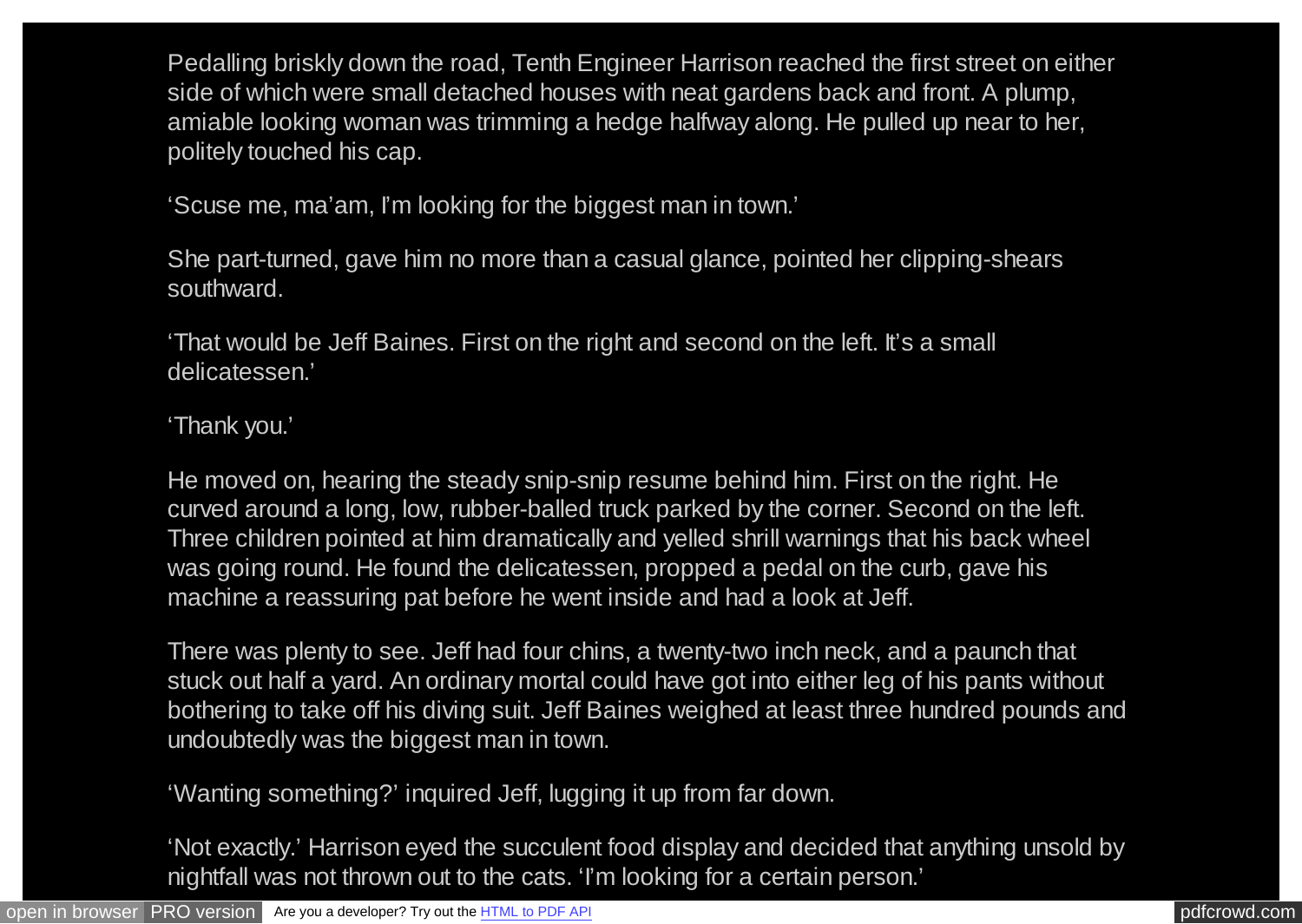Pedalling briskly down the road, Tenth Engineer Harrison reached the first street on either side of which were small detached houses with neat gardens back and front. A plump, amiable looking woman was trimming a hedge halfway along. He pulled up near to her, politely touched his cap.

'Scuse me, ma'am, I'm looking for the biggest man in town.'

She part-turned, gave him no more than a casual glance, pointed her clipping-shears southward.

'That would be Jeff Baines. First on the right and second on the left. It's a small delicatessen.'

'Thank you.'

He moved on, hearing the steady snip-snip resume behind him. First on the right. He curved around a long, low, rubber-balled truck parked by the corner. Second on the left. Three children pointed at him dramatically and yelled shrill warnings that his back wheel was going round. He found the delicatessen, propped a pedal on the curb, gave his machine a reassuring pat before he went inside and had a look at Jeff.

There was plenty to see. Jeff had four chins, a twenty-two inch neck, and a paunch that stuck out half a yard. An ordinary mortal could have got into either leg of his pants without bothering to take off his diving suit. Jeff Baines weighed at least three hundred pounds and undoubtedly was the biggest man in town.

'Wanting something?' inquired Jeff, lugging it up from far down.

'Not exactly.' Harrison eyed the succulent food display and decided that anything unsold by nightfall was not thrown out to the cats. 'I'm looking for a certain person.'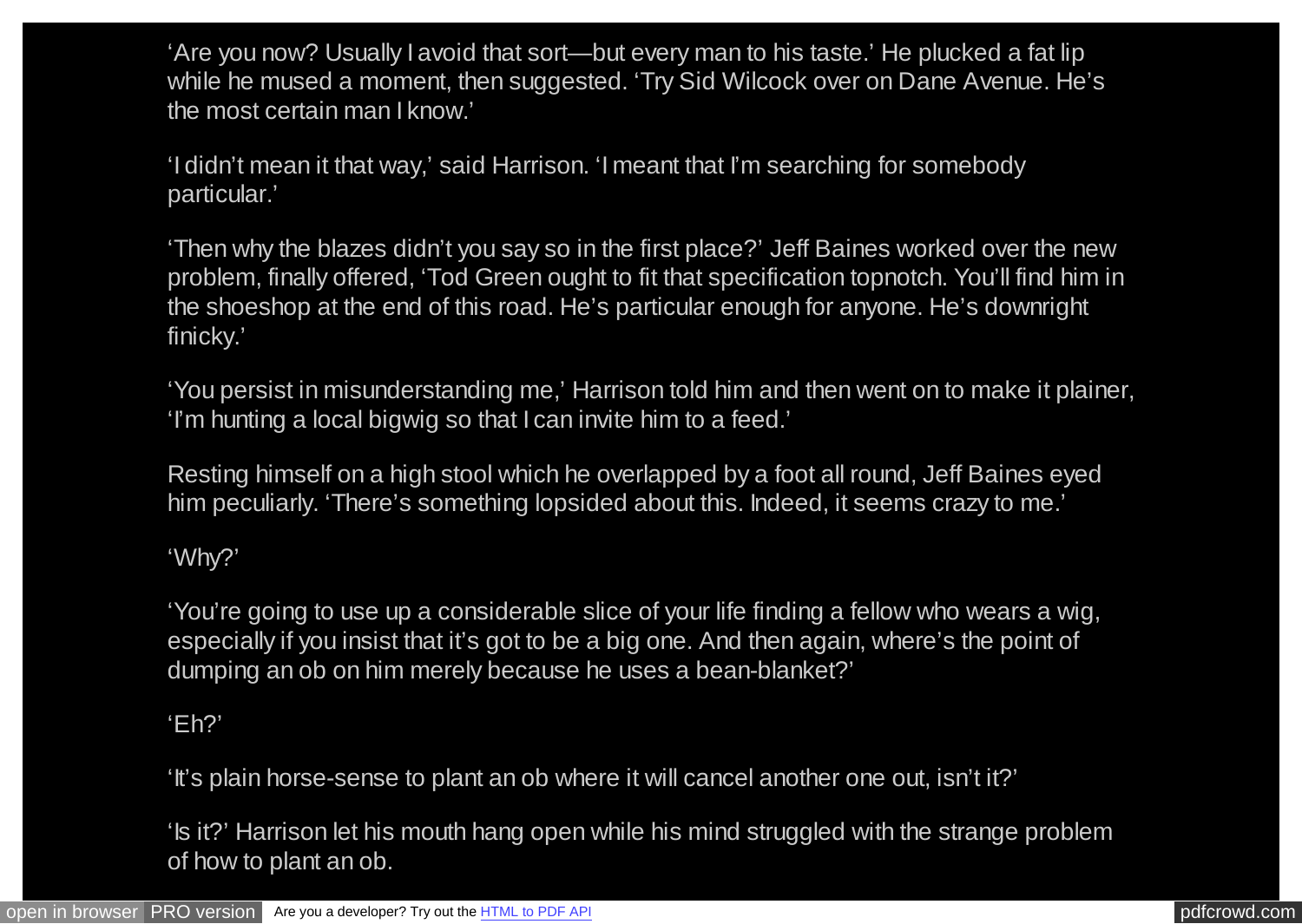'Are you now? Usually I avoid that sort—but every man to his taste.' He plucked a fat lip while he mused a moment, then suggested. 'Try Sid Wilcock over on Dane Avenue. He's the most certain man I know.'

'I didn't mean it that way,' said Harrison. 'I meant that I'm searching for somebody particular.'

'Then why the blazes didn't you say so in the first place?' Jeff Baines worked over the new problem, finally offered, 'Tod Green ought to fit that specification topnotch. You'll find him in the shoeshop at the end of this road. He's particular enough for anyone. He's downright finicky.'

'You persist in misunderstanding me,' Harrison told him and then went on to make it plainer, 'I'm hunting a local bigwig so that I can invite him to a feed.'

Resting himself on a high stool which he overlapped by a foot all round, Jeff Baines eyed him peculiarly. 'There's something lopsided about this. Indeed, it seems crazy to me.'

'Why?'

'You're going to use up a considerable slice of your life finding a fellow who wears a wig, especially if you insist that it's got to be a big one. And then again, where's the point of dumping an ob on him merely because he uses a bean-blanket?'

'Eh?'

'It's plain horse-sense to plant an ob where it will cancel another one out, isn't it?'

'Is it?' Harrison let his mouth hang open while his mind struggled with the strange problem of how to plant an ob.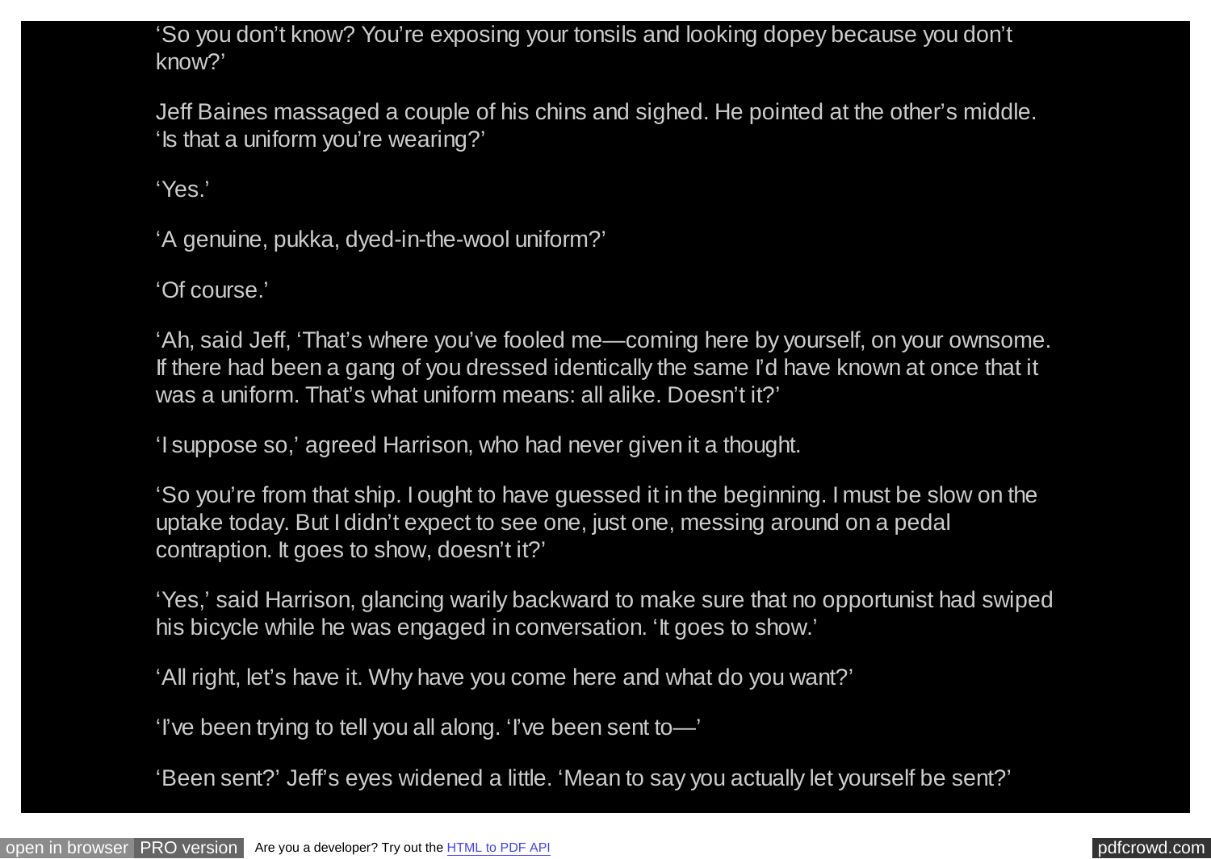'So you don't know? You're exposing your tonsils and looking dopey because you don't know?'

Jeff Baines massaged a couple of his chins and sighed. He pointed at the other's middle. 'Is that a uniform you're wearing?'

'Yes.'

'A genuine, pukka, dyed-in-the-wool uniform?'

'Of course.'

'Ah, said Jeff, 'That's where you've fooled me—coming here by yourself, on your ownsome. If there had been a gang of you dressed identically the same I'd have known at once that it was a uniform. That's what uniform means: all alike. Doesn't it?'

'I suppose so,' agreed Harrison, who had never given it a thought.

'So you're from that ship. I ought to have guessed it in the beginning. I must be slow on the uptake today. But I didn't expect to see one, just one, messing around on a pedal contraption. It goes to show, doesn't it?'

'Yes,' said Harrison, glancing warily backward to make sure that no opportunist had swiped his bicycle while he was engaged in conversation. 'It goes to show.'

'All right, let's have it. Why have you come here and what do you want?'

'I've been trying to tell you all along. 'I've been sent to—'

'Been sent?' Jeff's eyes widened a little. 'Mean to say you actually let yourself be sent?'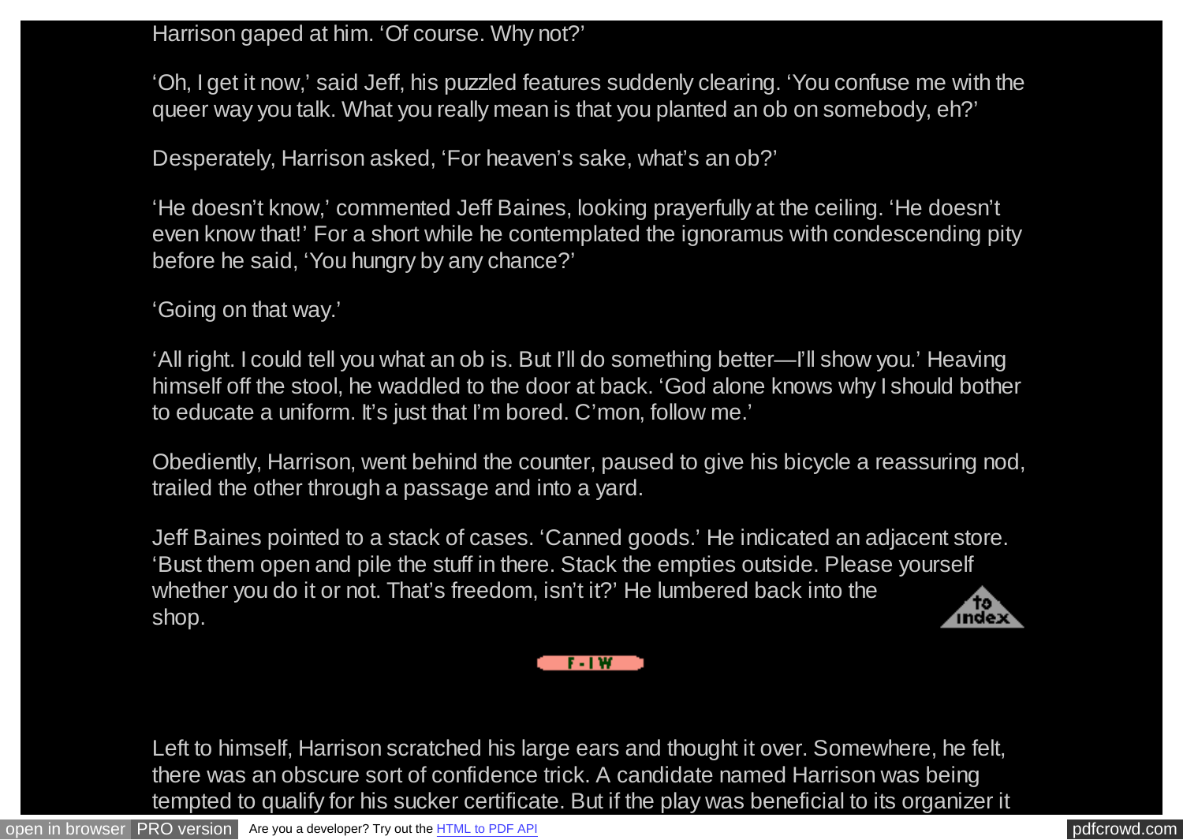Harrison gaped at him. ‘Of course. Why not?’

‘Oh, I get it now,’ said Jeff, his puzzled features suddenly clearing. ‘You confuse me with the queer way you talk. What you really mean is that you planted an ob on somebody, eh?’

Desperately, Harrison asked, ‘For heaven’s sake, what’s an ob?’

‘He doesn’t know,’ commented Jeff Baines, looking prayerfully at the ceiling. ‘He doesn’t even know that!’ For a short while he contemplated the ignoramus with condescending pity before he said, ‘You hungry by any chance?’

‘Going on that way.’

‘All right. I could tell you what an ob is. But I’ll do something better—I’ll show you.’ Heaving himself off the stool, he waddled to the door at back. ‘God alone knows why I should bother to educate a uniform. It’s just that I’m bored. C’mon, follow me.’

Obediently, Harrison, went behind the counter, paused to give his bicycle a reassuring nod, trailed the other through a passage and into a yard.

Jeff Baines pointed to a stack of cases. ‘Canned goods.’ He indicated an adjacent store. ‘Bust them open and pile the stuff in there. Stack the empties outside. Please yourself whether you do it or not. That’s freedom, isn’t it?’ He lumbered back into the shop.

Left to himself, Harrison scratched his large ears and thought it over. Somewhere, he felt, there was an obscure sort of confidence trick. A candidate named Harrison was being tempted to qualify for his sucker certificate. But if the play was beneficial to its organizer it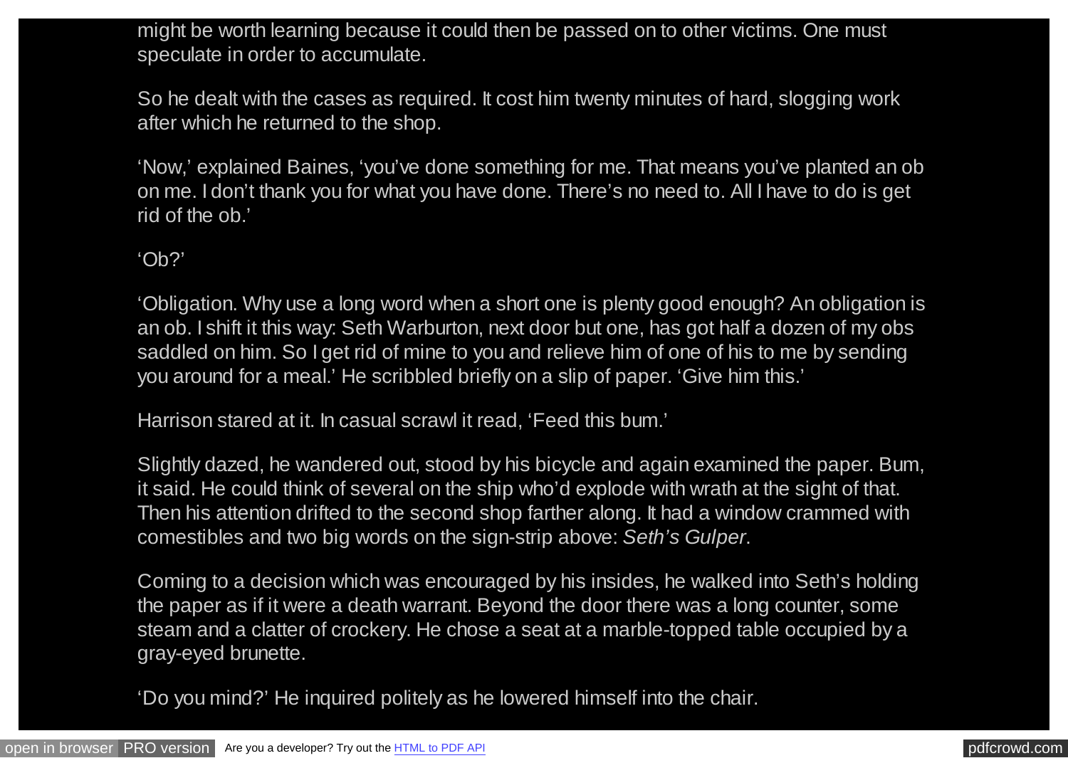might be worth learning because it could then be passed on to other victims. One must speculate in order to accumulate.

So he dealt with the cases as required. It cost him twenty minutes of hard, slogging work after which he returned to the shop.

'Now,' explained Baines, 'you've done something for me. That means you've planted an ob on me. I don't thank you for what you have done. There's no need to. All I have to do is get rid of the ob.'

'Ob?'

'Obligation. Why use a long word when a short one is plenty good enough? An obligation is an ob. I shift it this way: Seth Warburton, next door but one, has got half a dozen of my obs saddled on him. So I get rid of mine to you and relieve him of one of his to me by sending you around for a meal.' He scribbled briefly on a slip of paper. 'Give him this.'

Harrison stared at it. In casual scrawl it read, 'Feed this bum.'

Slightly dazed, he wandered out, stood by his bicycle and again examined the paper. Bum, it said. He could think of several on the ship who'd explode with wrath at the sight of that. Then his attention drifted to the second shop farther along. It had a window crammed with comestibles and two big words on the sign-strip above: *Seth's Gulper*.

Coming to a decision which was encouraged by his insides, he walked into Seth's holding the paper as if it were a death warrant. Beyond the door there was a long counter, some steam and a clatter of crockery. He chose a seat at a marble-topped table occupied by a gray-eyed brunette.

'Do you mind?' He inquired politely as he lowered himself into the chair.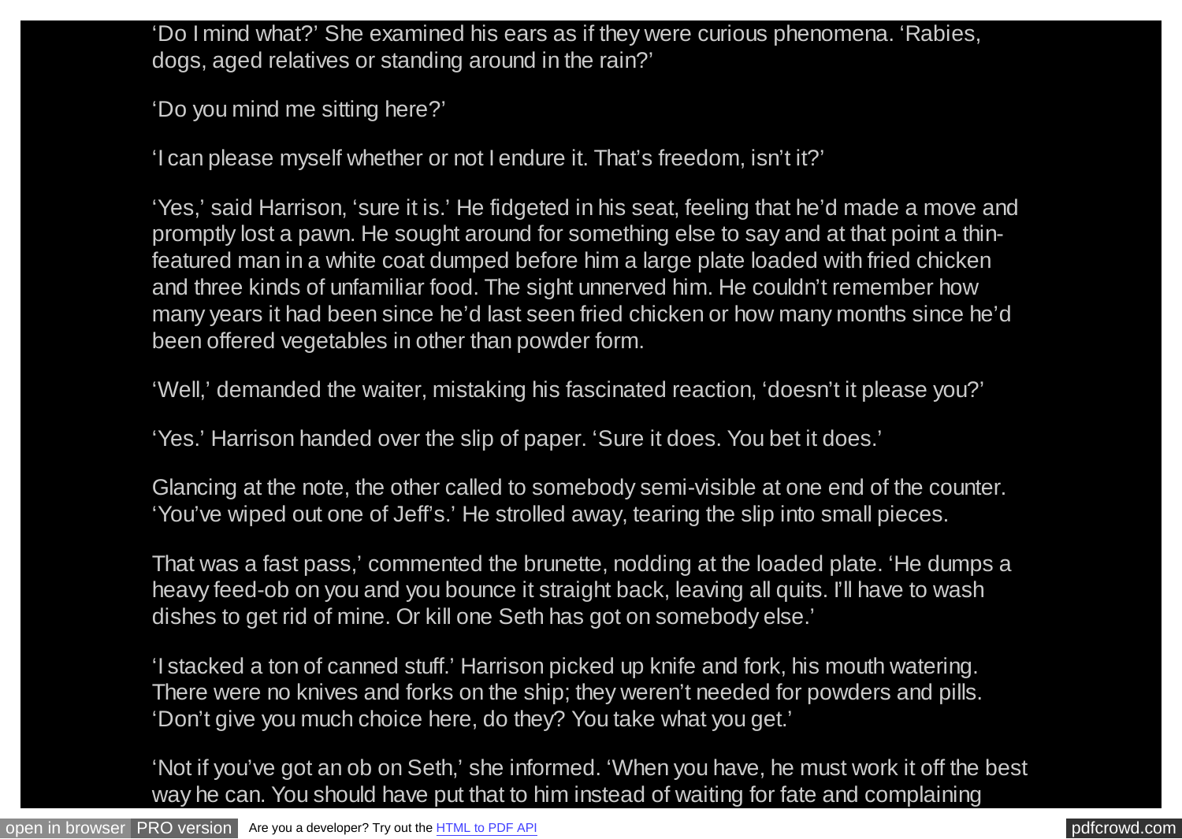'Do I mind what?' She examined his ears as if they were curious phenomena. 'Rabies, dogs, aged relatives or standing around in the rain?'

'Do you mind me sitting here?'

'I can please myself whether or not I endure it. That's freedom, isn't it?'

'Yes,' said Harrison, 'sure it is.' He fidgeted in his seat, feeling that he'd made a move and promptly lost a pawn. He sought around for something else to say and at that point a thin-featured man in a white coat dumped before him a large plate loaded with fried chicken and three kinds of unfamiliar food. The sight unnerved him. He couldn't remember how many years it had been since he'd last seen fried chicken or how many months since he'd been offered vegetables in other than powder form.

'Well,' demanded the waiter, mistaking his fascinated reaction, 'doesn't it please you?'

'Yes.' Harrison handed over the slip of paper. 'Sure it does. You bet it does.'

Glancing at the note, the other called to somebody semi-visible at one end of the counter. 'You've wiped out one of Jeff's.' He strolled away, tearing the slip into small pieces.

That was a fast pass,' commented the brunette, nodding at the loaded plate. 'He dumps a heavy feed-ob on you and you bounce it straight back, leaving all quits. I'll have to wash dishes to get rid of mine. Or kill one Seth has got on somebody else.'

'I stacked a ton of canned stuff.' Harrison picked up knife and fork, his mouth watering. There were no knives and forks on the ship; they weren't needed for powders and pills. 'Don't give you much choice here, do they? You take what you get.'

'Not if you've got an ob on Seth,' she informed. 'When you have, he must work it off the best way he can. You should have put that to him instead of waiting for fate and complaining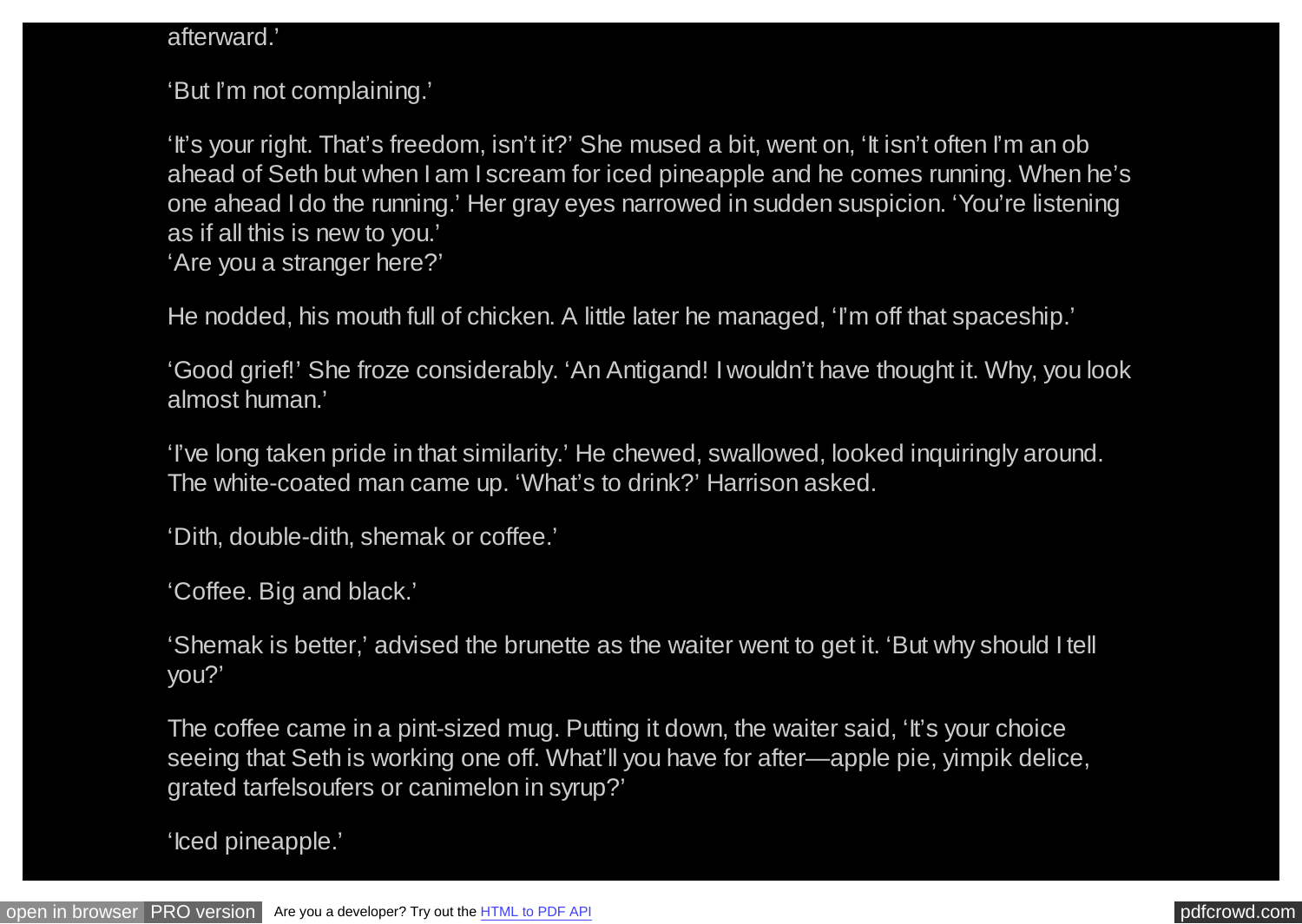afterward.'

'But I'm not complaining.'

'It's your right. That's freedom, isn't it?' She mused a bit, went on, 'It isn't often I'm an ob ahead of Seth but when I am I scream for iced pineapple and he comes running. When he's one ahead I do the running.' Her gray eyes narrowed in sudden suspicion. 'You're listening as if all this is new to you.'
'Are you a stranger here?'

He nodded, his mouth full of chicken. A little later he managed, 'I'm off that spaceship.'

'Good grief!' She froze considerably. 'An Antigand! I wouldn't have thought it. Why, you look almost human.'

'I've long taken pride in that similarity.' He chewed, swallowed, looked inquiringly around. The white-coated man came up. 'What's to drink?' Harrison asked.

'Dith, double-dith, shemak or coffee.'

'Coffee. Big and black.'

'Shemak is better,' advised the brunette as the waiter went to get it. 'But why should I tell you?'

The coffee came in a pint-sized mug. Putting it down, the waiter said, 'It's your choice seeing that Seth is working one off. What'll you have for after—apple pie, yimpik delice, grated tarfelsoufers or canimelon in syrup?'

'Iced pineapple.'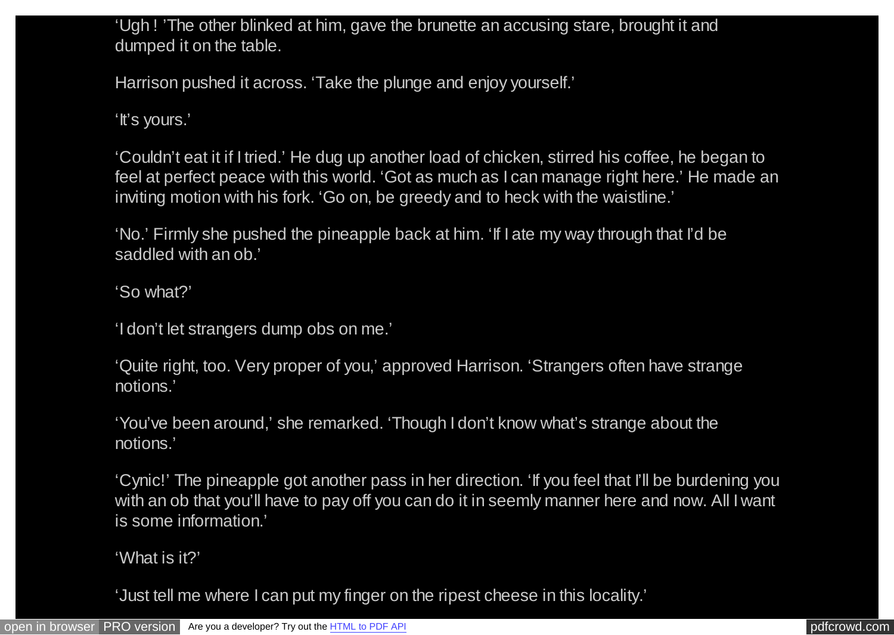'Ugh ! 'The other blinked at him, gave the brunette an accusing stare, brought it and dumped it on the table.

Harrison pushed it across. 'Take the plunge and enjoy yourself.'

'It's yours.'

'Couldn't eat it if I tried.' He dug up another load of chicken, stirred his coffee, he began to feel at perfect peace with this world. 'Got as much as I can manage right here.' He made an inviting motion with his fork. 'Go on, be greedy and to heck with the waistline.'

'No.' Firmly she pushed the pineapple back at him. 'If I ate my way through that I'd be saddled with an ob.'

'So what?'

'I don't let strangers dump obs on me.'

'Quite right, too. Very proper of you,' approved Harrison. 'Strangers often have strange notions.'

'You've been around,' she remarked. 'Though I don't know what's strange about the notions.'

'Cynic!' The pineapple got another pass in her direction. 'If you feel that I'll be burdening you with an ob that you'll have to pay off you can do it in seemly manner here and now. All I want is some information.'

'What is it?'

'Just tell me where I can put my finger on the ripest cheese in this locality.'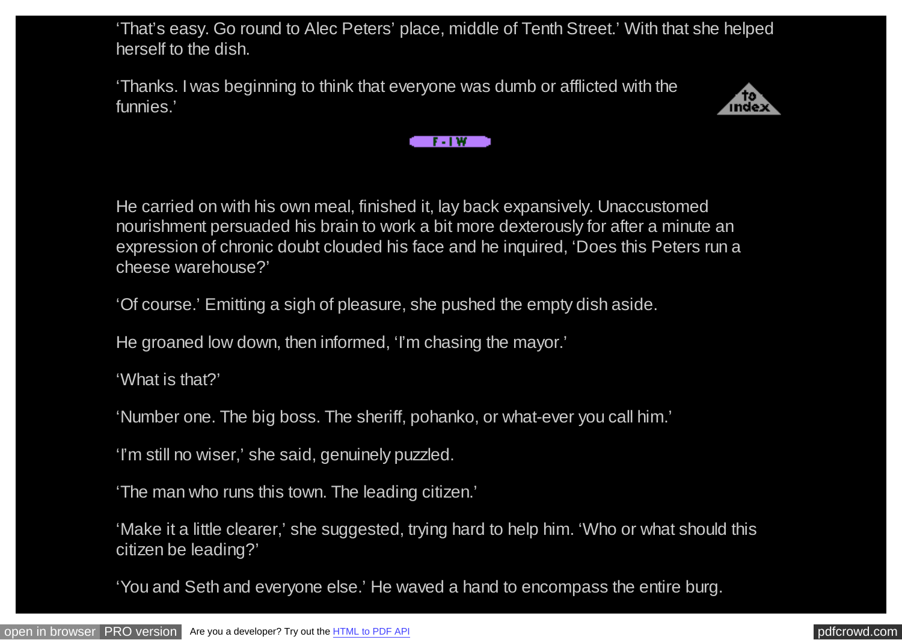'That's easy. Go round to Alec Peters' place, middle of Tenth Street.' With that she helped herself to the dish.

'Thanks. I was beginning to think that everyone was dumb or afflicted with the funnies.'

He carried on with his own meal, finished it, lay back expansively. Unaccustomed nourishment persuaded his brain to work a bit more dexterously for after a minute an expression of chronic doubt clouded his face and he inquired, 'Does this Peters run a cheese warehouse?'

'Of course.' Emitting a sigh of pleasure, she pushed the empty dish aside.

He groaned low down, then informed, 'I'm chasing the mayor.'

'What is that?'

'Number one. The big boss. The sheriff, pohanko, or what-ever you call him.'

'I'm still no wiser,' she said, genuinely puzzled.

'The man who runs this town. The leading citizen.'

'Make it a little clearer,' she suggested, trying hard to help him. 'Who or what should this citizen be leading?'

'You and Seth and everyone else.' He waved a hand to encompass the entire burg.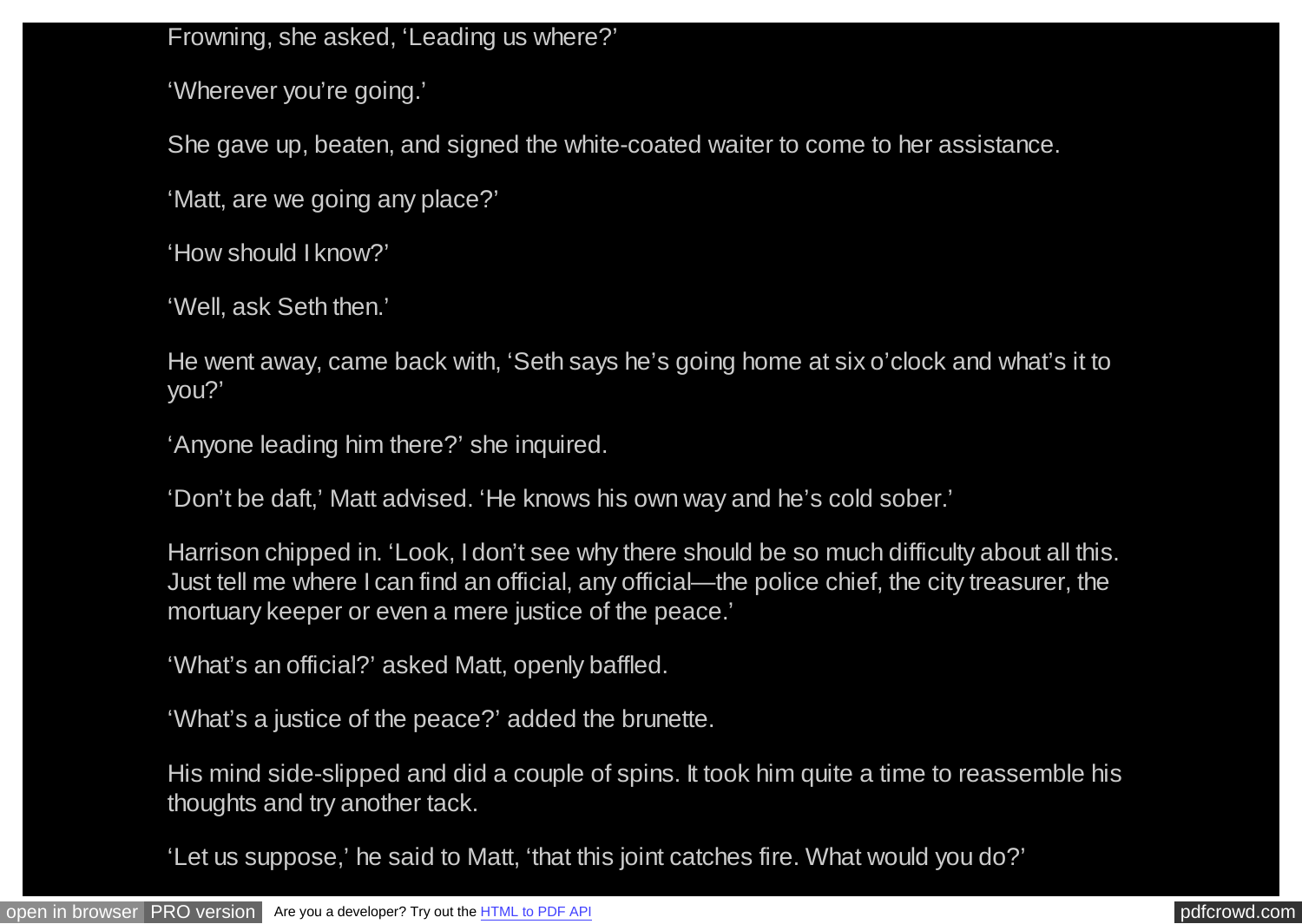Frowning, she asked, ‘Leading us where?’

‘Wherever you’re going.’

She gave up, beaten, and signed the white-coated waiter to come to her assistance.

‘Matt, are we going any place?’

‘How should I know?’

‘Well, ask Seth then.’

He went away, came back with, ‘Seth says he’s going home at six o’clock and what’s it to you?’

‘Anyone leading him there?’ she inquired.

‘Don’t be daft,’ Matt advised. ‘He knows his own way and he’s cold sober.’

Harrison chipped in. ‘Look, I don’t see why there should be so much difficulty about all this. Just tell me where I can find an official, any official—the police chief, the city treasurer, the mortuary keeper or even a mere justice of the peace.’

‘What’s an official?’ asked Matt, openly baffled.

‘What’s a justice of the peace?’ added the brunette.

His mind side-slipped and did a couple of spins. It took him quite a time to reassemble his thoughts and try another tack.

‘Let us suppose,’ he said to Matt, ‘that this joint catches fire. What would you do?’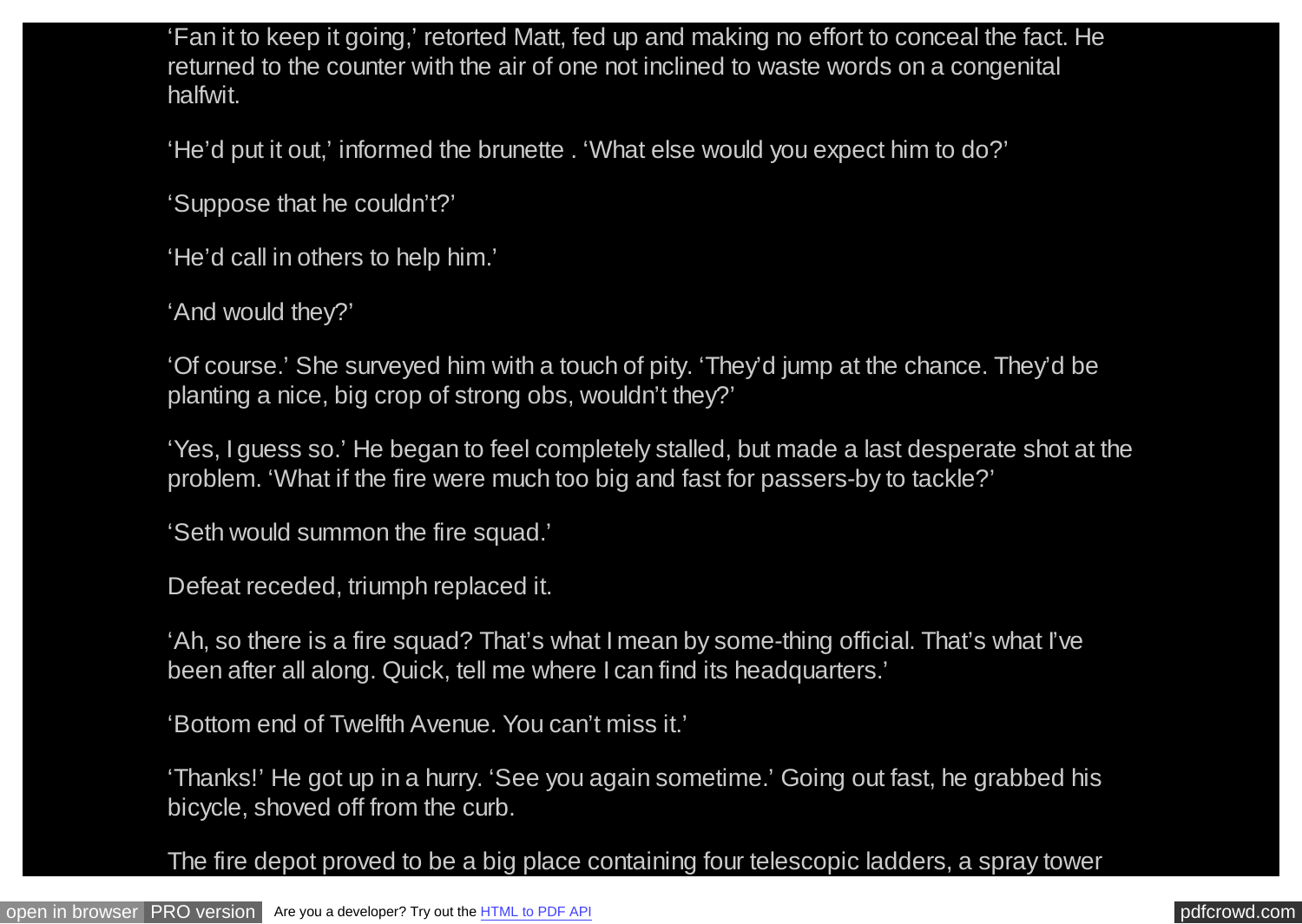'Fan it to keep it going,' retorted Matt, fed up and making no effort to conceal the fact. He returned to the counter with the air of one not inclined to waste words on a congenital halfwit.

'He'd put it out,' informed the brunette . 'What else would you expect him to do?'

'Suppose that he couldn't?'

'He'd call in others to help him.'

'And would they?'

'Of course.' She surveyed him with a touch of pity. 'They'd jump at the chance. They'd be planting a nice, big crop of strong obs, wouldn't they?'

'Yes, I guess so.' He began to feel completely stalled, but made a last desperate shot at the problem. 'What if the fire were much too big and fast for passers-by to tackle?'

'Seth would summon the fire squad.'

Defeat receded, triumph replaced it.

'Ah, so there is a fire squad? That's what I mean by some-thing official. That's what I've been after all along. Quick, tell me where I can find its headquarters.'

'Bottom end of Twelfth Avenue. You can't miss it.'

'Thanks!' He got up in a hurry. 'See you again sometime.' Going out fast, he grabbed his bicycle, shoved off from the curb.

The fire depot proved to be a big place containing four telescopic ladders, a spray tower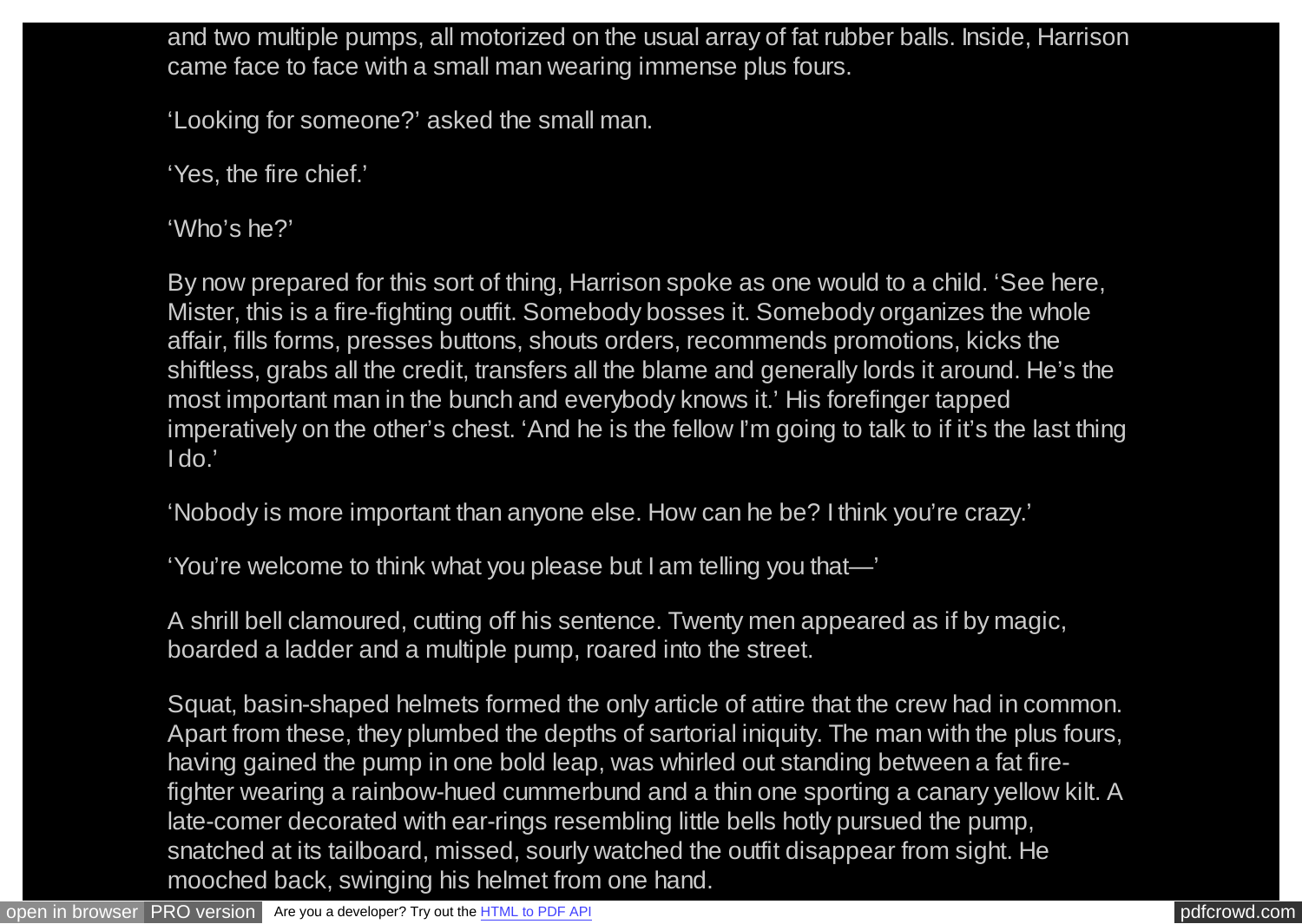and two multiple pumps, all motorized on the usual array of fat rubber balls. Inside, Harrison came face to face with a small man wearing immense plus fours.

'Looking for someone?' asked the small man.

'Yes, the fire chief.'

'Who's he?'

By now prepared for this sort of thing, Harrison spoke as one would to a child. 'See here, Mister, this is a fire-fighting outfit. Somebody bosses it. Somebody organizes the whole affair, fills forms, presses buttons, shouts orders, recommends promotions, kicks the shiftless, grabs all the credit, transfers all the blame and generally lords it around. He's the most important man in the bunch and everybody knows it.' His forefinger tapped imperatively on the other's chest. 'And he is the fellow I'm going to talk to if it's the last thing I do.'

'Nobody is more important than anyone else. How can he be? I think you're crazy.'

'You're welcome to think what you please but I am telling you that—'

A shrill bell clamoured, cutting off his sentence. Twenty men appeared as if by magic, boarded a ladder and a multiple pump, roared into the street.

Squat, basin-shaped helmets formed the only article of attire that the crew had in common. Apart from these, they plumbed the depths of sartorial iniquity. The man with the plus fours, having gained the pump in one bold leap, was whirled out standing between a fat fire-fighter wearing a rainbow-hued cummerbund and a thin one sporting a canary yellow kilt. A late-comer decorated with ear-rings resembling little bells hotly pursued the pump, snatched at its tailboard, missed, sourly watched the outfit disappear from sight. He mooched back, swinging his helmet from one hand.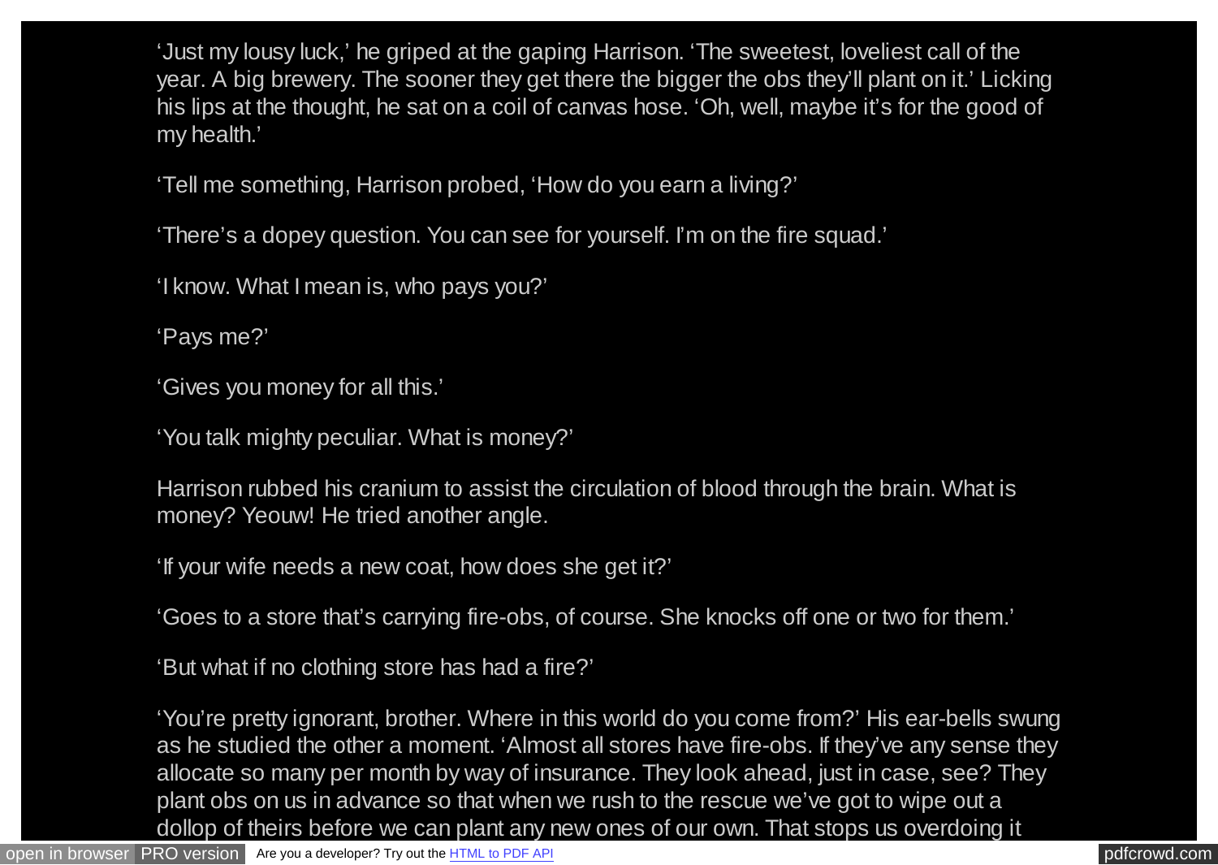'Just my lousy luck,' he griped at the gaping Harrison. 'The sweetest, loveliest call of the year. A big brewery. The sooner they get there the bigger the obs they'll plant on it.' Licking his lips at the thought, he sat on a coil of canvas hose. 'Oh, well, maybe it's for the good of my health.'

'Tell me something, Harrison probed, 'How do you earn a living?'

'There's a dopey question. You can see for yourself. I'm on the fire squad.'

'I know. What I mean is, who pays you?'

'Pays me?'

'Gives you money for all this.'

'You talk mighty peculiar. What is money?'

Harrison rubbed his cranium to assist the circulation of blood through the brain. What is money? Yeouw! He tried another angle.

'If your wife needs a new coat, how does she get it?'

'Goes to a store that's carrying fire-obs, of course. She knocks off one or two for them.'

'But what if no clothing store has had a fire?'

'You're pretty ignorant, brother. Where in this world do you come from?' His ear-bells swung as he studied the other a moment. 'Almost all stores have fire-obs. If they've any sense they allocate so many per month by way of insurance. They look ahead, just in case, see? They plant obs on us in advance so that when we rush to the rescue we've got to wipe out a dollop of theirs before we can plant any new ones of our own. That stops us overdoing it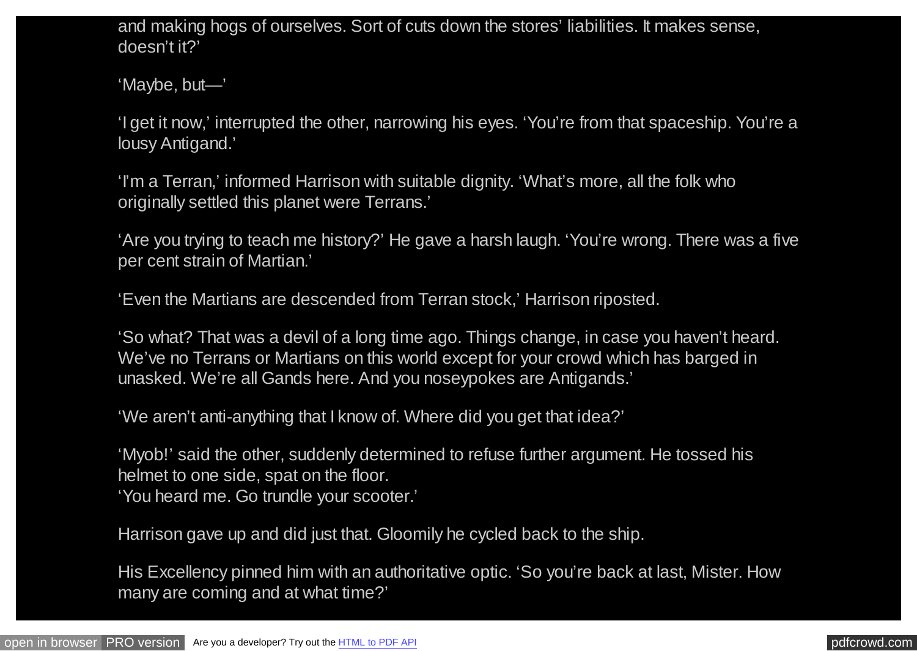and making hogs of ourselves. Sort of cuts down the stores' liabilities. It makes sense, doesn't it?'

'Maybe, but—'

'I get it now,' interrupted the other, narrowing his eyes. 'You're from that spaceship. You're a lousy Antigand.'

'I'm a Terran,' informed Harrison with suitable dignity. 'What's more, all the folk who originally settled this planet were Terrans.'

'Are you trying to teach me history?' He gave a harsh laugh. 'You're wrong. There was a five per cent strain of Martian.'

'Even the Martians are descended from Terran stock,' Harrison riposted.

'So what? That was a devil of a long time ago. Things change, in case you haven't heard. We've no Terrans or Martians on this world except for your crowd which has barged in unasked. We're all Gands here. And you noseypokes are Antigands.'

'We aren't anti-anything that I know of. Where did you get that idea?'

'Myob!' said the other, suddenly determined to refuse further argument. He tossed his helmet to one side, spat on the floor.
'You heard me. Go trundle your scooter.'

Harrison gave up and did just that. Gloomily he cycled back to the ship.

His Excellency pinned him with an authoritative optic. 'So you're back at last, Mister. How many are coming and at what time?'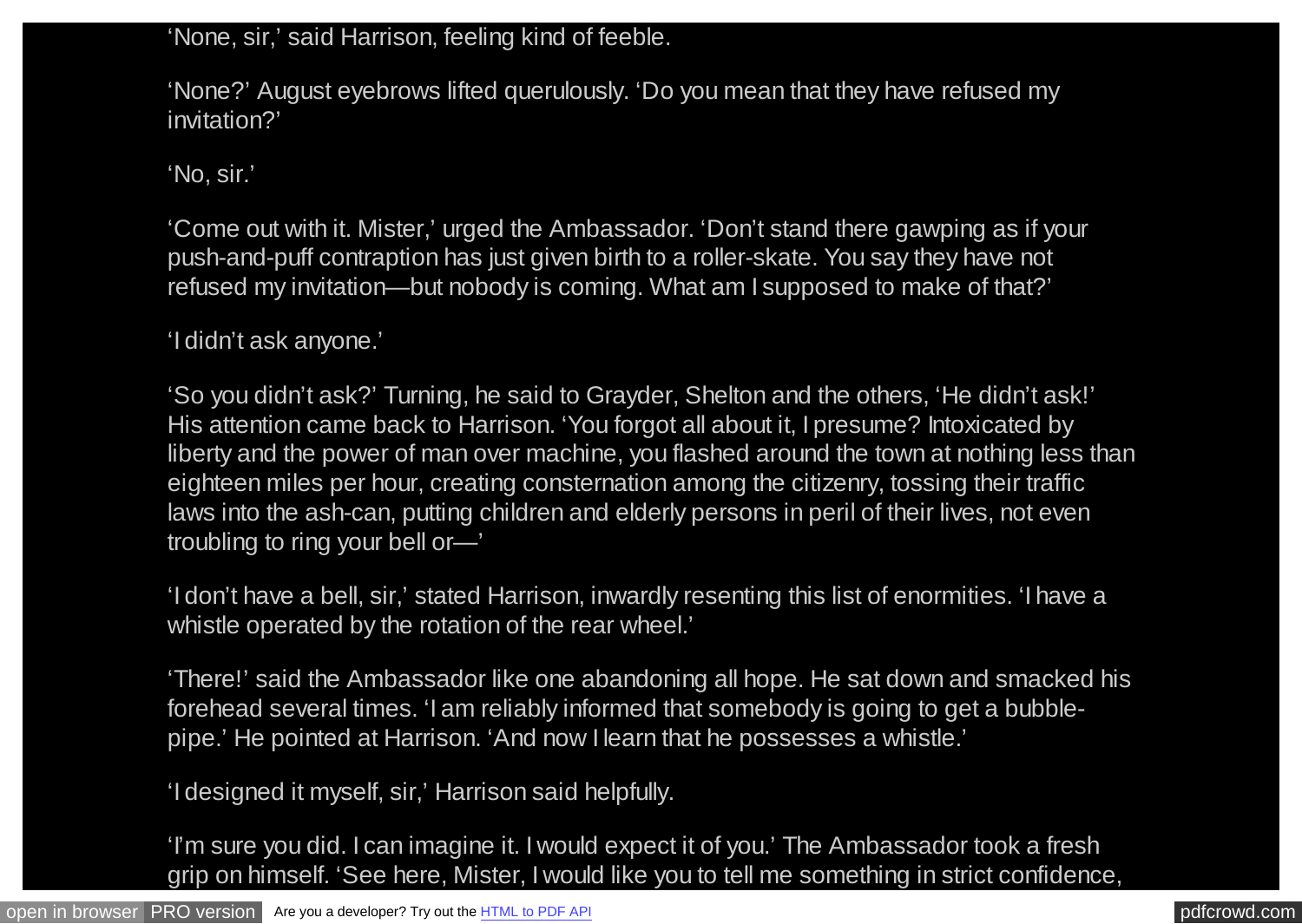'None, sir,' said Harrison, feeling kind of feeble.

'None?' August eyebrows lifted querulously. 'Do you mean that they have refused my invitation?'

'No, sir.'

'Come out with it. Mister,' urged the Ambassador. 'Don't stand there gawping as if your push-and-puff contraption has just given birth to a roller-skate. You say they have not refused my invitation—but nobody is coming. What am I supposed to make of that?'

'I didn't ask anyone.'

'So you didn't ask?' Turning, he said to Grayder, Shelton and the others, 'He didn't ask!' His attention came back to Harrison. 'You forgot all about it, I presume? Intoxicated by liberty and the power of man over machine, you flashed around the town at nothing less than eighteen miles per hour, creating consternation among the citizenry, tossing their traffic laws into the ash-can, putting children and elderly persons in peril of their lives, not even troubling to ring your bell or—'

'I don't have a bell, sir,' stated Harrison, inwardly resenting this list of enormities. 'I have a whistle operated by the rotation of the rear wheel.'

'There!' said the Ambassador like one abandoning all hope. He sat down and smacked his forehead several times. 'I am reliably informed that somebody is going to get a bubble-pipe.' He pointed at Harrison. 'And now I learn that he possesses a whistle.'

'I designed it myself, sir,' Harrison said helpfully.

'I'm sure you did. I can imagine it. I would expect it of you.' The Ambassador took a fresh grip on himself. 'See here, Mister, I would like you to tell me something in strict confidence,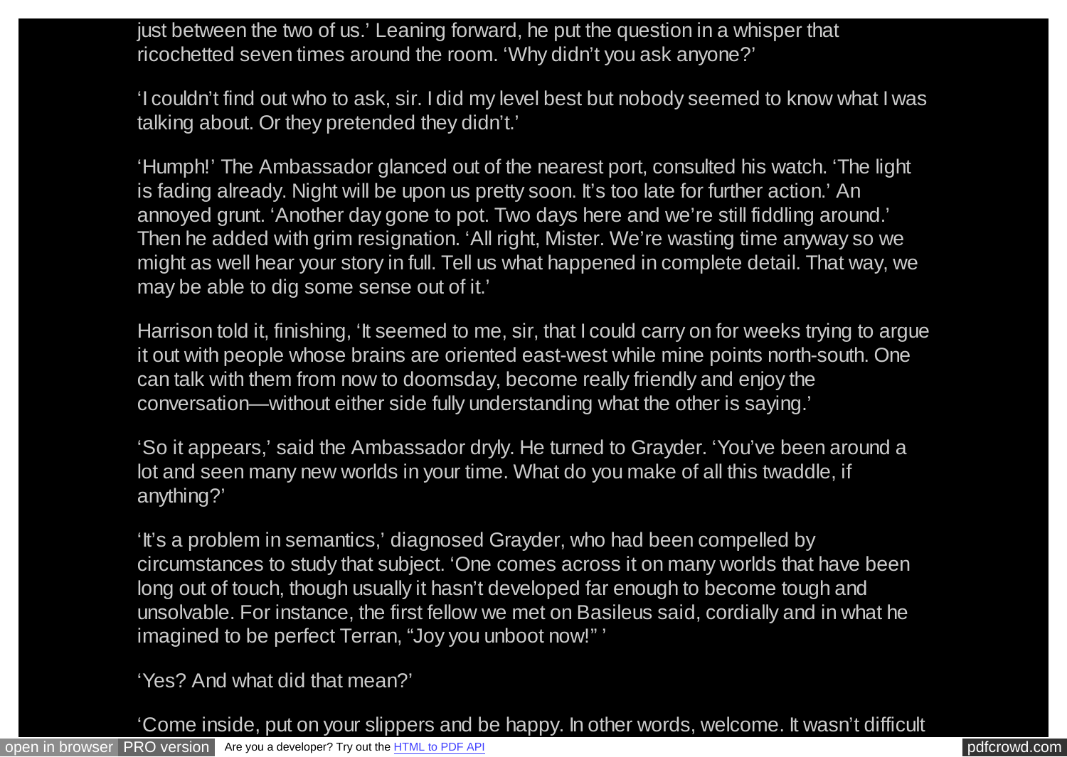just between the two of us.' Leaning forward, he put the question in a whisper that ricochetted seven times around the room. 'Why didn't you ask anyone?'

'I couldn't find out who to ask, sir. I did my level best but nobody seemed to know what I was talking about. Or they pretended they didn't.'

'Humph!' The Ambassador glanced out of the nearest port, consulted his watch. 'The light is fading already. Night will be upon us pretty soon. It's too late for further action.' An annoyed grunt. 'Another day gone to pot. Two days here and we're still fiddling around.' Then he added with grim resignation. 'All right, Mister. We're wasting time anyway so we might as well hear your story in full. Tell us what happened in complete detail. That way, we may be able to dig some sense out of it.'

Harrison told it, finishing, 'It seemed to me, sir, that I could carry on for weeks trying to argue it out with people whose brains are oriented east-west while mine points north-south. One can talk with them from now to doomsday, become really friendly and enjoy the conversation—without either side fully understanding what the other is saying.'

'So it appears,' said the Ambassador dryly. He turned to Grayder. 'You've been around a lot and seen many new worlds in your time. What do you make of all this twaddle, if anything?'

'It's a problem in semantics,' diagnosed Grayder, who had been compelled by circumstances to study that subject. 'One comes across it on many worlds that have been long out of touch, though usually it hasn't developed far enough to become tough and unsolvable. For instance, the first fellow we met on Basileus said, cordially and in what he imagined to be perfect Terran, "Joy you unboot now!" '

'Yes? And what did that mean?'

'Come inside, put on your slippers and be happy. In other words, welcome. It wasn't difficult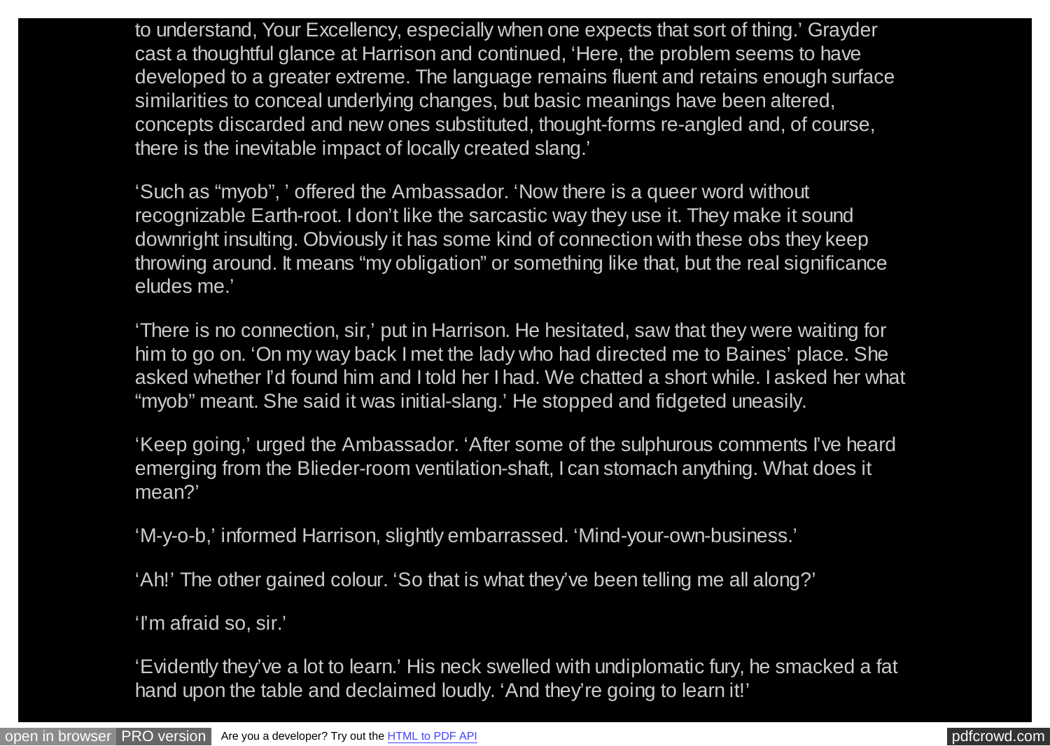to understand, Your Excellency, especially when one expects that sort of thing.' Grayder cast a thoughtful glance at Harrison and continued, 'Here, the problem seems to have developed to a greater extreme. The language remains fluent and retains enough surface similarities to conceal underlying changes, but basic meanings have been altered, concepts discarded and new ones substituted, thought-forms re-angled and, of course, there is the inevitable impact of locally created slang.'

'Such as "myob", ' offered the Ambassador. 'Now there is a queer word without recognizable Earth-root. I don't like the sarcastic way they use it. They make it sound downright insulting. Obviously it has some kind of connection with these obs they keep throwing around. It means "my obligation" or something like that, but the real significance eludes me.'

'There is no connection, sir,' put in Harrison. He hesitated, saw that they were waiting for him to go on. 'On my way back I met the lady who had directed me to Baines' place. She asked whether I'd found him and I told her I had. We chatted a short while. I asked her what "myob" meant. She said it was initial-slang.' He stopped and fidgeted uneasily.

'Keep going,' urged the Ambassador. 'After some of the sulphurous comments I've heard emerging from the Blieder-room ventilation-shaft, I can stomach anything. What does it mean?'

'M-y-o-b,' informed Harrison, slightly embarrassed. 'Mind-your-own-business.'

'Ah!' The other gained colour. 'So that is what they've been telling me all along?'

'I'm afraid so, sir.'

'Evidently they've a lot to learn.' His neck swelled with undiplomatic fury, he smacked a fat hand upon the table and declaimed loudly. 'And they're going to learn it!'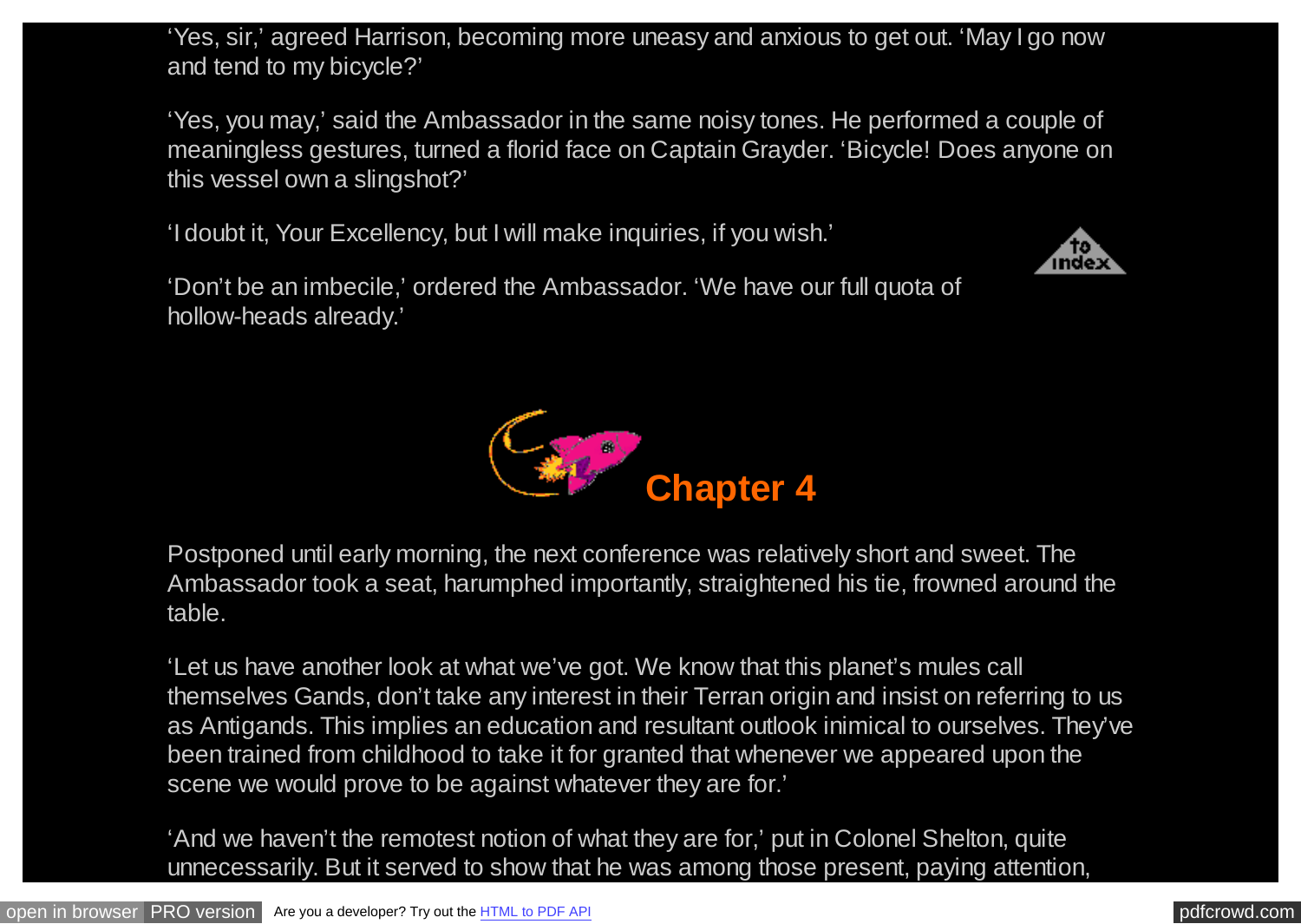'Yes, sir,' agreed Harrison, becoming more uneasy and anxious to get out. 'May I go now and tend to my bicycle?'

'Yes, you may,' said the Ambassador in the same noisy tones. He performed a couple of meaningless gestures, turned a florid face on Captain Grayder. 'Bicycle! Does anyone on this vessel own a slingshot?'

'I doubt it, Your Excellency, but I will make inquiries, if you wish.'

'Don't be an imbecile,' ordered the Ambassador. 'We have our full quota of hollow-heads already.'

## Chapter 4

Postponed until early morning, the next conference was relatively short and sweet. The Ambassador took a seat, harumphed importantly, straightened his tie, frowned around the table.

'Let us have another look at what we've got. We know that this planet's mules call themselves Gands, don't take any interest in their Terran origin and insist on referring to us as Antigands. This implies an education and resultant outlook inimical to ourselves. They've been trained from childhood to take it for granted that whenever we appeared upon the scene we would prove to be against whatever they are for.'

'And we haven't the remotest notion of what they are for,' put in Colonel Shelton, quite unnecessarily. But it served to show that he was among those present, paying attention,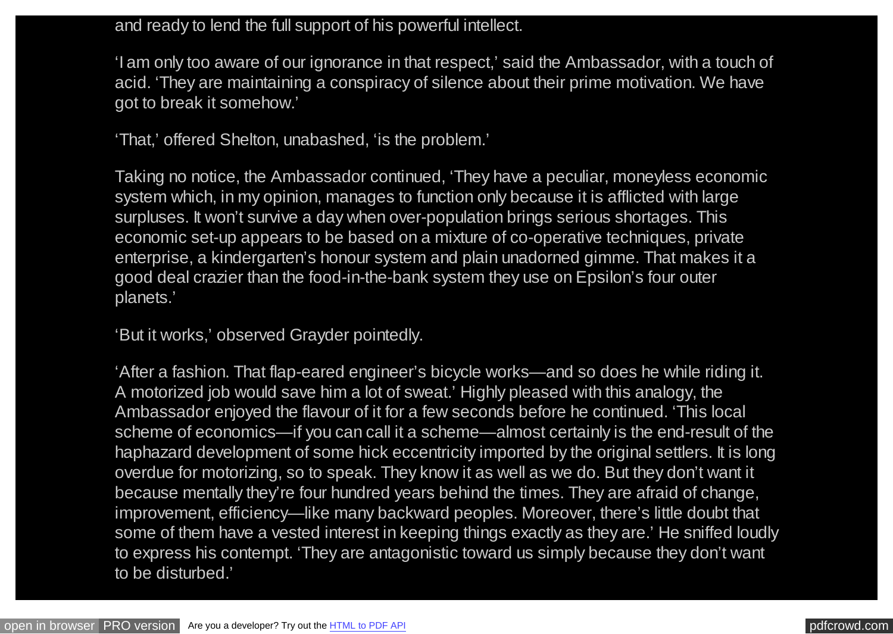and ready to lend the full support of his powerful intellect.

'I am only too aware of our ignorance in that respect,' said the Ambassador, with a touch of acid. 'They are maintaining a conspiracy of silence about their prime motivation. We have got to break it somehow.'

'That,' offered Shelton, unabashed, 'is the problem.'

Taking no notice, the Ambassador continued, 'They have a peculiar, moneyless economic system which, in my opinion, manages to function only because it is afflicted with large surpluses. It won't survive a day when over-population brings serious shortages. This economic set-up appears to be based on a mixture of co-operative techniques, private enterprise, a kindergarten's honour system and plain unadorned gimme. That makes it a good deal crazier than the food-in-the-bank system they use on Epsilon's four outer planets.'

'But it works,' observed Grayder pointedly.

'After a fashion. That flap-eared engineer's bicycle works—and so does he while riding it. A motorized job would save him a lot of sweat.' Highly pleased with this analogy, the Ambassador enjoyed the flavour of it for a few seconds before he continued. 'This local scheme of economics—if you can call it a scheme—almost certainly is the end-result of the haphazard development of some hick eccentricity imported by the original settlers. It is long overdue for motorizing, so to speak. They know it as well as we do. But they don't want it because mentally they're four hundred years behind the times. They are afraid of change, improvement, efficiency—like many backward peoples. Moreover, there's little doubt that some of them have a vested interest in keeping things exactly as they are.' He sniffed loudly to express his contempt. 'They are antagonistic toward us simply because they don't want to be disturbed.'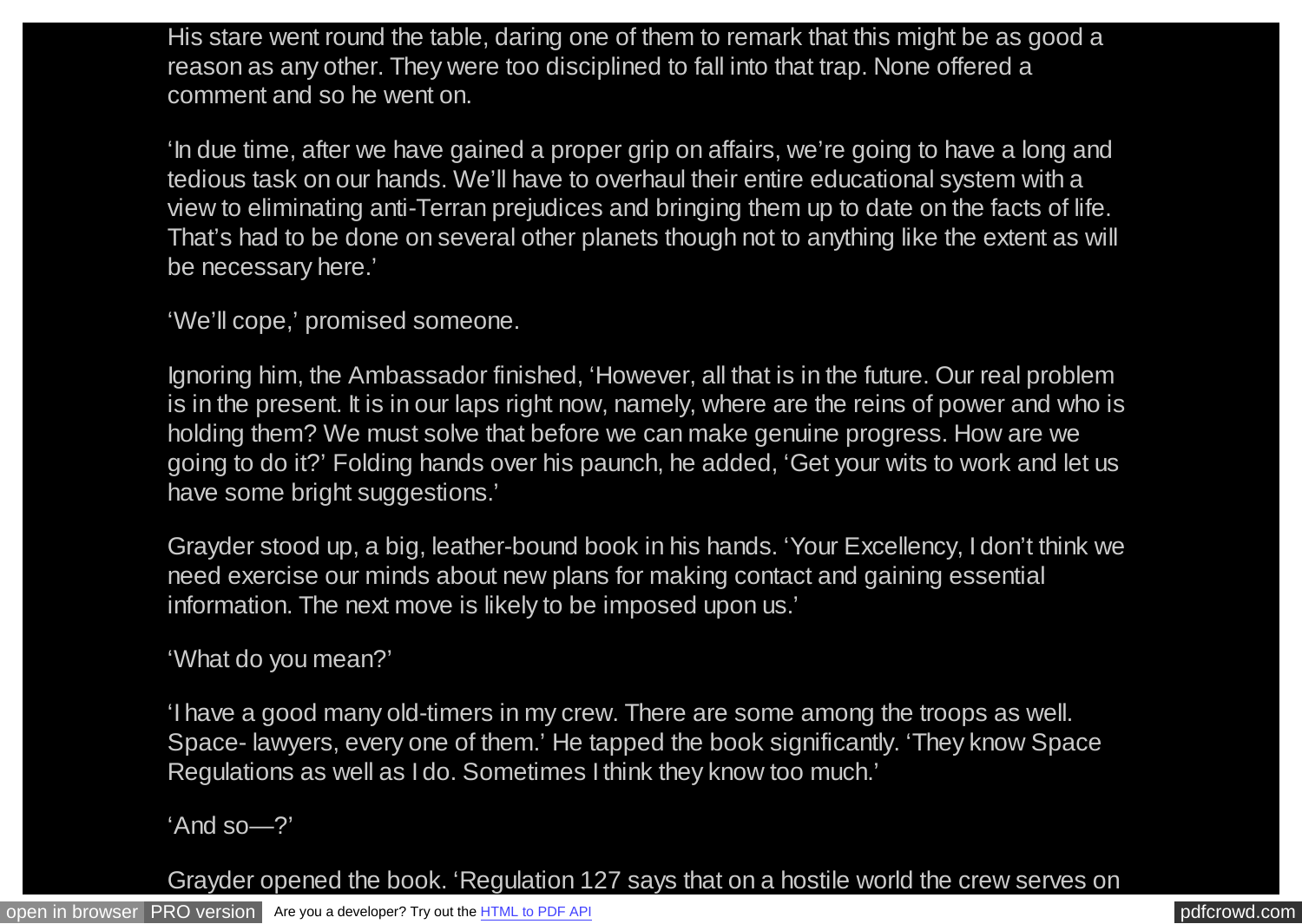His stare went round the table, daring one of them to remark that this might be as good a reason as any other. They were too disciplined to fall into that trap. None offered a comment and so he went on.

'In due time, after we have gained a proper grip on affairs, we're going to have a long and tedious task on our hands. We'll have to overhaul their entire educational system with a view to eliminating anti-Terran prejudices and bringing them up to date on the facts of life. That's had to be done on several other planets though not to anything like the extent as will be necessary here.'

'We'll cope,' promised someone.

Ignoring him, the Ambassador finished, 'However, all that is in the future. Our real problem is in the present. It is in our laps right now, namely, where are the reins of power and who is holding them? We must solve that before we can make genuine progress. How are we going to do it?' Folding hands over his paunch, he added, 'Get your wits to work and let us have some bright suggestions.'

Grayder stood up, a big, leather-bound book in his hands. 'Your Excellency, I don't think we need exercise our minds about new plans for making contact and gaining essential information. The next move is likely to be imposed upon us.'

'What do you mean?'

'I have a good many old-timers in my crew. There are some among the troops as well. Space- lawyers, every one of them.' He tapped the book significantly. 'They know Space Regulations as well as I do. Sometimes I think they know too much.'

'And so—?'

Grayder opened the book. 'Regulation 127 says that on a hostile world the crew serves on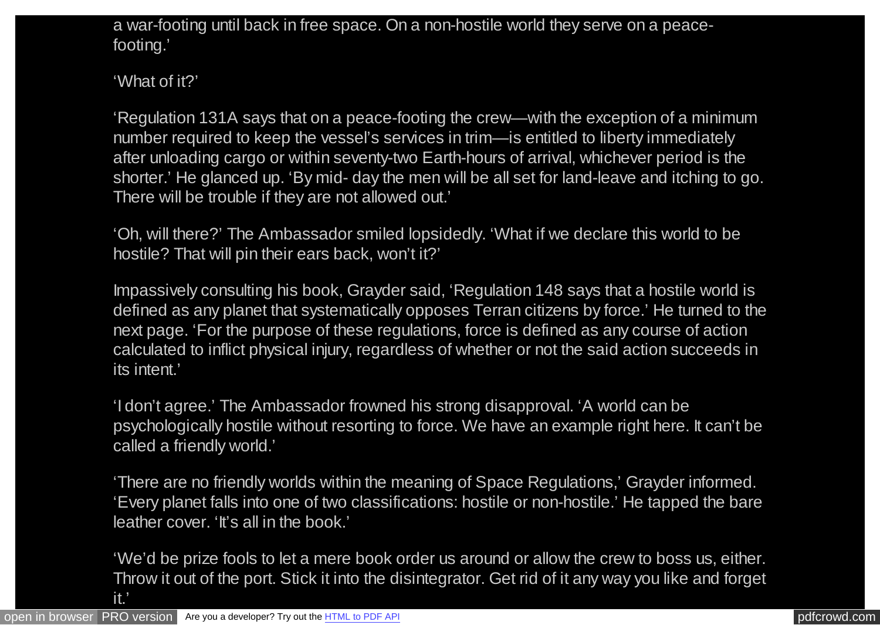a war-footing until back in free space. On a non-hostile world they serve on a peace-footing.'

'What of it?'

'Regulation 131A says that on a peace-footing the crew—with the exception of a minimum number required to keep the vessel's services in trim—is entitled to liberty immediately after unloading cargo or within seventy-two Earth-hours of arrival, whichever period is the shorter.' He glanced up. 'By mid- day the men will be all set for land-leave and itching to go. There will be trouble if they are not allowed out.'

'Oh, will there?' The Ambassador smiled lopsidedly. 'What if we declare this world to be hostile? That will pin their ears back, won't it?'

Impassively consulting his book, Grayder said, 'Regulation 148 says that a hostile world is defined as any planet that systematically opposes Terran citizens by force.' He turned to the next page. 'For the purpose of these regulations, force is defined as any course of action calculated to inflict physical injury, regardless of whether or not the said action succeeds in its intent.'

'I don't agree.' The Ambassador frowned his strong disapproval. 'A world can be psychologically hostile without resorting to force. We have an example right here. It can't be called a friendly world.'

'There are no friendly worlds within the meaning of Space Regulations,' Grayder informed. 'Every planet falls into one of two classifications: hostile or non-hostile.' He tapped the bare leather cover. 'It's all in the book.'

'We'd be prize fools to let a mere book order us around or allow the crew to boss us, either. Throw it out of the port. Stick it into the disintegrator. Get rid of it any way you like and forget it.'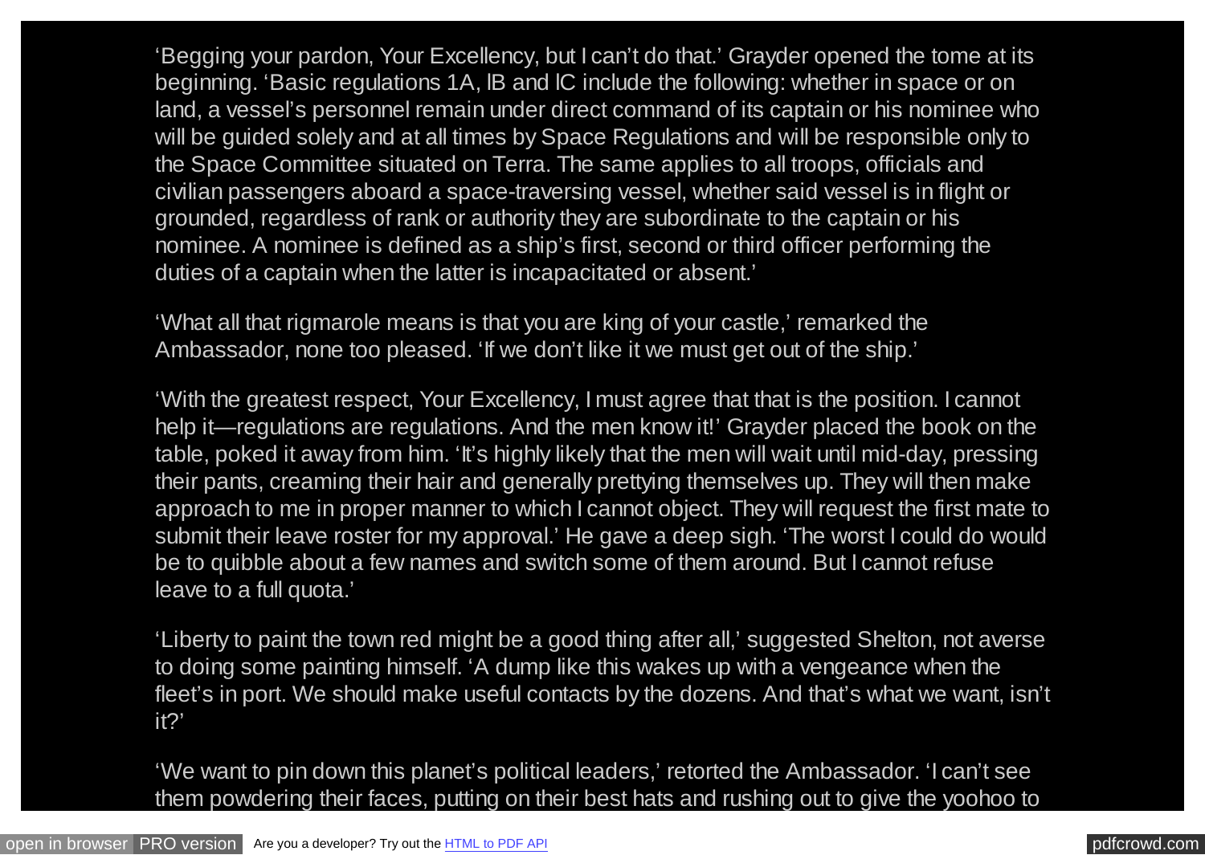'Begging your pardon, Your Excellency, but I can't do that.' Grayder opened the tome at its beginning. 'Basic regulations 1A, IB and IC include the following: whether in space or on land, a vessel's personnel remain under direct command of its captain or his nominee who will be guided solely and at all times by Space Regulations and will be responsible only to the Space Committee situated on Terra. The same applies to all troops, officials and civilian passengers aboard a space-traversing vessel, whether said vessel is in flight or grounded, regardless of rank or authority they are subordinate to the captain or his nominee. A nominee is defined as a ship's first, second or third officer performing the duties of a captain when the latter is incapacitated or absent.'

'What all that rigmarole means is that you are king of your castle,' remarked the Ambassador, none too pleased. 'If we don't like it we must get out of the ship.'

'With the greatest respect, Your Excellency, I must agree that that is the position. I cannot help it—regulations are regulations. And the men know it!' Grayder placed the book on the table, poked it away from him. 'It's highly likely that the men will wait until mid-day, pressing their pants, creaming their hair and generally prettying themselves up. They will then make approach to me in proper manner to which I cannot object. They will request the first mate to submit their leave roster for my approval.' He gave a deep sigh. 'The worst I could do would be to quibble about a few names and switch some of them around. But I cannot refuse leave to a full quota.'

'Liberty to paint the town red might be a good thing after all,' suggested Shelton, not averse to doing some painting himself. 'A dump like this wakes up with a vengeance when the fleet's in port. We should make useful contacts by the dozens. And that's what we want, isn't it?'

'We want to pin down this planet's political leaders,' retorted the Ambassador. 'I can't see them powdering their faces, putting on their best hats and rushing out to give the yoohoo to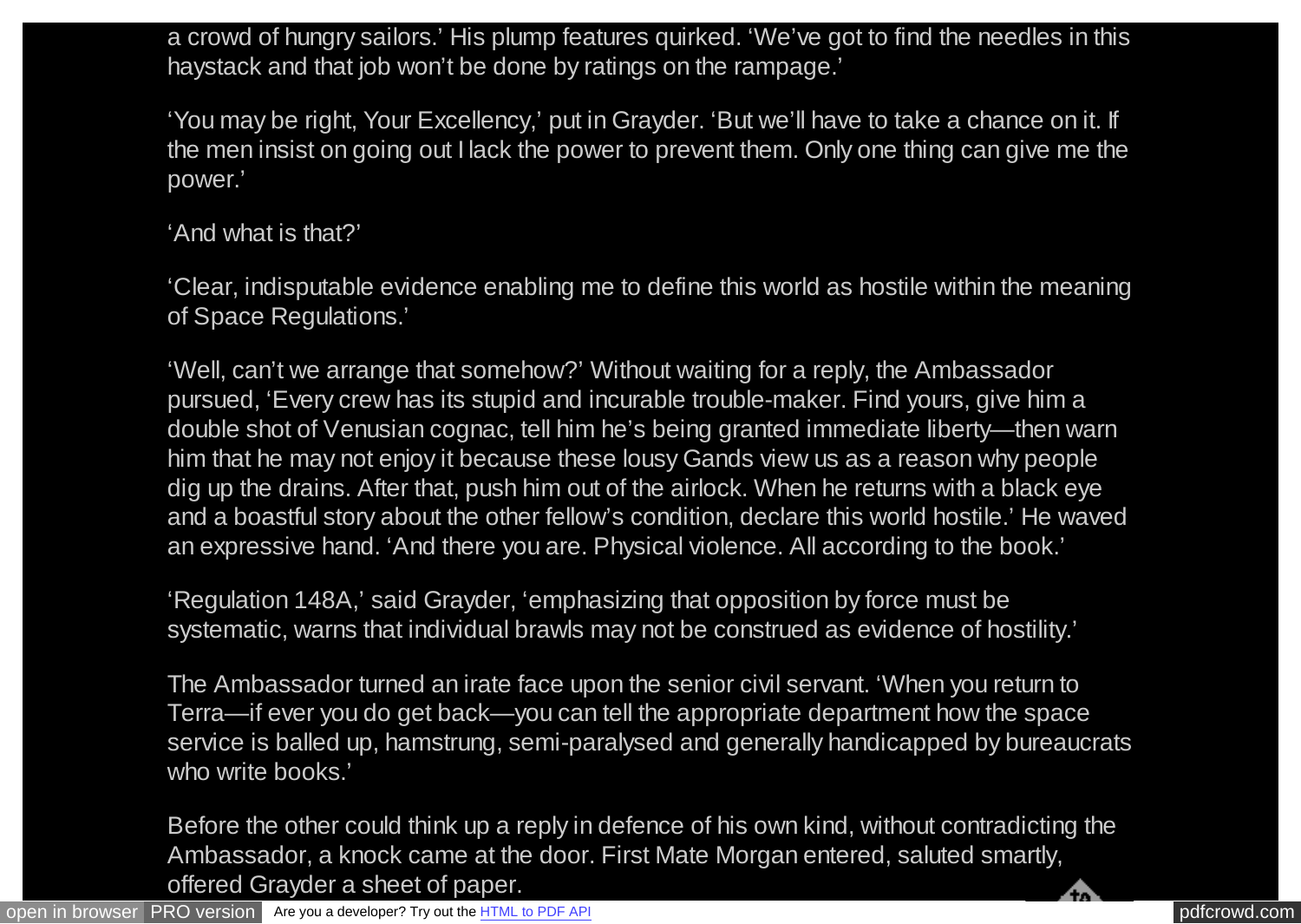a crowd of hungry sailors.' His plump features quirked. 'We've got to find the needles in this haystack and that job won't be done by ratings on the rampage.'

'You may be right, Your Excellency,' put in Grayder. 'But we'll have to take a chance on it. If the men insist on going out I lack the power to prevent them. Only one thing can give me the power.'

'And what is that?'

'Clear, indisputable evidence enabling me to define this world as hostile within the meaning of Space Regulations.'

'Well, can't we arrange that somehow?' Without waiting for a reply, the Ambassador pursued, 'Every crew has its stupid and incurable trouble-maker. Find yours, give him a double shot of Venusian cognac, tell him he's being granted immediate liberty—then warn him that he may not enjoy it because these lousy Gands view us as a reason why people dig up the drains. After that, push him out of the airlock. When he returns with a black eye and a boastful story about the other fellow's condition, declare this world hostile.' He waved an expressive hand. 'And there you are. Physical violence. All according to the book.'

'Regulation 148A,' said Grayder, 'emphasizing that opposition by force must be systematic, warns that individual brawls may not be construed as evidence of hostility.'

The Ambassador turned an irate face upon the senior civil servant. 'When you return to Terra—if ever you do get back—you can tell the appropriate department how the space service is balled up, hamstrung, semi-paralysed and generally handicapped by bureaucrats who write books.'

Before the other could think up a reply in defence of his own kind, without contradicting the Ambassador, a knock came at the door. First Mate Morgan entered, saluted smartly, offered Grayder a sheet of paper.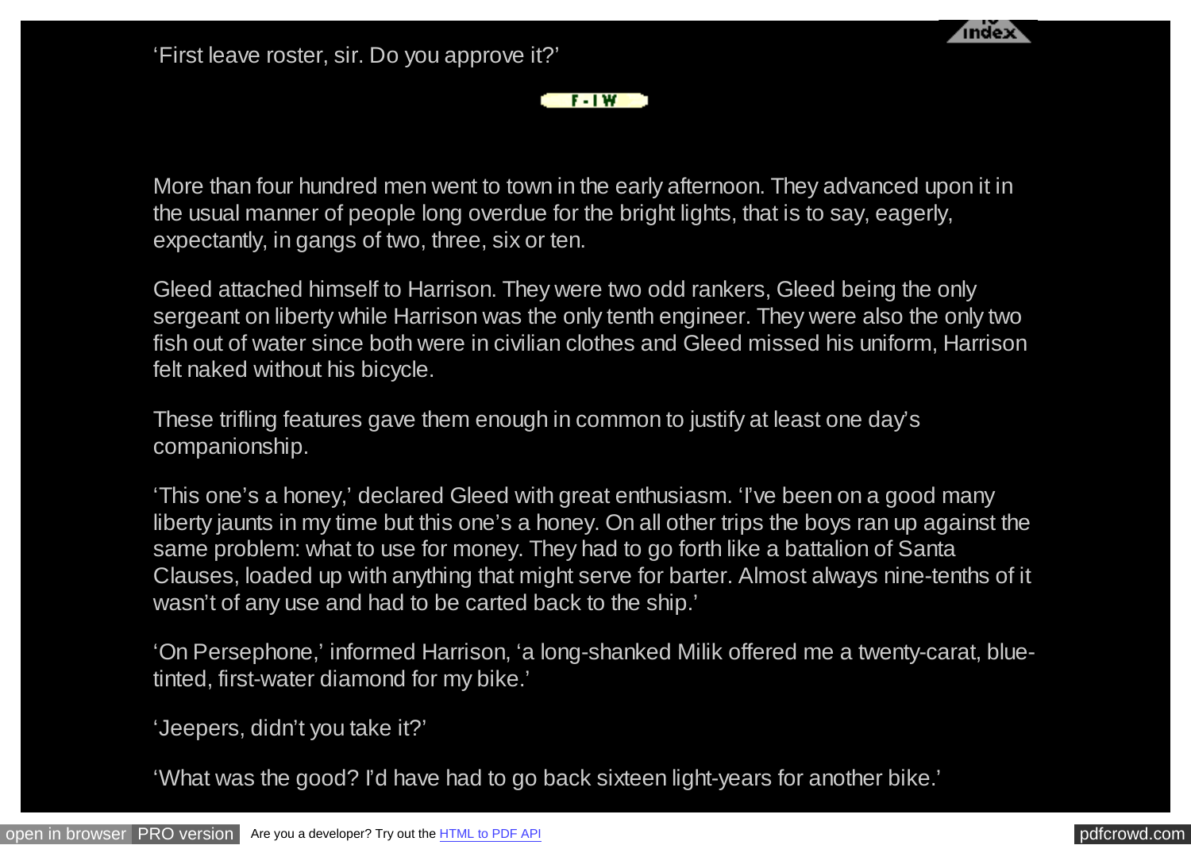'First leave roster, sir. Do you approve it?'

F-IW

More than four hundred men went to town in the early afternoon. They advanced upon it in the usual manner of people long overdue for the bright lights, that is to say, eagerly, expectantly, in gangs of two, three, six or ten.

Gleed attached himself to Harrison. They were two odd rankers, Gleed being the only sergeant on liberty while Harrison was the only tenth engineer. They were also the only two fish out of water since both were in civilian clothes and Gleed missed his uniform, Harrison felt naked without his bicycle.

These trifling features gave them enough in common to justify at least one day's companionship.

'This one's a honey,' declared Gleed with great enthusiasm. 'I've been on a good many liberty jaunts in my time but this one's a honey. On all other trips the boys ran up against the same problem: what to use for money. They had to go forth like a battalion of Santa Clauses, loaded up with anything that might serve for barter. Almost always nine-tenths of it wasn't of any use and had to be carted back to the ship.'

'On Persephone,' informed Harrison, 'a long-shanked Milik offered me a twenty-carat, blue-tinted, first-water diamond for my bike.'

'Jeepers, didn't you take it?'

'What was the good? I'd have had to go back sixteen light-years for another bike.'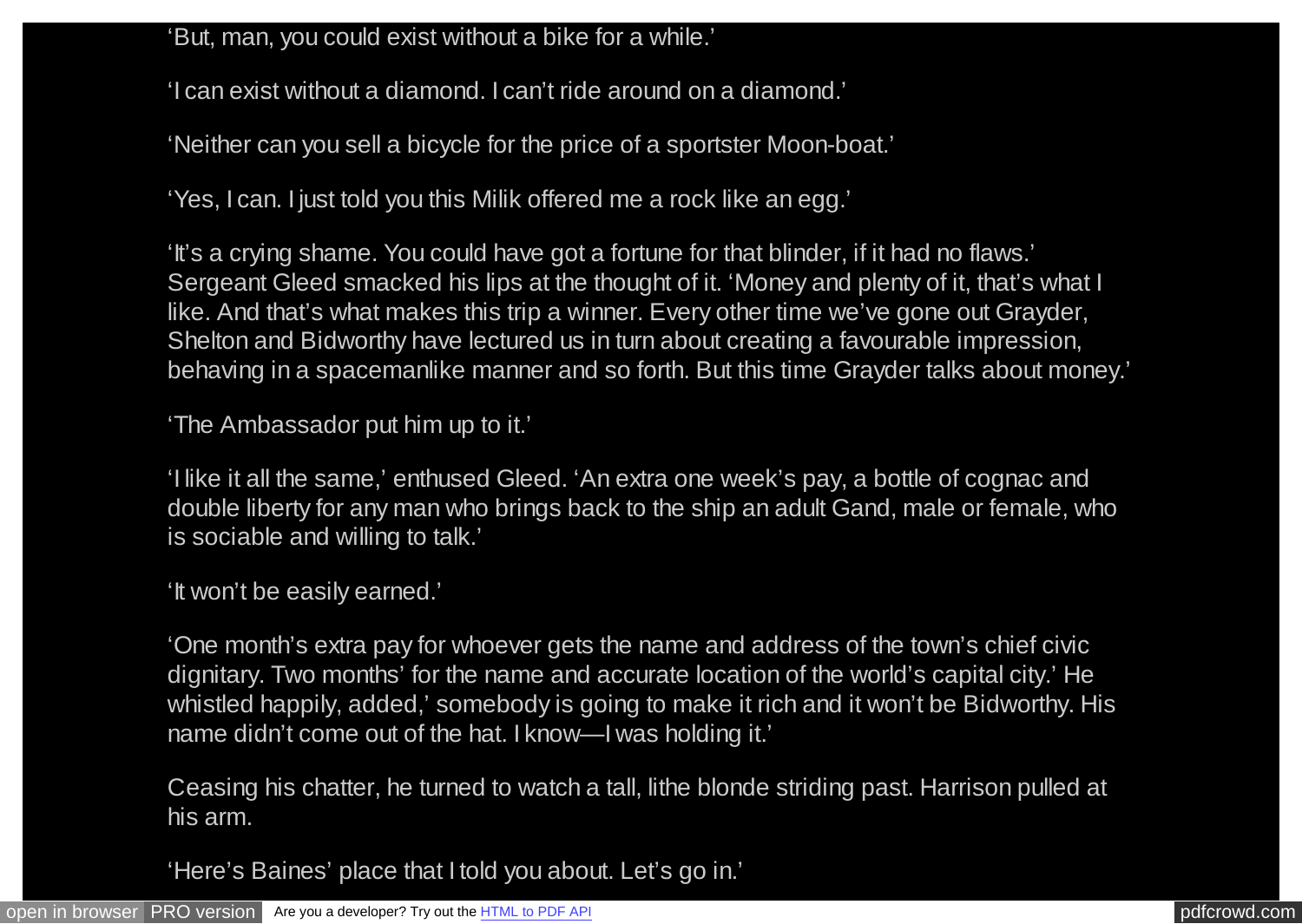'But, man, you could exist without a bike for a while.'

'I can exist without a diamond. I can't ride around on a diamond.'

'Neither can you sell a bicycle for the price of a sportster Moon-boat.'

'Yes, I can. I just told you this Milik offered me a rock like an egg.'

'It's a crying shame. You could have got a fortune for that blinder, if it had no flaws.' Sergeant Gleed smacked his lips at the thought of it. 'Money and plenty of it, that's what I like. And that's what makes this trip a winner. Every other time we've gone out Grayder, Shelton and Bidworthy have lectured us in turn about creating a favourable impression, behaving in a spacemanlike manner and so forth. But this time Grayder talks about money.'

'The Ambassador put him up to it.'

'I like it all the same,' enthused Gleed. 'An extra one week's pay, a bottle of cognac and double liberty for any man who brings back to the ship an adult Gand, male or female, who is sociable and willing to talk.'

'It won't be easily earned.'

'One month's extra pay for whoever gets the name and address of the town's chief civic dignitary. Two months' for the name and accurate location of the world's capital city.' He whistled happily, added,' somebody is going to make it rich and it won't be Bidworthy. His name didn't come out of the hat. I know—I was holding it.'

Ceasing his chatter, he turned to watch a tall, lithe blonde striding past. Harrison pulled at his arm.

'Here's Baines' place that I told you about. Let's go in.'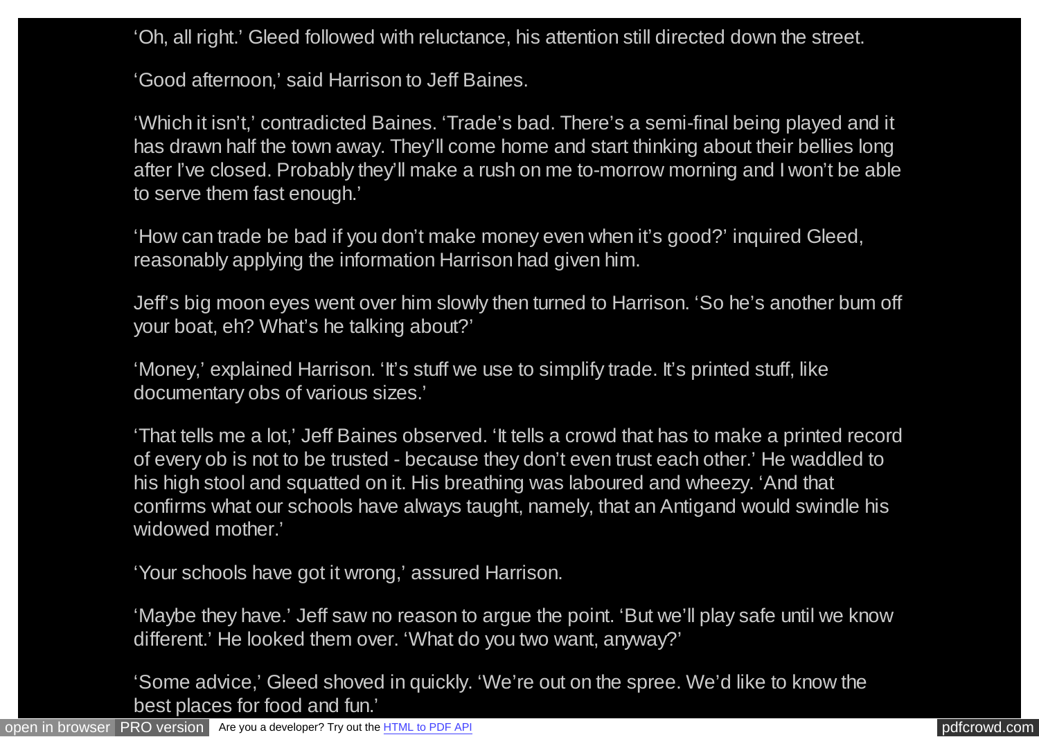'Oh, all right.' Gleed followed with reluctance, his attention still directed down the street.

'Good afternoon,' said Harrison to Jeff Baines.

'Which it isn't,' contradicted Baines. 'Trade's bad. There's a semi-final being played and it has drawn half the town away. They'll come home and start thinking about their bellies long after I've closed. Probably they'll make a rush on me to-morrow morning and I won't be able to serve them fast enough.'

'How can trade be bad if you don't make money even when it's good?' inquired Gleed, reasonably applying the information Harrison had given him.

Jeff's big moon eyes went over him slowly then turned to Harrison. 'So he's another bum off your boat, eh? What's he talking about?'

'Money,' explained Harrison. 'It's stuff we use to simplify trade. It's printed stuff, like documentary obs of various sizes.'

'That tells me a lot,' Jeff Baines observed. 'It tells a crowd that has to make a printed record of every ob is not to be trusted - because they don't even trust each other.' He waddled to his high stool and squatted on it. His breathing was laboured and wheezy. 'And that confirms what our schools have always taught, namely, that an Antigand would swindle his widowed mother.'

'Your schools have got it wrong,' assured Harrison.

'Maybe they have.' Jeff saw no reason to argue the point. 'But we'll play safe until we know different.' He looked them over. 'What do you two want, anyway?'

'Some advice,' Gleed shoved in quickly. 'We're out on the spree. We'd like to know the best places for food and fun.'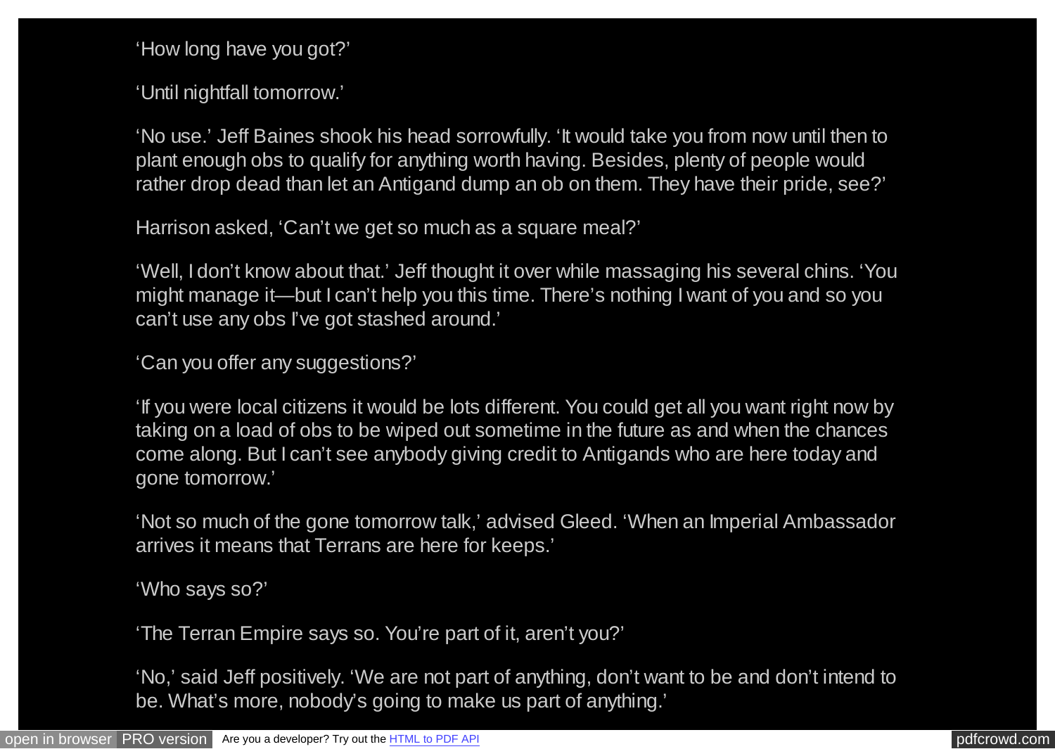'How long have you got?'

'Until nightfall tomorrow.'

'No use.' Jeff Baines shook his head sorrowfully. 'It would take you from now until then to plant enough obs to qualify for anything worth having. Besides, plenty of people would rather drop dead than let an Antigand dump an ob on them. They have their pride, see?'

Harrison asked, 'Can't we get so much as a square meal?'

'Well, I don't know about that.' Jeff thought it over while massaging his several chins. 'You might manage it—but I can't help you this time. There's nothing I want of you and so you can't use any obs I've got stashed around.'

'Can you offer any suggestions?'

'If you were local citizens it would be lots different. You could get all you want right now by taking on a load of obs to be wiped out sometime in the future as and when the chances come along. But I can't see anybody giving credit to Antigands who are here today and gone tomorrow.'

'Not so much of the gone tomorrow talk,' advised Gleed. 'When an Imperial Ambassador arrives it means that Terrans are here for keeps.'

'Who says so?'

'The Terran Empire says so. You're part of it, aren't you?'

'No,' said Jeff positively. 'We are not part of anything, don't want to be and don't intend to be. What's more, nobody's going to make us part of anything.'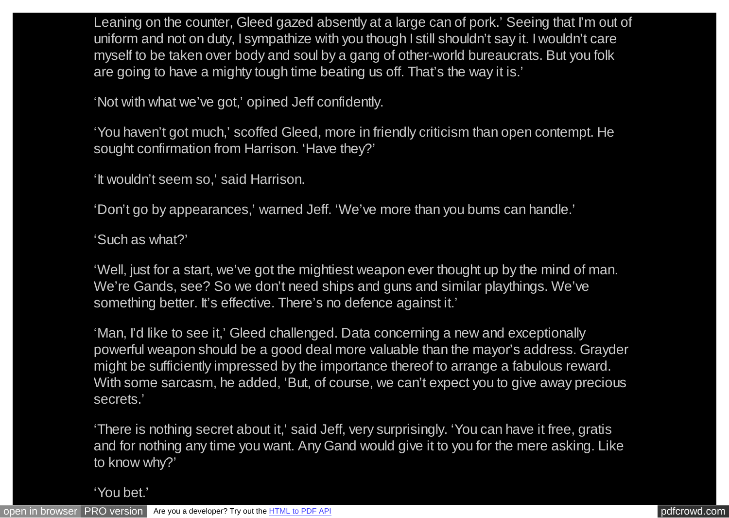Leaning on the counter, Gleed gazed absently at a large can of pork.' Seeing that I'm out of uniform and not on duty, I sympathize with you though I still shouldn't say it. I wouldn't care myself to be taken over body and soul by a gang of other-world bureaucrats. But you folk are going to have a mighty tough time beating us off. That's the way it is.'

'Not with what we've got,' opined Jeff confidently.

'You haven't got much,' scoffed Gleed, more in friendly criticism than open contempt. He sought confirmation from Harrison. 'Have they?'

'It wouldn't seem so,' said Harrison.

'Don't go by appearances,' warned Jeff. 'We've more than you bums can handle.'

'Such as what?'

'Well, just for a start, we've got the mightiest weapon ever thought up by the mind of man. We're Gands, see? So we don't need ships and guns and similar playthings. We've something better. It's effective. There's no defence against it.'

'Man, I'd like to see it,' Gleed challenged. Data concerning a new and exceptionally powerful weapon should be a good deal more valuable than the mayor's address. Grayder might be sufficiently impressed by the importance thereof to arrange a fabulous reward. With some sarcasm, he added, 'But, of course, we can't expect you to give away precious secrets.'

'There is nothing secret about it,' said Jeff, very surprisingly. 'You can have it free, gratis and for nothing any time you want. Any Gand would give it to you for the mere asking. Like to know why?'

'You bet.'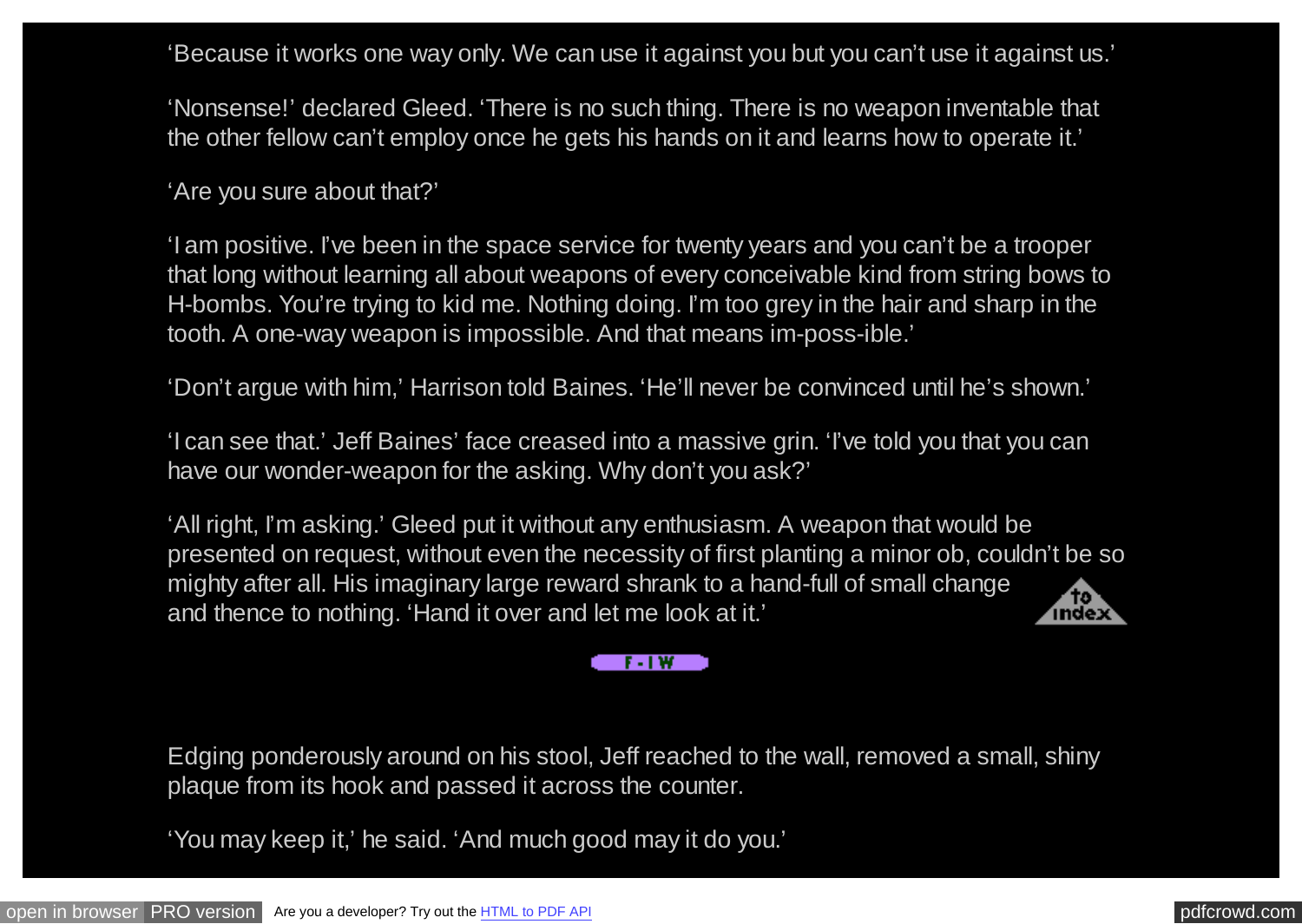'Because it works one way only. We can use it against you but you can't use it against us.'

'Nonsense!' declared Gleed. 'There is no such thing. There is no weapon inventable that the other fellow can't employ once he gets his hands on it and learns how to operate it.'

'Are you sure about that?'

'I am positive. I've been in the space service for twenty years and you can't be a trooper that long without learning all about weapons of every conceivable kind from string bows to H-bombs. You're trying to kid me. Nothing doing. I'm too grey in the hair and sharp in the tooth. A one-way weapon is impossible. And that means im-poss-ible.'

'Don't argue with him,' Harrison told Baines. 'He'll never be convinced until he's shown.'

'I can see that.' Jeff Baines' face creased into a massive grin. 'I've told you that you can have our wonder-weapon for the asking. Why don't you ask?'

'All right, I'm asking.' Gleed put it without any enthusiasm. A weapon that would be presented on request, without even the necessity of first planting a minor ob, couldn't be so mighty after all. His imaginary large reward shrank to a hand-full of small change and thence to nothing. 'Hand it over and let me look at it.'

F-IW

Edging ponderously around on his stool, Jeff reached to the wall, removed a small, shiny plaque from its hook and passed it across the counter.

'You may keep it,' he said. 'And much good may it do you.'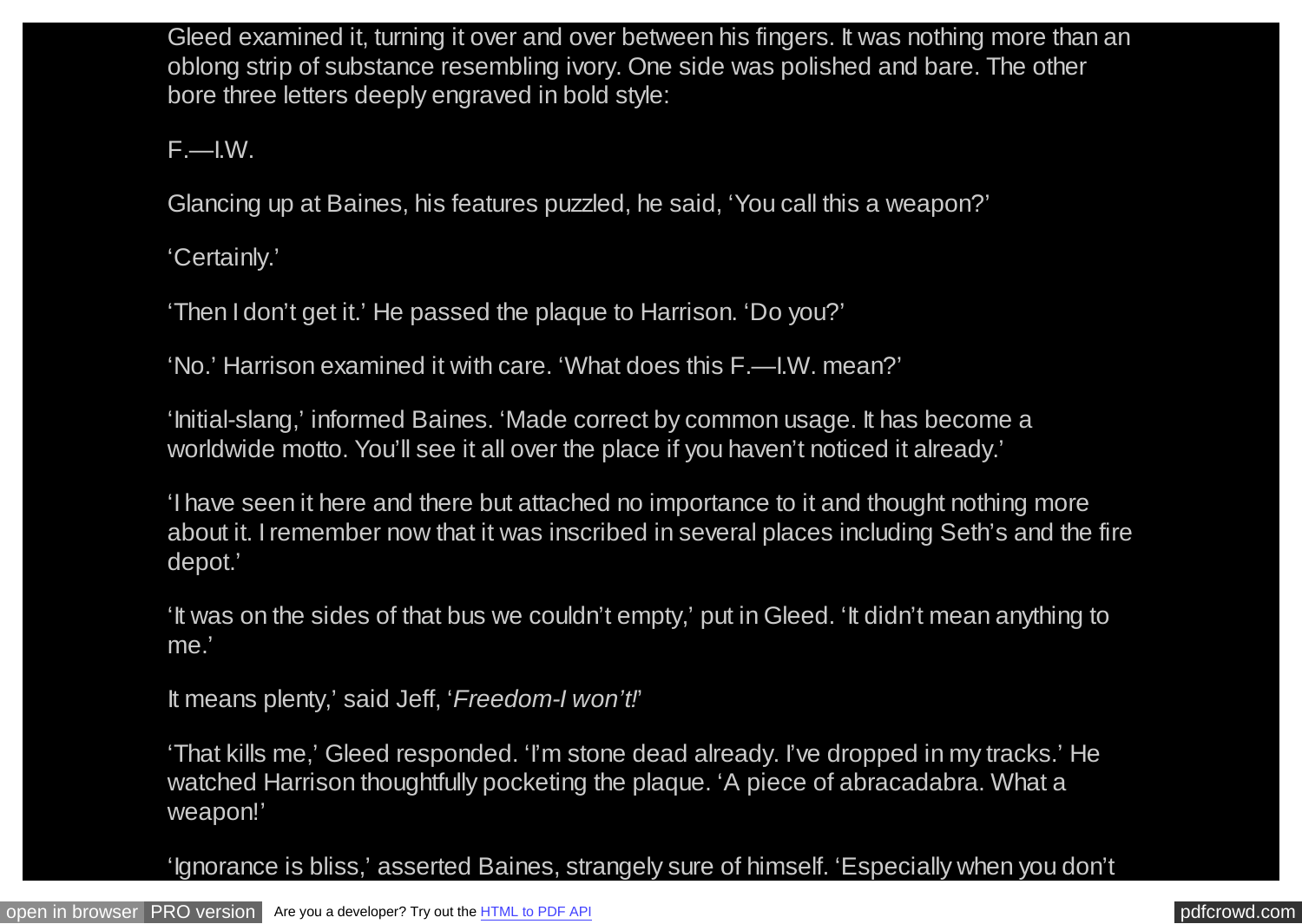Gleed examined it, turning it over and over between his fingers. It was nothing more than an oblong strip of substance resembling ivory. One side was polished and bare. The other bore three letters deeply engraved in bold style:

F.—I.W.

Glancing up at Baines, his features puzzled, he said, 'You call this a weapon?'

'Certainly.'

'Then I don't get it.' He passed the plaque to Harrison. 'Do you?'

'No.' Harrison examined it with care. 'What does this F.—I.W. mean?'

'Initial-slang,' informed Baines. 'Made correct by common usage. It has become a worldwide motto. You'll see it all over the place if you haven't noticed it already.'

'I have seen it here and there but attached no importance to it and thought nothing more about it. I remember now that it was inscribed in several places including Seth's and the fire depot.'

'It was on the sides of that bus we couldn't empty,' put in Gleed. 'It didn't mean anything to me.'

It means plenty,' said Jeff, '*Freedom-I won't!*'

'That kills me,' Gleed responded. 'I'm stone dead already. I've dropped in my tracks.' He watched Harrison thoughtfully pocketing the plaque. 'A piece of abracadabra. What a weapon!'

'Ignorance is bliss,' asserted Baines, strangely sure of himself. 'Especially when you don't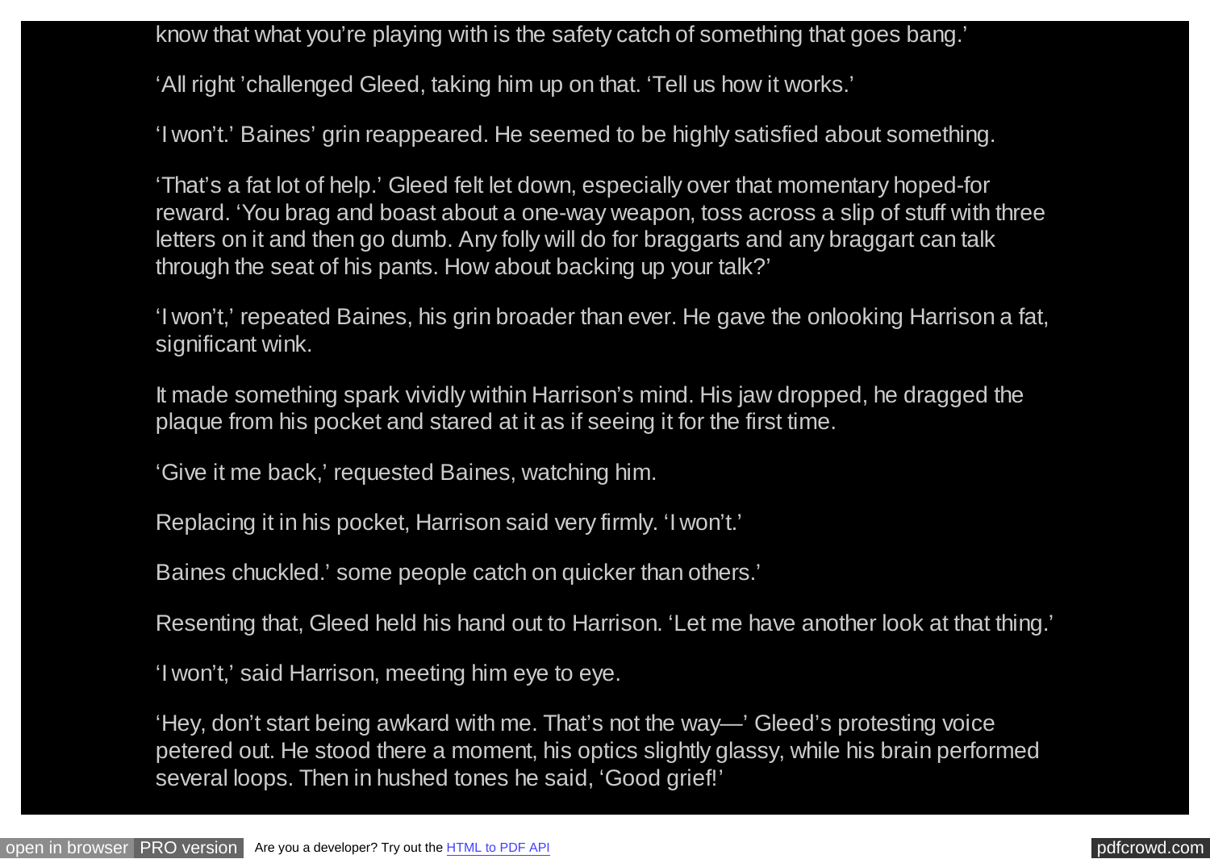know that what you're playing with is the safety catch of something that goes bang.'

'All right 'challenged Gleed, taking him up on that. 'Tell us how it works.'

'I won't.' Baines' grin reappeared. He seemed to be highly satisfied about something.

'That's a fat lot of help.' Gleed felt let down, especially over that momentary hoped-for reward. 'You brag and boast about a one-way weapon, toss across a slip of stuff with three letters on it and then go dumb. Any folly will do for braggarts and any braggart can talk through the seat of his pants. How about backing up your talk?'

'I won't,' repeated Baines, his grin broader than ever. He gave the onlooking Harrison a fat, significant wink.

It made something spark vividly within Harrison's mind. His jaw dropped, he dragged the plaque from his pocket and stared at it as if seeing it for the first time.

'Give it me back,' requested Baines, watching him.

Replacing it in his pocket, Harrison said very firmly. 'I won't.'

Baines chuckled.' some people catch on quicker than others.'

Resenting that, Gleed held his hand out to Harrison. 'Let me have another look at that thing.'

'I won't,' said Harrison, meeting him eye to eye.

'Hey, don't start being awkard with me. That's not the way—' Gleed's protesting voice petered out. He stood there a moment, his optics slightly glassy, while his brain performed several loops. Then in hushed tones he said, 'Good grief!'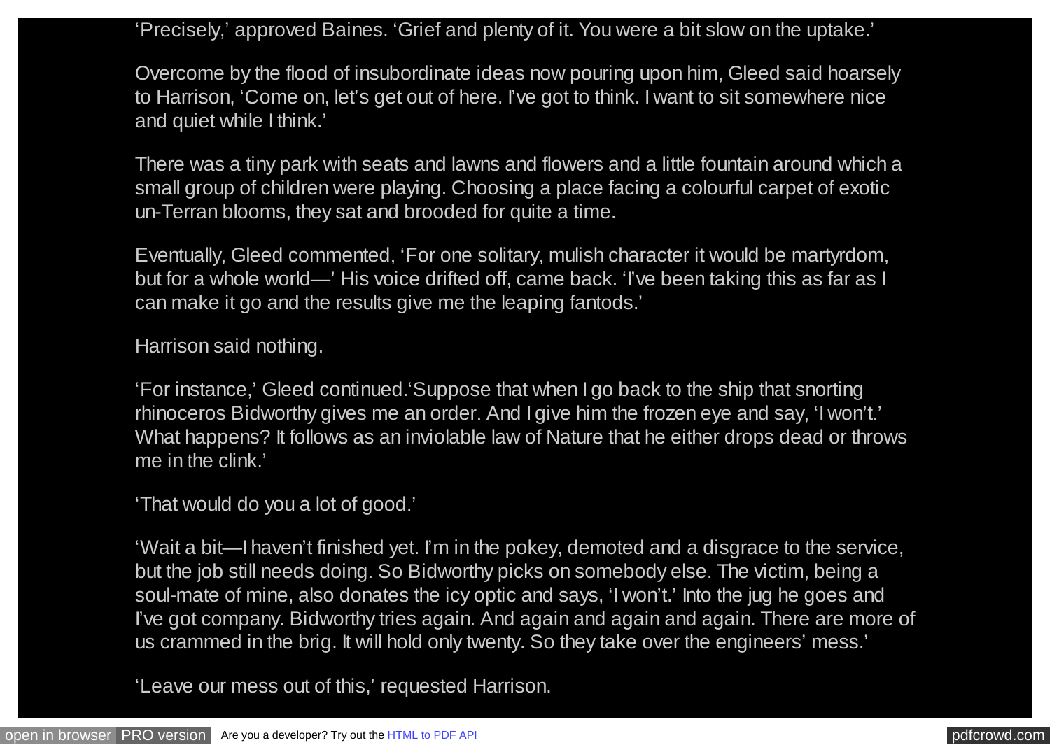'Precisely,' approved Baines. 'Grief and plenty of it. You were a bit slow on the uptake.'

Overcome by the flood of insubordinate ideas now pouring upon him, Gleed said hoarsely to Harrison, 'Come on, let's get out of here. I've got to think. I want to sit somewhere nice and quiet while I think.'

There was a tiny park with seats and lawns and flowers and a little fountain around which a small group of children were playing. Choosing a place facing a colourful carpet of exotic un-Terran blooms, they sat and brooded for quite a time.

Eventually, Gleed commented, 'For one solitary, mulish character it would be martyrdom, but for a whole world—' His voice drifted off, came back. 'I've been taking this as far as I can make it go and the results give me the leaping fantods.'

Harrison said nothing.

'For instance,' Gleed continued.'Suppose that when I go back to the ship that snorting rhinoceros Bidworthy gives me an order. And I give him the frozen eye and say, 'I won't.' What happens? It follows as an inviolable law of Nature that he either drops dead or throws me in the clink.'

'That would do you a lot of good.'

'Wait a bit—I haven't finished yet. I'm in the pokey, demoted and a disgrace to the service, but the job still needs doing. So Bidworthy picks on somebody else. The victim, being a soul-mate of mine, also donates the icy optic and says, 'I won't.' Into the jug he goes and I've got company. Bidworthy tries again. And again and again and again. There are more of us crammed in the brig. It will hold only twenty. So they take over the engineers' mess.'

'Leave our mess out of this,' requested Harrison.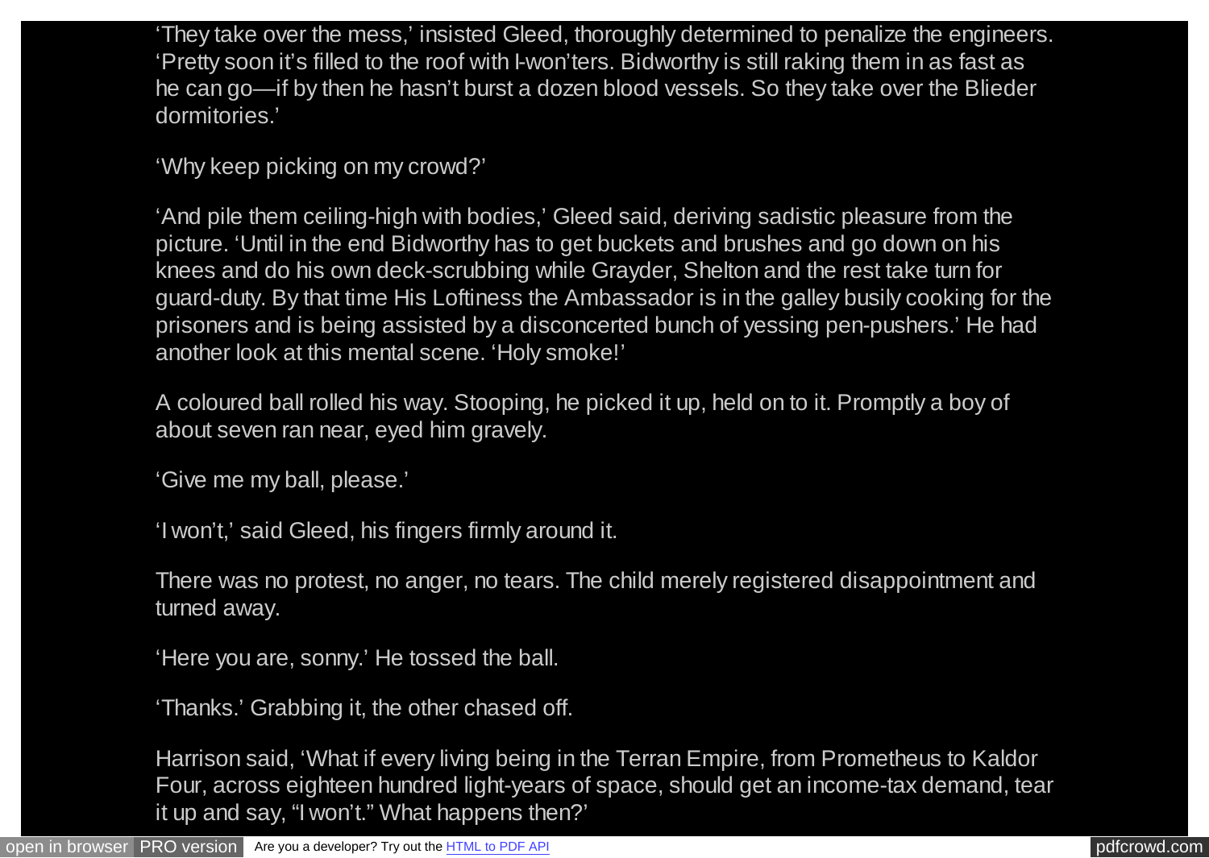'They take over the mess,' insisted Gleed, thoroughly determined to penalize the engineers. 'Pretty soon it's filled to the roof with I-won'ters. Bidworthy is still raking them in as fast as he can go—if by then he hasn't burst a dozen blood vessels. So they take over the Blieder dormitories.'

'Why keep picking on my crowd?'

'And pile them ceiling-high with bodies,' Gleed said, deriving sadistic pleasure from the picture. 'Until in the end Bidworthy has to get buckets and brushes and go down on his knees and do his own deck-scrubbing while Grayder, Shelton and the rest take turn for guard-duty. By that time His Loftiness the Ambassador is in the galley busily cooking for the prisoners and is being assisted by a disconcerted bunch of yessing pen-pushers.' He had another look at this mental scene. 'Holy smoke!'

A coloured ball rolled his way. Stooping, he picked it up, held on to it. Promptly a boy of about seven ran near, eyed him gravely.

'Give me my ball, please.'

'I won't,' said Gleed, his fingers firmly around it.

There was no protest, no anger, no tears. The child merely registered disappointment and turned away.

'Here you are, sonny.' He tossed the ball.

'Thanks.' Grabbing it, the other chased off.

Harrison said, 'What if every living being in the Terran Empire, from Prometheus to Kaldor Four, across eighteen hundred light-years of space, should get an income-tax demand, tear it up and say, "I won't." What happens then?'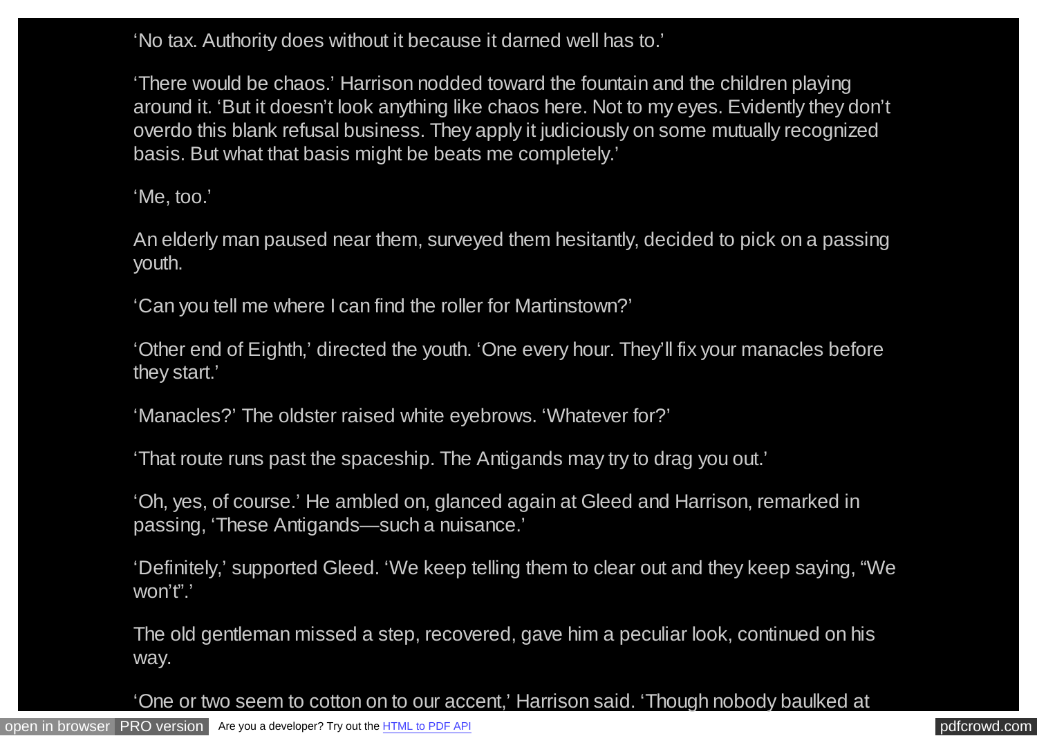'No tax. Authority does without it because it darned well has to.'

'There would be chaos.' Harrison nodded toward the fountain and the children playing around it. 'But it doesn't look anything like chaos here. Not to my eyes. Evidently they don't overdo this blank refusal business. They apply it judiciously on some mutually recognized basis. But what that basis might be beats me completely.'

'Me, too.'

An elderly man paused near them, surveyed them hesitantly, decided to pick on a passing youth.

'Can you tell me where I can find the roller for Martinstown?'

'Other end of Eighth,' directed the youth. 'One every hour. They'll fix your manacles before they start.'

'Manacles?' The oldster raised white eyebrows. 'Whatever for?'

'That route runs past the spaceship. The Antigands may try to drag you out.'

'Oh, yes, of course.' He ambled on, glanced again at Gleed and Harrison, remarked in passing, 'These Antigands—such a nuisance.'

'Definitely,' supported Gleed. 'We keep telling them to clear out and they keep saying, "We won't".'

The old gentleman missed a step, recovered, gave him a peculiar look, continued on his way.

'One or two seem to cotton on to our accent,' Harrison said. 'Though nobody baulked at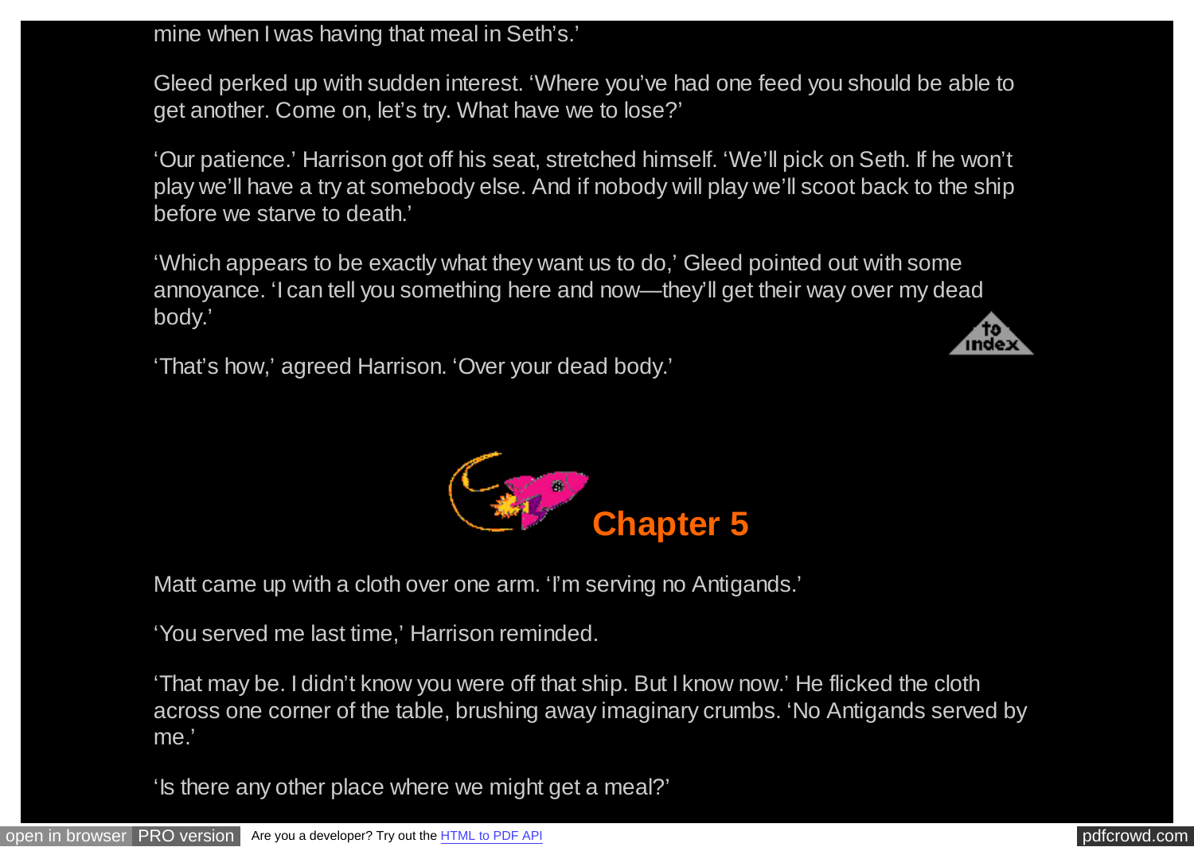mine when I was having that meal in Seth's.'

Gleed perked up with sudden interest. 'Where you've had one feed you should be able to get another. Come on, let's try. What have we to lose?'

'Our patience.' Harrison got off his seat, stretched himself. 'We'll pick on Seth. If he won't play we'll have a try at somebody else. And if nobody will play we'll scoot back to the ship before we starve to death.'

'Which appears to be exactly what they want us to do,' Gleed pointed out with some annoyance. 'I can tell you something here and now—they'll get their way over my dead body.'

'That's how,' agreed Harrison. 'Over your dead body.'

## Chapter 5

Matt came up with a cloth over one arm. 'I'm serving no Antigands.'

'You served me last time,' Harrison reminded.

'That may be. I didn't know you were off that ship. But I know now.' He flicked the cloth across one corner of the table, brushing away imaginary crumbs. 'No Antigands served by me.'

'Is there any other place where we might get a meal?'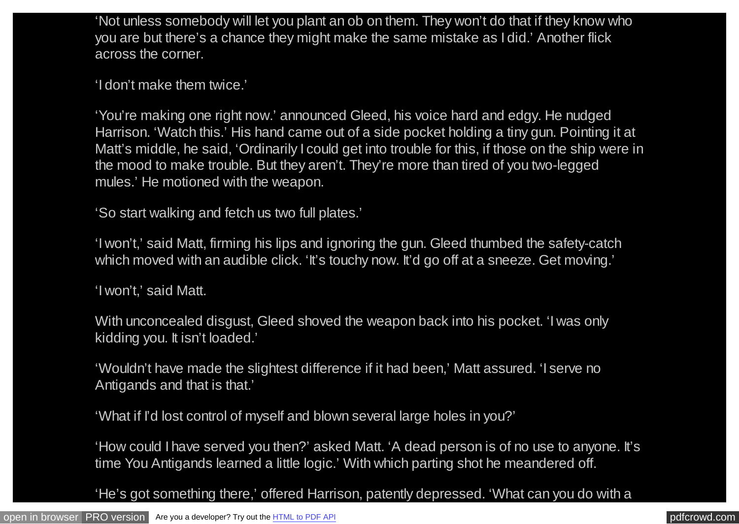'Not unless somebody will let you plant an ob on them. They won't do that if they know who you are but there's a chance they might make the same mistake as I did.' Another flick across the corner.

'I don't make them twice.'

'You're making one right now.' announced Gleed, his voice hard and edgy. He nudged Harrison. 'Watch this.' His hand came out of a side pocket holding a tiny gun. Pointing it at Matt's middle, he said, 'Ordinarily I could get into trouble for this, if those on the ship were in the mood to make trouble. But they aren't. They're more than tired of you two-legged mules.' He motioned with the weapon.

'So start walking and fetch us two full plates.'

'I won't,' said Matt, firming his lips and ignoring the gun. Gleed thumbed the safety-catch which moved with an audible click. 'It's touchy now. It'd go off at a sneeze. Get moving.'

'I won't,' said Matt.

With unconcealed disgust, Gleed shoved the weapon back into his pocket. 'I was only kidding you. It isn't loaded.'

'Wouldn't have made the slightest difference if it had been,' Matt assured. 'I serve no Antigands and that is that.'

'What if I'd lost control of myself and blown several large holes in you?'

'How could I have served you then?' asked Matt. 'A dead person is of no use to anyone. It's time You Antigands learned a little logic.' With which parting shot he meandered off.

'He's got something there,' offered Harrison, patently depressed. 'What can you do with a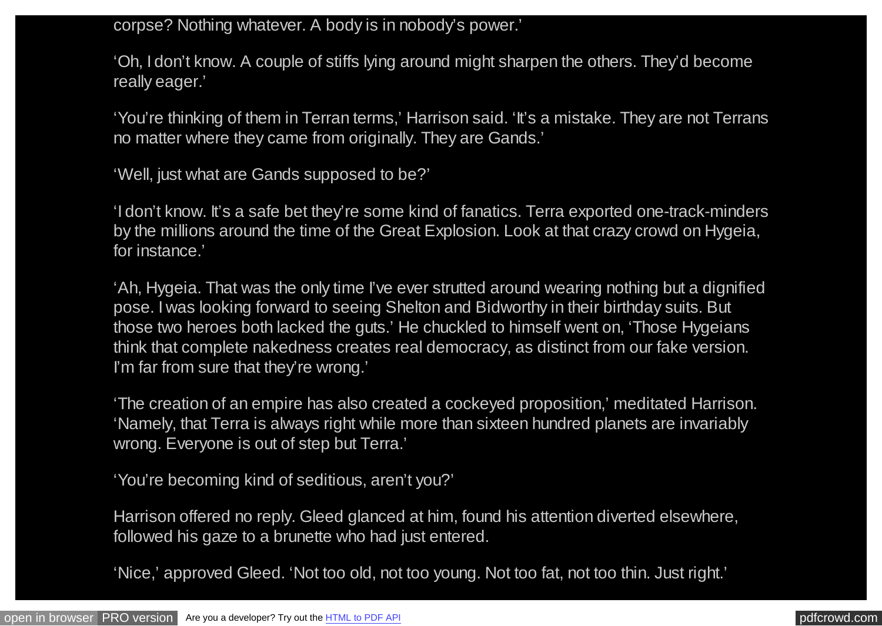corpse? Nothing whatever. A body is in nobody's power.'

'Oh, I don't know. A couple of stiffs lying around might sharpen the others. They'd become really eager.'

'You're thinking of them in Terran terms,' Harrison said. 'It's a mistake. They are not Terrans no matter where they came from originally. They are Gands.'

'Well, just what are Gands supposed to be?'

'I don't know. It's a safe bet they're some kind of fanatics. Terra exported one-track-minders by the millions around the time of the Great Explosion. Look at that crazy crowd on Hygeia, for instance.'

'Ah, Hygeia. That was the only time I've ever strutted around wearing nothing but a dignified pose. I was looking forward to seeing Shelton and Bidworthy in their birthday suits. But those two heroes both lacked the guts.' He chuckled to himself went on, 'Those Hygeians think that complete nakedness creates real democracy, as distinct from our fake version. I'm far from sure that they're wrong.'

'The creation of an empire has also created a cockeyed proposition,' meditated Harrison. 'Namely, that Terra is always right while more than sixteen hundred planets are invariably wrong. Everyone is out of step but Terra.'

'You're becoming kind of seditious, aren't you?'

Harrison offered no reply. Gleed glanced at him, found his attention diverted elsewhere, followed his gaze to a brunette who had just entered.

'Nice,' approved Gleed. 'Not too old, not too young. Not too fat, not too thin. Just right.'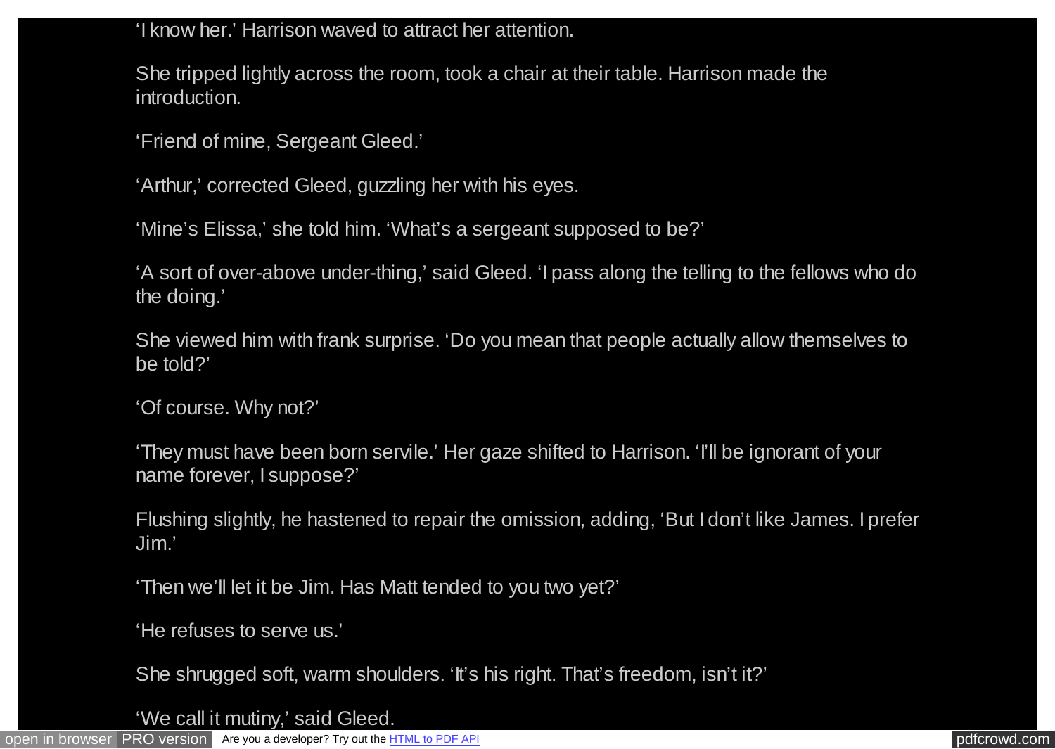'I know her.' Harrison waved to attract her attention.

She tripped lightly across the room, took a chair at their table. Harrison made the introduction.

'Friend of mine, Sergeant Gleed.'

'Arthur,' corrected Gleed, guzzling her with his eyes.

'Mine's Elissa,' she told him. 'What's a sergeant supposed to be?'

'A sort of over-above under-thing,' said Gleed. 'I pass along the telling to the fellows who do the doing.'

She viewed him with frank surprise. 'Do you mean that people actually allow themselves to be told?'

'Of course. Why not?'

'They must have been born servile.' Her gaze shifted to Harrison. 'I'll be ignorant of your name forever, I suppose?'

Flushing slightly, he hastened to repair the omission, adding, 'But I don't like James. I prefer Jim.'

'Then we'll let it be Jim. Has Matt tended to you two yet?'

'He refuses to serve us.'

She shrugged soft, warm shoulders. 'It's his right. That's freedom, isn't it?'

'We call it mutiny,' said Gleed.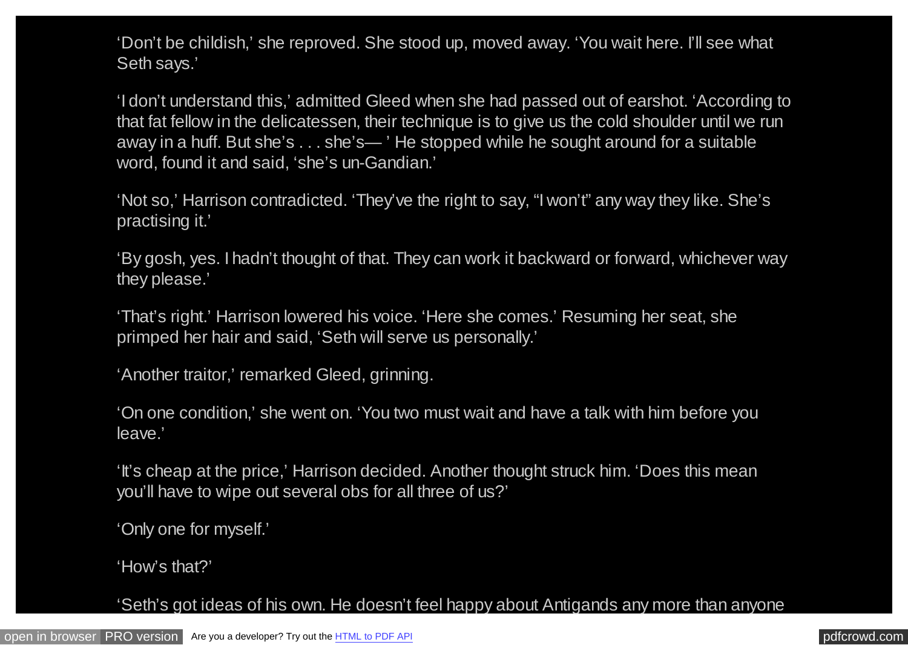'Don't be childish,' she reproved. She stood up, moved away. 'You wait here. I'll see what Seth says.'

'I don't understand this,' admitted Gleed when she had passed out of earshot. 'According to that fat fellow in the delicatessen, their technique is to give us the cold shoulder until we run away in a huff. But she's . . . she's— ' He stopped while he sought around for a suitable word, found it and said, 'she's un-Gandian.'

'Not so,' Harrison contradicted. 'They've the right to say, "I won't" any way they like. She's practising it.'

'By gosh, yes. I hadn't thought of that. They can work it backward or forward, whichever way they please.'

'That's right.' Harrison lowered his voice. 'Here she comes.' Resuming her seat, she primped her hair and said, 'Seth will serve us personally.'

'Another traitor,' remarked Gleed, grinning.

'On one condition,' she went on. 'You two must wait and have a talk with him before you leave.'

'It's cheap at the price,' Harrison decided. Another thought struck him. 'Does this mean you'll have to wipe out several obs for all three of us?'

'Only one for myself.'

'How's that?'

'Seth's got ideas of his own. He doesn't feel happy about Antigands any more than anyone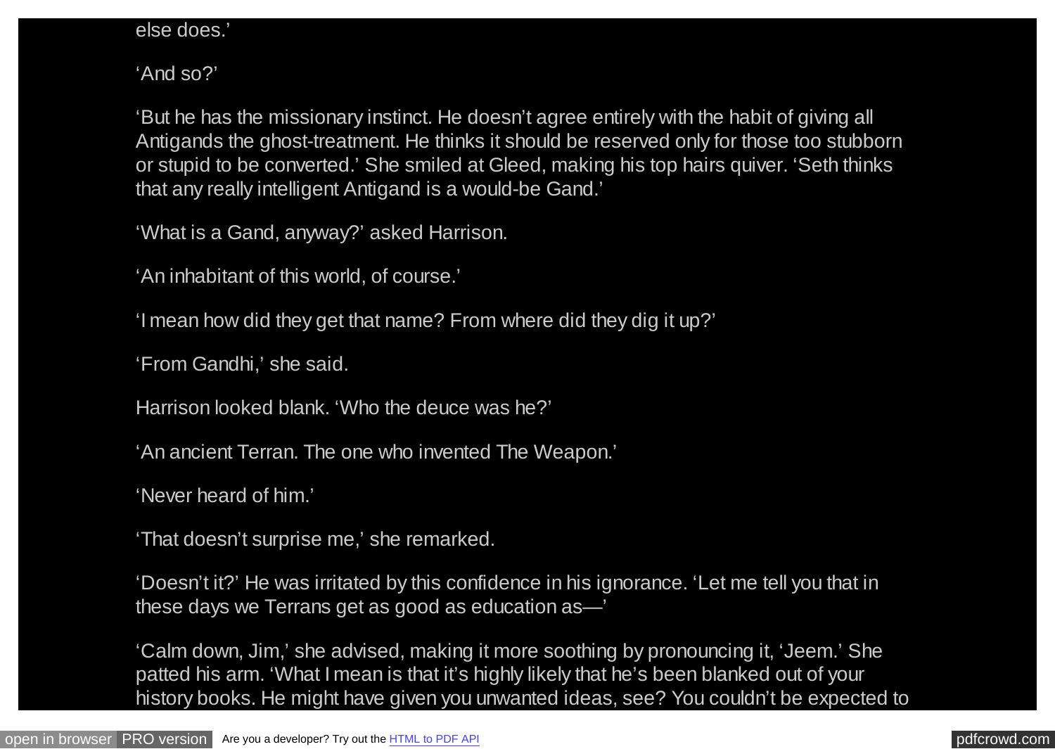else does.'

'And so?'

'But he has the missionary instinct. He doesn't agree entirely with the habit of giving all Antigands the ghost-treatment. He thinks it should be reserved only for those too stubborn or stupid to be converted.' She smiled at Gleed, making his top hairs quiver. 'Seth thinks that any really intelligent Antigand is a would-be Gand.'

'What is a Gand, anyway?' asked Harrison.

'An inhabitant of this world, of course.'

'I mean how did they get that name? From where did they dig it up?'

'From Gandhi,' she said.

Harrison looked blank. 'Who the deuce was he?'

'An ancient Terran. The one who invented The Weapon.'

'Never heard of him.'

'That doesn't surprise me,' she remarked.

'Doesn't it?' He was irritated by this confidence in his ignorance. 'Let me tell you that in these days we Terrans get as good as education as—'

'Calm down, Jim,' she advised, making it more soothing by pronouncing it, 'Jeem.' She patted his arm. 'What I mean is that it's highly likely that he's been blanked out of your history books. He might have given you unwanted ideas, see? You couldn't be expected to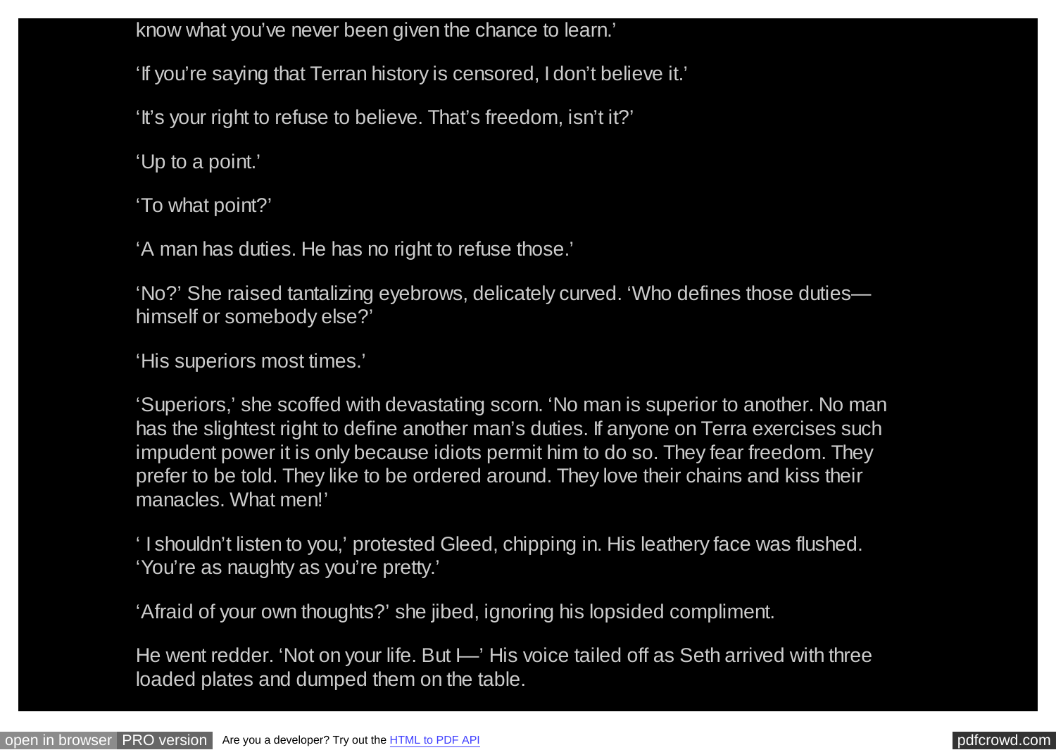know what you've never been given the chance to learn.'

'If you're saying that Terran history is censored, I don't believe it.'

'It's your right to refuse to believe. That's freedom, isn't it?'

'Up to a point.'

'To what point?'

'A man has duties. He has no right to refuse those.'

'No?' She raised tantalizing eyebrows, delicately curved. 'Who defines those duties—himself or somebody else?'

'His superiors most times.'

'Superiors,' she scoffed with devastating scorn. 'No man is superior to another. No man has the slightest right to define another man's duties. If anyone on Terra exercises such impudent power it is only because idiots permit him to do so. They fear freedom. They prefer to be told. They like to be ordered around. They love their chains and kiss their manacles. What men!'

' I shouldn't listen to you,' protested Gleed, chipping in. His leathery face was flushed. 'You're as naughty as you're pretty.'

'Afraid of your own thoughts?' she jibed, ignoring his lopsided compliment.

He went redder. 'Not on your life. But I—' His voice tailed off as Seth arrived with three loaded plates and dumped them on the table.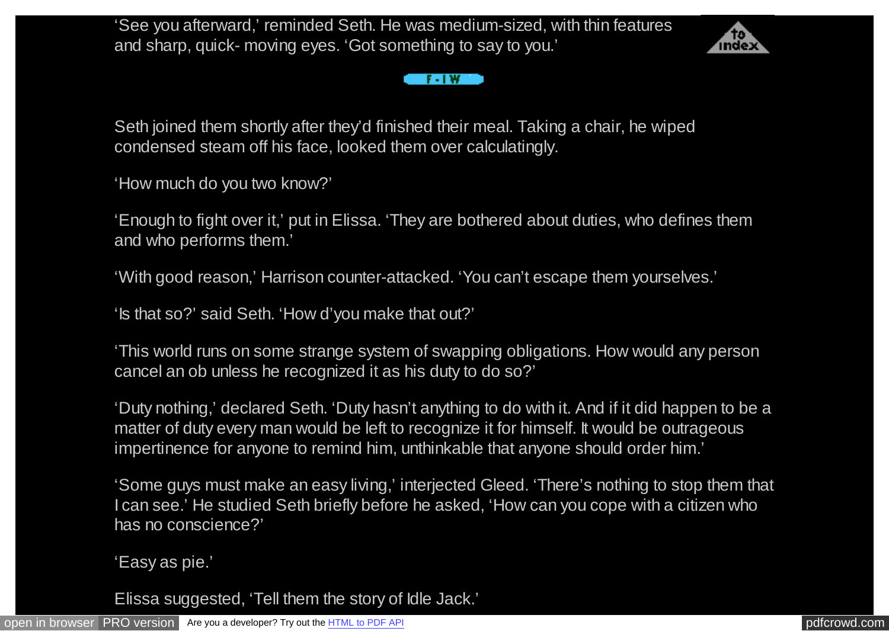'See you afterward,' reminded Seth. He was medium-sized, with thin features and sharp, quick- moving eyes. 'Got something to say to you.'

Seth joined them shortly after they'd finished their meal. Taking a chair, he wiped condensed steam off his face, looked them over calculatingly.

'How much do you two know?'

'Enough to fight over it,' put in Elissa. 'They are bothered about duties, who defines them and who performs them.'

'With good reason,' Harrison counter-attacked. 'You can't escape them yourselves.'

'Is that so?' said Seth. 'How d'you make that out?'

'This world runs on some strange system of swapping obligations. How would any person cancel an ob unless he recognized it as his duty to do so?'

'Duty nothing,' declared Seth. 'Duty hasn't anything to do with it. And if it did happen to be a matter of duty every man would be left to recognize it for himself. It would be outrageous impertinence for anyone to remind him, unthinkable that anyone should order him.'

'Some guys must make an easy living,' interjected Gleed. 'There's nothing to stop them that I can see.' He studied Seth briefly before he asked, 'How can you cope with a citizen who has no conscience?'

'Easy as pie.'

Elissa suggested, 'Tell them the story of Idle Jack.'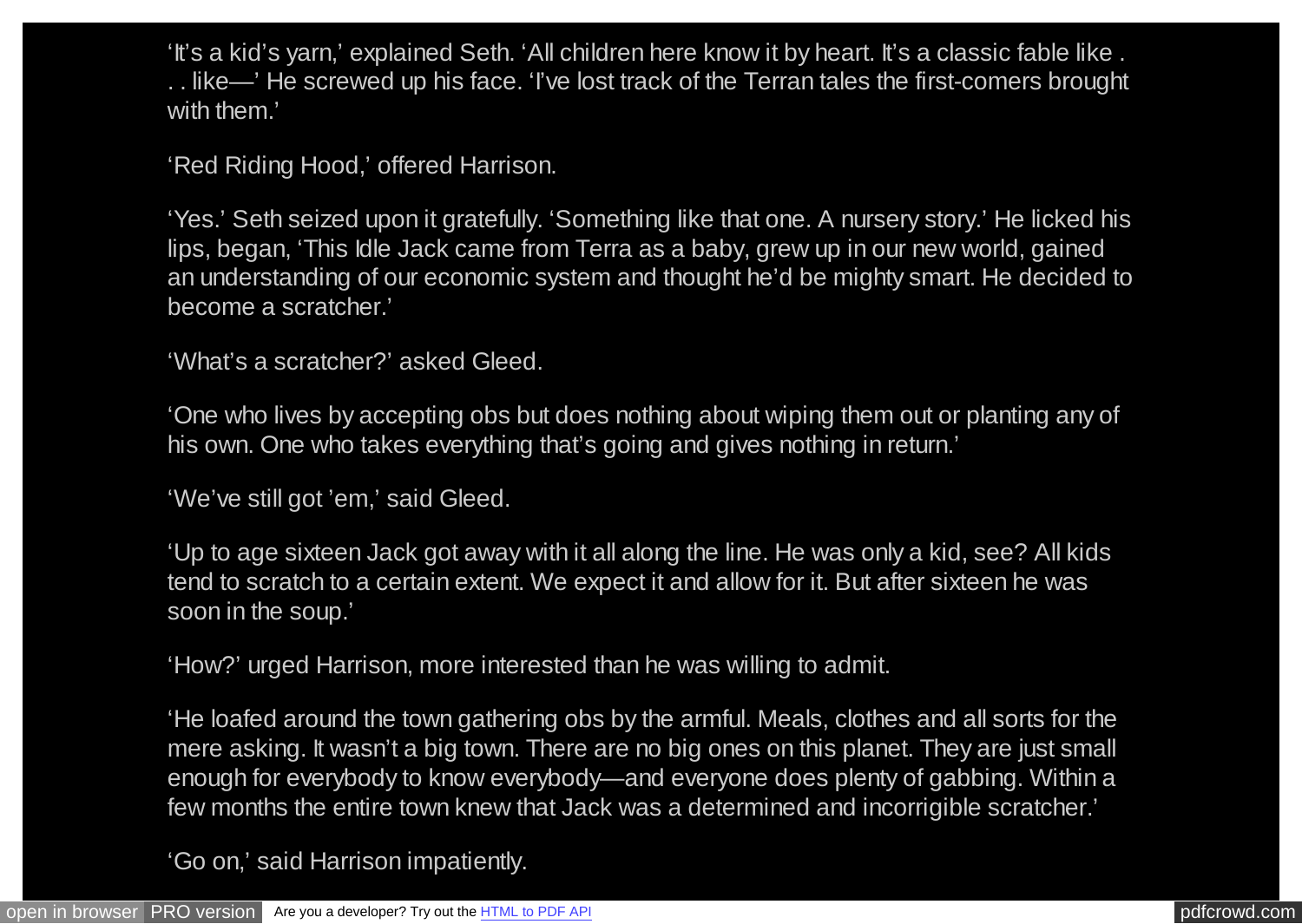'It's a kid's yarn,' explained Seth. 'All children here know it by heart. It's a classic fable like . . . like—' He screwed up his face. 'I've lost track of the Terran tales the first-comers brought with them.'

'Red Riding Hood,' offered Harrison.

'Yes.' Seth seized upon it gratefully. 'Something like that one. A nursery story.' He licked his lips, began, 'This Idle Jack came from Terra as a baby, grew up in our new world, gained an understanding of our economic system and thought he'd be mighty smart. He decided to become a scratcher.'

'What's a scratcher?' asked Gleed.

'One who lives by accepting obs but does nothing about wiping them out or planting any of his own. One who takes everything that's going and gives nothing in return.'

'We've still got 'em,' said Gleed.

'Up to age sixteen Jack got away with it all along the line. He was only a kid, see? All kids tend to scratch to a certain extent. We expect it and allow for it. But after sixteen he was soon in the soup.'

'How?' urged Harrison, more interested than he was willing to admit.

'He loafed around the town gathering obs by the armful. Meals, clothes and all sorts for the mere asking. It wasn't a big town. There are no big ones on this planet. They are just small enough for everybody to know everybody—and everyone does plenty of gabbing. Within a few months the entire town knew that Jack was a determined and incorrigible scratcher.'

'Go on,' said Harrison impatiently.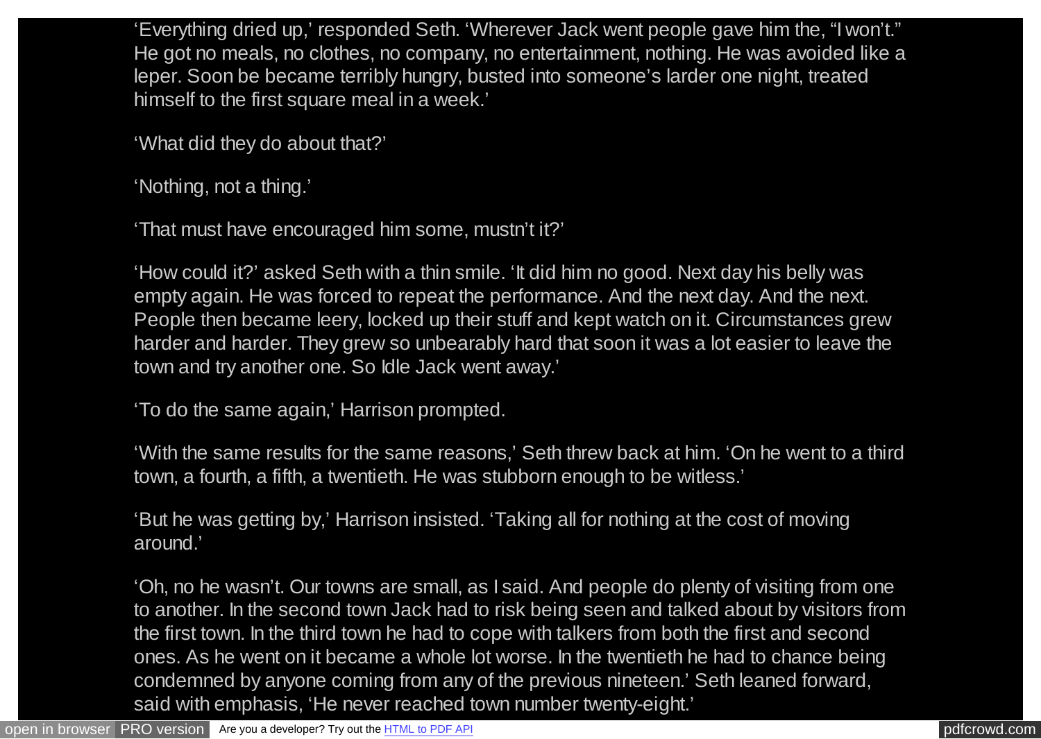'Everything dried up,' responded Seth. 'Wherever Jack went people gave him the, "I won't." He got no meals, no clothes, no company, no entertainment, nothing. He was avoided like a leper. Soon be became terribly hungry, busted into someone's larder one night, treated himself to the first square meal in a week.'

'What did they do about that?'

'Nothing, not a thing.'

'That must have encouraged him some, mustn't it?'

'How could it?' asked Seth with a thin smile. 'It did him no good. Next day his belly was empty again. He was forced to repeat the performance. And the next day. And the next. People then became leery, locked up their stuff and kept watch on it. Circumstances grew harder and harder. They grew so unbearably hard that soon it was a lot easier to leave the town and try another one. So Idle Jack went away.'

'To do the same again,' Harrison prompted.

'With the same results for the same reasons,' Seth threw back at him. 'On he went to a third town, a fourth, a fifth, a twentieth. He was stubborn enough to be witless.'

'But he was getting by,' Harrison insisted. 'Taking all for nothing at the cost of moving around.'

'Oh, no he wasn't. Our towns are small, as I said. And people do plenty of visiting from one to another. In the second town Jack had to risk being seen and talked about by visitors from the first town. In the third town he had to cope with talkers from both the first and second ones. As he went on it became a whole lot worse. In the twentieth he had to chance being condemned by anyone coming from any of the previous nineteen.' Seth leaned forward, said with emphasis, 'He never reached town number twenty-eight.'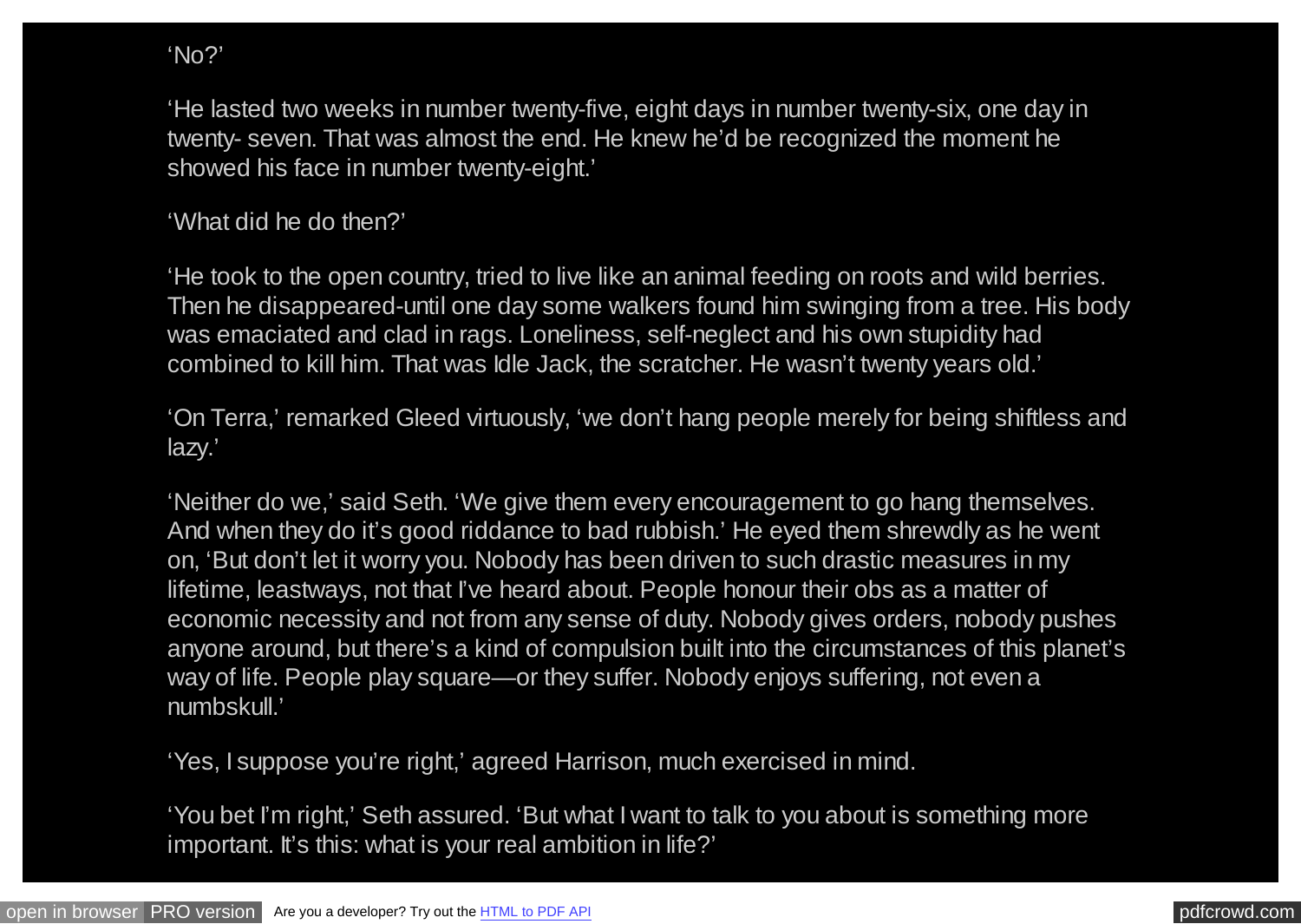'No?'

'He lasted two weeks in number twenty-five, eight days in number twenty-six, one day in twenty- seven. That was almost the end. He knew he'd be recognized the moment he showed his face in number twenty-eight.'

'What did he do then?'

'He took to the open country, tried to live like an animal feeding on roots and wild berries. Then he disappeared-until one day some walkers found him swinging from a tree. His body was emaciated and clad in rags. Loneliness, self-neglect and his own stupidity had combined to kill him. That was Idle Jack, the scratcher. He wasn't twenty years old.'

'On Terra,' remarked Gleed virtuously, 'we don't hang people merely for being shiftless and lazy.'

'Neither do we,' said Seth. 'We give them every encouragement to go hang themselves. And when they do it's good riddance to bad rubbish.' He eyed them shrewdly as he went on, 'But don't let it worry you. Nobody has been driven to such drastic measures in my lifetime, leastways, not that I've heard about. People honour their obs as a matter of economic necessity and not from any sense of duty. Nobody gives orders, nobody pushes anyone around, but there's a kind of compulsion built into the circumstances of this planet's way of life. People play square—or they suffer. Nobody enjoys suffering, not even a numbskull.'

'Yes, I suppose you're right,' agreed Harrison, much exercised in mind.

'You bet I'm right,' Seth assured. 'But what I want to talk to you about is something more important. It's this: what is your real ambition in life?'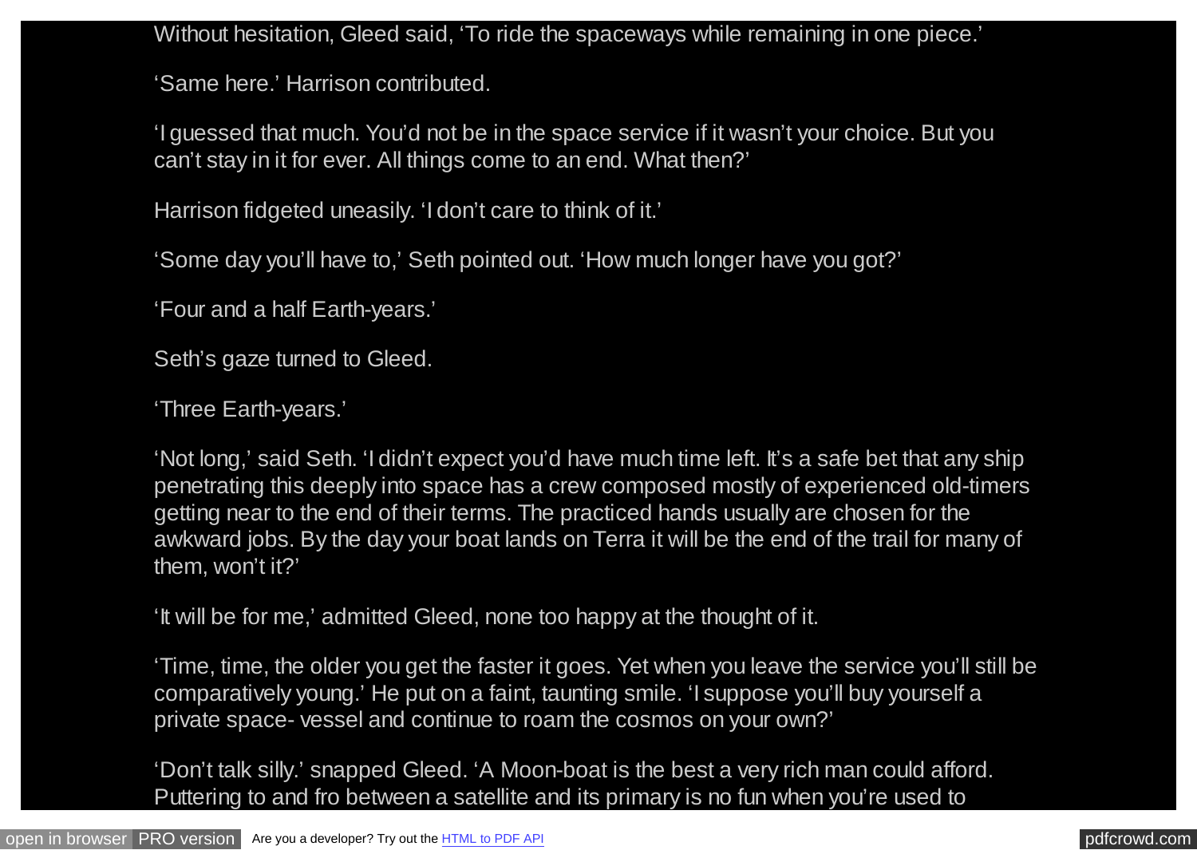Without hesitation, Gleed said, 'To ride the spaceways while remaining in one piece.'

'Same here.' Harrison contributed.

'I guessed that much. You'd not be in the space service if it wasn't your choice. But you can't stay in it for ever. All things come to an end. What then?'

Harrison fidgeted uneasily. 'I don't care to think of it.'

'Some day you'll have to,' Seth pointed out. 'How much longer have you got?'

'Four and a half Earth-years.'

Seth's gaze turned to Gleed.

'Three Earth-years.'

'Not long,' said Seth. 'I didn't expect you'd have much time left. It's a safe bet that any ship penetrating this deeply into space has a crew composed mostly of experienced old-timers getting near to the end of their terms. The practiced hands usually are chosen for the awkward jobs. By the day your boat lands on Terra it will be the end of the trail for many of them, won't it?'

'It will be for me,' admitted Gleed, none too happy at the thought of it.

'Time, time, the older you get the faster it goes. Yet when you leave the service you'll still be comparatively young.' He put on a faint, taunting smile. 'I suppose you'll buy yourself a private space- vessel and continue to roam the cosmos on your own?'

'Don't talk silly.' snapped Gleed. 'A Moon-boat is the best a very rich man could afford. Puttering to and fro between a satellite and its primary is no fun when you're used to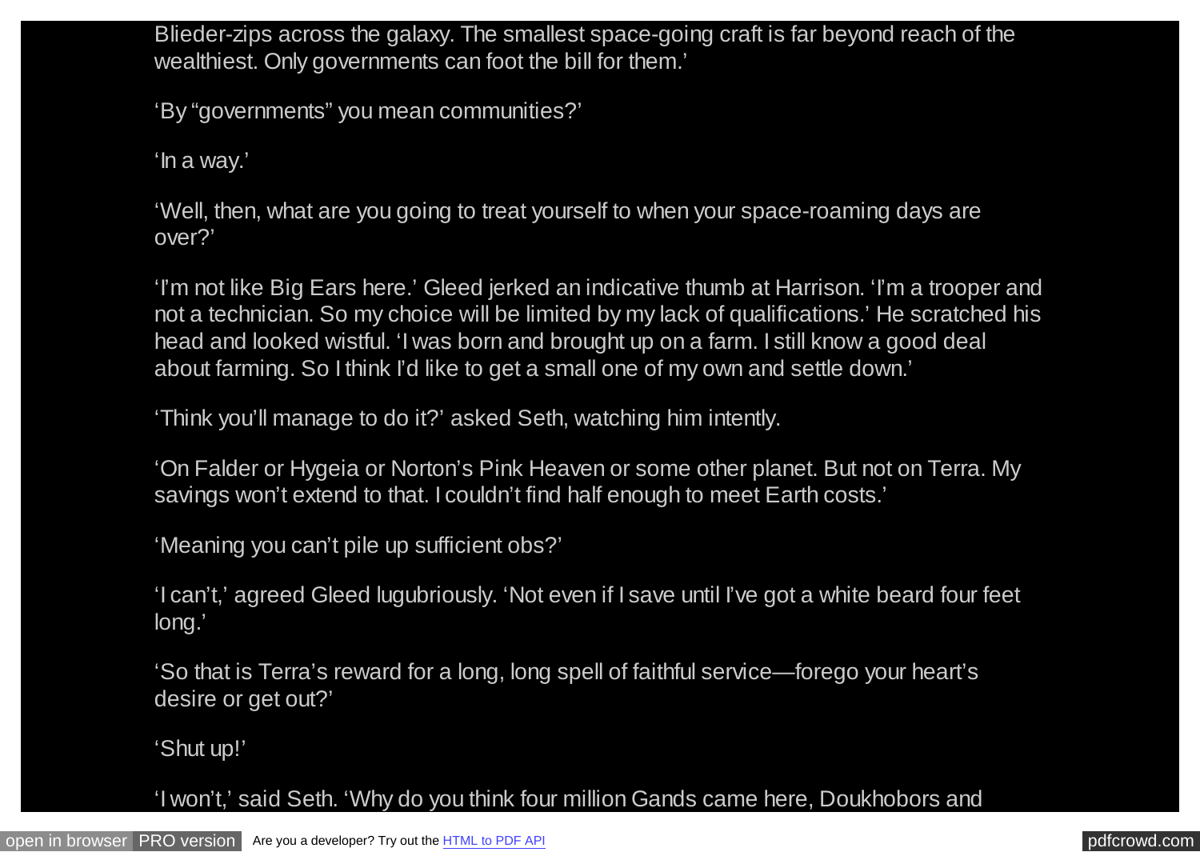Blieder-zips across the galaxy. The smallest space-going craft is far beyond reach of the wealthiest. Only governments can foot the bill for them.'

'By "governments" you mean communities?'

'In a way.'

'Well, then, what are you going to treat yourself to when your space-roaming days are over?'

'I'm not like Big Ears here.' Gleed jerked an indicative thumb at Harrison. 'I'm a trooper and not a technician. So my choice will be limited by my lack of qualifications.' He scratched his head and looked wistful. 'I was born and brought up on a farm. I still know a good deal about farming. So I think I'd like to get a small one of my own and settle down.'

'Think you'll manage to do it?' asked Seth, watching him intently.

'On Falder or Hygeia or Norton's Pink Heaven or some other planet. But not on Terra. My savings won't extend to that. I couldn't find half enough to meet Earth costs.'

'Meaning you can't pile up sufficient obs?'

'I can't,' agreed Gleed lugubriously. 'Not even if I save until I've got a white beard four feet long.'

'So that is Terra's reward for a long, long spell of faithful service—forego your heart's desire or get out?'

'Shut up!'

'I won't,' said Seth. 'Why do you think four million Gands came here, Doukhobors and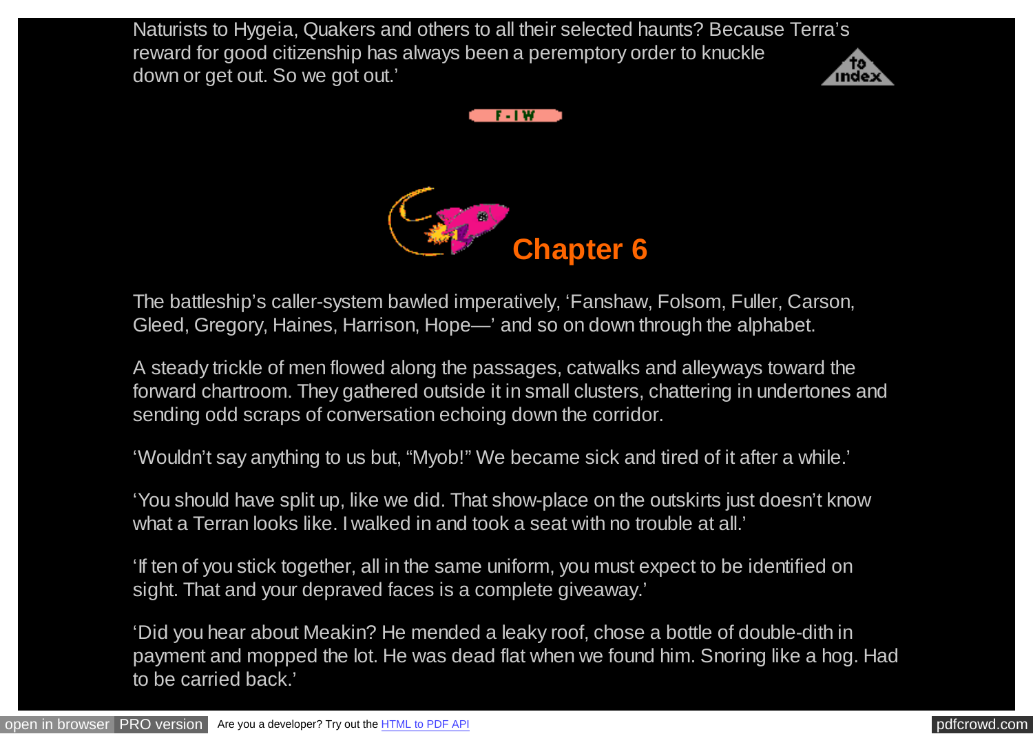Naturists to Hygeia, Quakers and others to all their selected haunts? Because Terra's reward for good citizenship has always been a peremptory order to knuckle down or get out. So we got out.'

# Chapter 6

The battleship's caller-system bawled imperatively, 'Fanshaw, Folsom, Fuller, Carson, Gleed, Gregory, Haines, Harrison, Hope—' and so on down through the alphabet.

A steady trickle of men flowed along the passages, catwalks and alleyways toward the forward chartroom. They gathered outside it in small clusters, chattering in undertones and sending odd scraps of conversation echoing down the corridor.

'Wouldn't say anything to us but, "Myob!" We became sick and tired of it after a while.'

'You should have split up, like we did. That show-place on the outskirts just doesn't know what a Terran looks like. I walked in and took a seat with no trouble at all.'

'If ten of you stick together, all in the same uniform, you must expect to be identified on sight. That and your depraved faces is a complete giveaway.'

'Did you hear about Meakin? He mended a leaky roof, chose a bottle of double-dith in payment and mopped the lot. He was dead flat when we found him. Snoring like a hog. Had to be carried back.'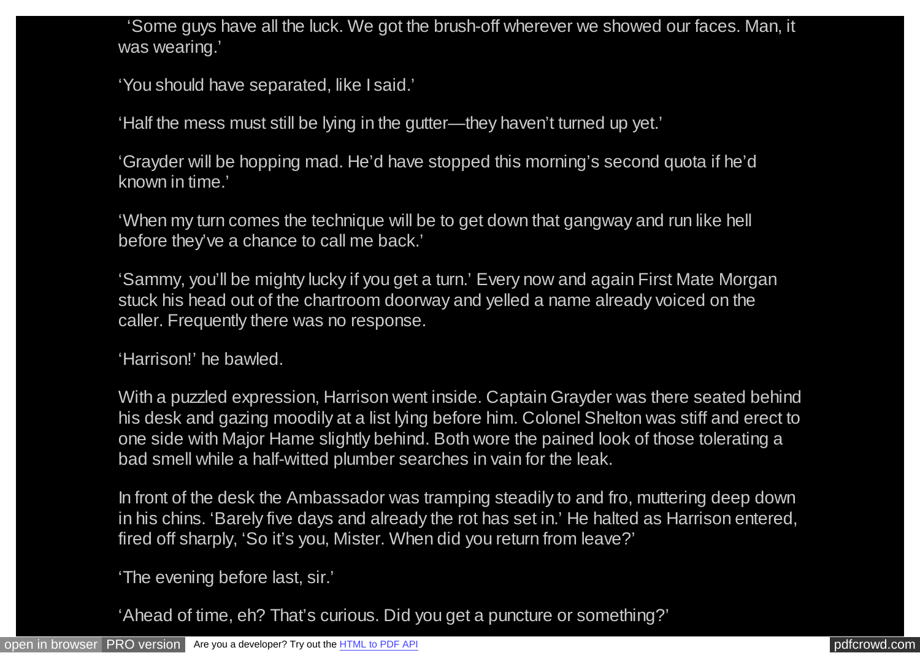'Some guys have all the luck. We got the brush-off wherever we showed our faces. Man, it was wearing.'

'You should have separated, like I said.'

'Half the mess must still be lying in the gutter—they haven't turned up yet.'

'Grayder will be hopping mad. He'd have stopped this morning's second quota if he'd known in time.'

'When my turn comes the technique will be to get down that gangway and run like hell before they've a chance to call me back.'

'Sammy, you'll be mighty lucky if you get a turn.' Every now and again First Mate Morgan stuck his head out of the chartroom doorway and yelled a name already voiced on the caller. Frequently there was no response.

'Harrison!' he bawled.

With a puzzled expression, Harrison went inside. Captain Grayder was there seated behind his desk and gazing moodily at a list lying before him. Colonel Shelton was stiff and erect to one side with Major Hame slightly behind. Both wore the pained look of those tolerating a bad smell while a half-witted plumber searches in vain for the leak.

In front of the desk the Ambassador was tramping steadily to and fro, muttering deep down in his chins. 'Barely five days and already the rot has set in.' He halted as Harrison entered, fired off sharply, 'So it's you, Mister. When did you return from leave?'

'The evening before last, sir.'

'Ahead of time, eh? That's curious. Did you get a puncture or something?'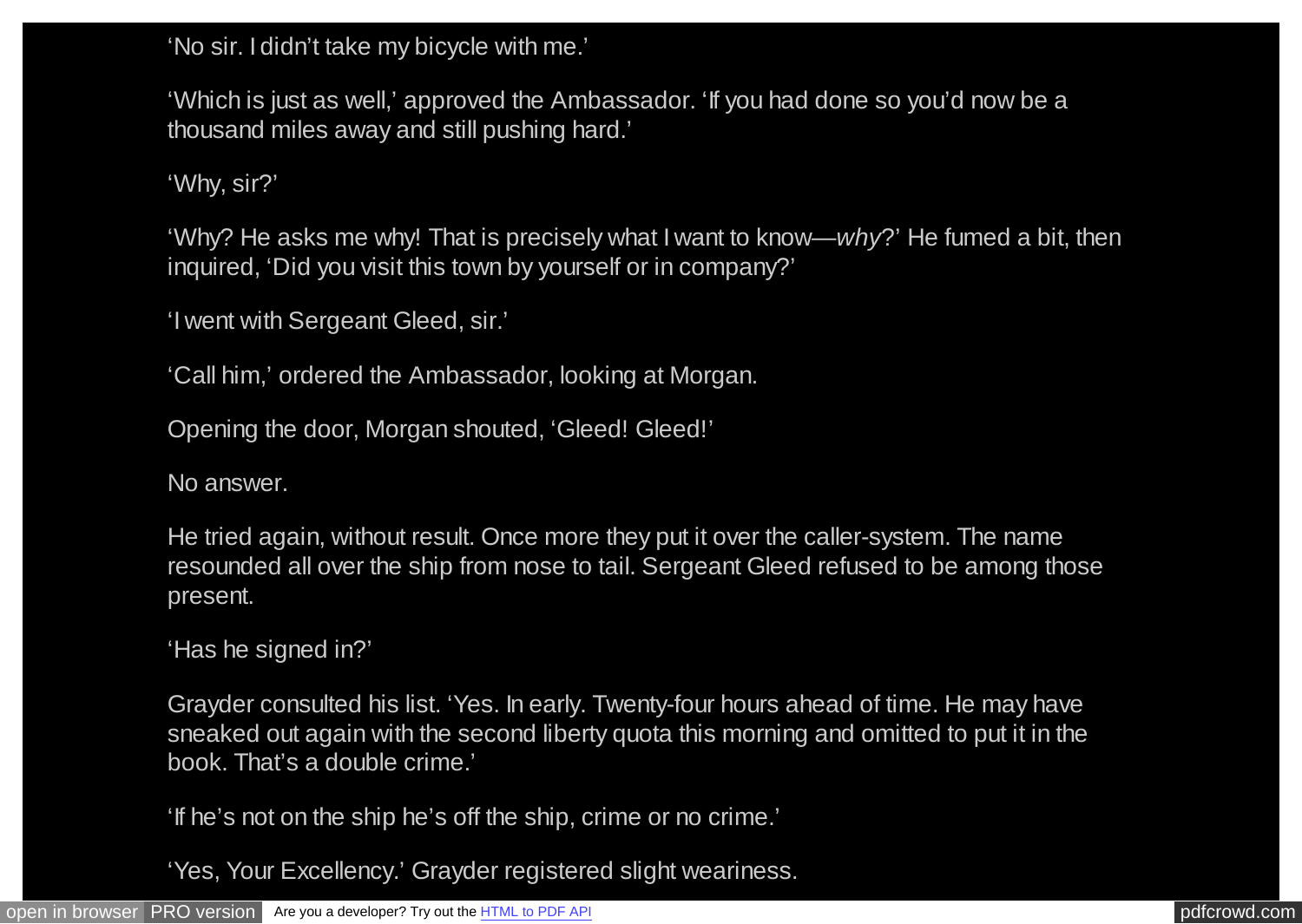'No sir. I didn't take my bicycle with me.'

'Which is just as well,' approved the Ambassador. 'If you had done so you'd now be a thousand miles away and still pushing hard.'

'Why, sir?'

'Why? He asks me why! That is precisely what I want to know—*why*?' He fumed a bit, then inquired, 'Did you visit this town by yourself or in company?'

'I went with Sergeant Gleed, sir.'

'Call him,' ordered the Ambassador, looking at Morgan.

Opening the door, Morgan shouted, 'Gleed! Gleed!'

No answer.

He tried again, without result. Once more they put it over the caller-system. The name resounded all over the ship from nose to tail. Sergeant Gleed refused to be among those present.

'Has he signed in?'

Grayder consulted his list. 'Yes. In early. Twenty-four hours ahead of time. He may have sneaked out again with the second liberty quota this morning and omitted to put it in the book. That's a double crime.'

'If he's not on the ship he's off the ship, crime or no crime.'

'Yes, Your Excellency.' Grayder registered slight weariness.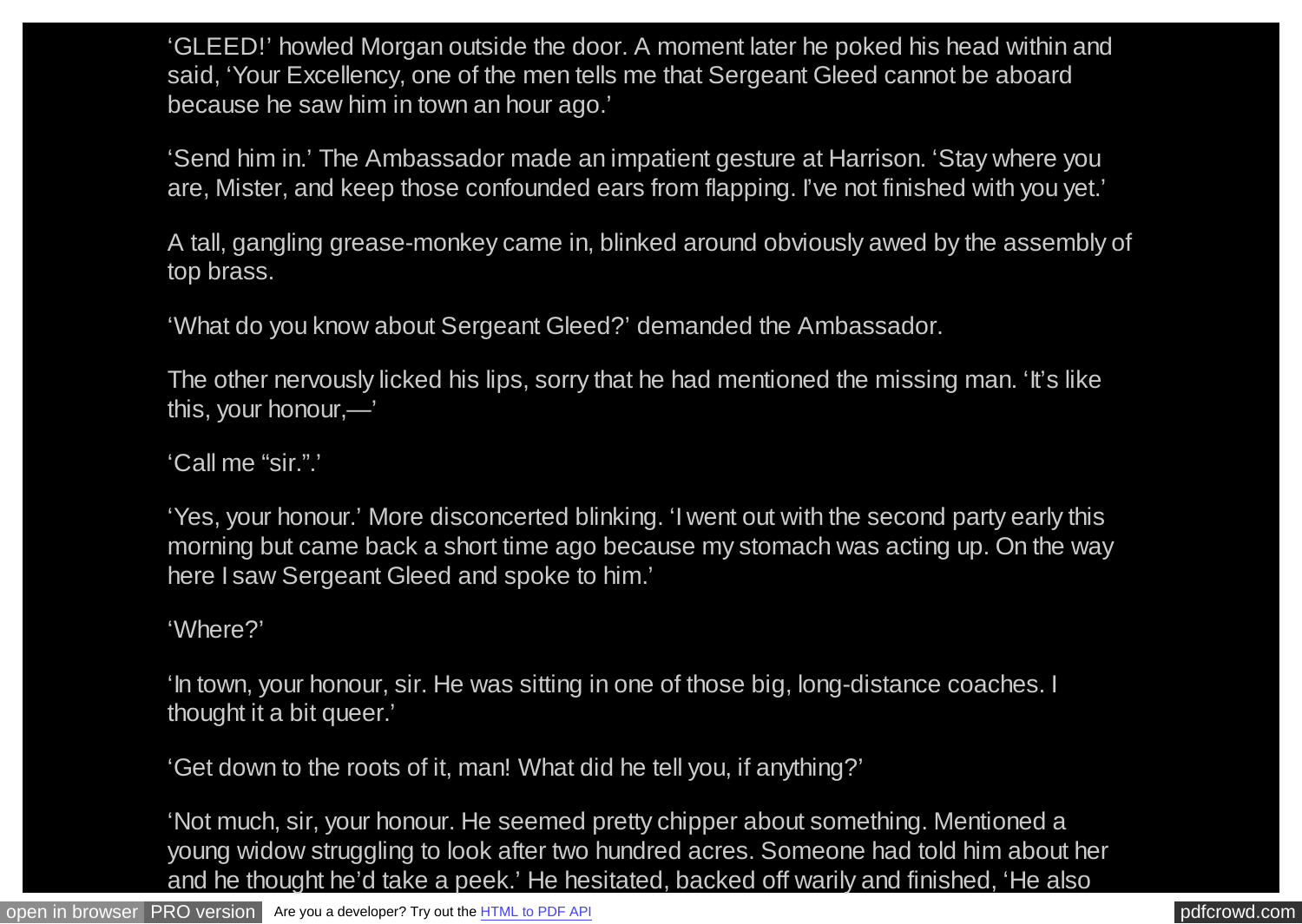'GLEED!' howled Morgan outside the door. A moment later he poked his head within and said, 'Your Excellency, one of the men tells me that Sergeant Gleed cannot be aboard because he saw him in town an hour ago.'

'Send him in.' The Ambassador made an impatient gesture at Harrison. 'Stay where you are, Mister, and keep those confounded ears from flapping. I've not finished with you yet.'

A tall, gangling grease-monkey came in, blinked around obviously awed by the assembly of top brass.

'What do you know about Sergeant Gleed?' demanded the Ambassador.

The other nervously licked his lips, sorry that he had mentioned the missing man. 'It's like this, your honour,—'

'Call me "sir.".'

'Yes, your honour.' More disconcerted blinking. 'I went out with the second party early this morning but came back a short time ago because my stomach was acting up. On the way here I saw Sergeant Gleed and spoke to him.'

'Where?'

'In town, your honour, sir. He was sitting in one of those big, long-distance coaches. I thought it a bit queer.'

'Get down to the roots of it, man! What did he tell you, if anything?'

'Not much, sir, your honour. He seemed pretty chipper about something. Mentioned a young widow struggling to look after two hundred acres. Someone had told him about her and he thought he'd take a peek.' He hesitated, backed off warily and finished, 'He also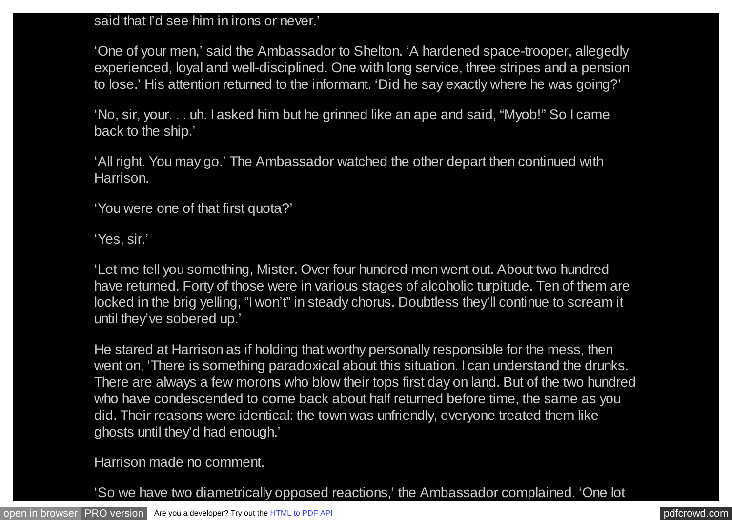said that I'd see him in irons or never.'

'One of your men,' said the Ambassador to Shelton. 'A hardened space-trooper, allegedly experienced, loyal and well-disciplined. One with long service, three stripes and a pension to lose.' His attention returned to the informant. 'Did he say exactly where he was going?'

'No, sir, your. . . uh. I asked him but he grinned like an ape and said, "Myob!" So I came back to the ship.'

'All right. You may go.' The Ambassador watched the other depart then continued with Harrison.

'You were one of that first quota?'

'Yes, sir.'

'Let me tell you something, Mister. Over four hundred men went out. About two hundred have returned. Forty of those were in various stages of alcoholic turpitude. Ten of them are locked in the brig yelling, "I won't" in steady chorus. Doubtless they'll continue to scream it until they've sobered up.'

He stared at Harrison as if holding that worthy personally responsible for the mess, then went on, 'There is something paradoxical about this situation. I can understand the drunks. There are always a few morons who blow their tops first day on land. But of the two hundred who have condescended to come back about half returned before time, the same as you did. Their reasons were identical: the town was unfriendly, everyone treated them like ghosts until they'd had enough.'

Harrison made no comment.

'So we have two diametrically opposed reactions,' the Ambassador complained. 'One lot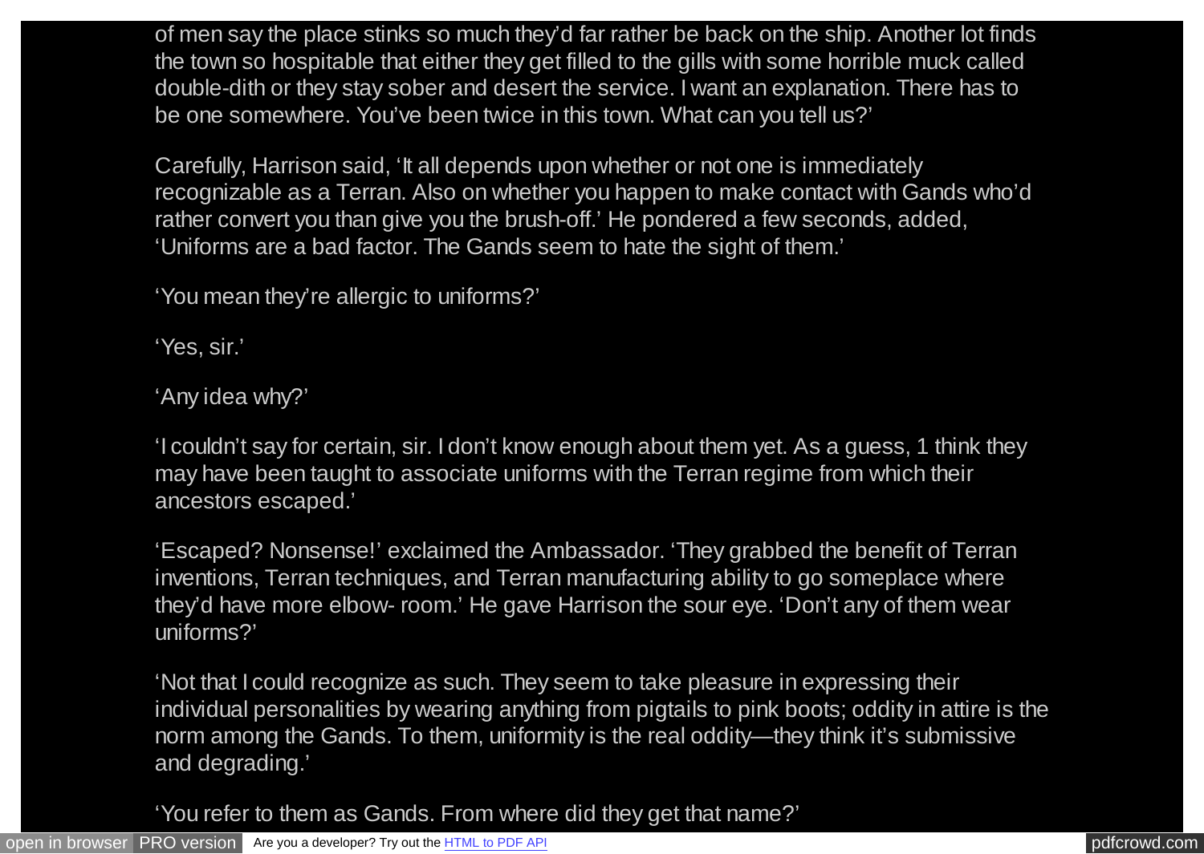of men say the place stinks so much they'd far rather be back on the ship. Another lot finds the town so hospitable that either they get filled to the gills with some horrible muck called double-dith or they stay sober and desert the service. I want an explanation. There has to be one somewhere. You've been twice in this town. What can you tell us?'

Carefully, Harrison said, 'It all depends upon whether or not one is immediately recognizable as a Terran. Also on whether you happen to make contact with Gands who'd rather convert you than give you the brush-off.' He pondered a few seconds, added, 'Uniforms are a bad factor. The Gands seem to hate the sight of them.'

'You mean they're allergic to uniforms?'

'Yes, sir.'

'Any idea why?'

'I couldn't say for certain, sir. I don't know enough about them yet. As a guess, 1 think they may have been taught to associate uniforms with the Terran regime from which their ancestors escaped.'

'Escaped? Nonsense!' exclaimed the Ambassador. 'They grabbed the benefit of Terran inventions, Terran techniques, and Terran manufacturing ability to go someplace where they'd have more elbow- room.' He gave Harrison the sour eye. 'Don't any of them wear uniforms?'

'Not that I could recognize as such. They seem to take pleasure in expressing their individual personalities by wearing anything from pigtails to pink boots; oddity in attire is the norm among the Gands. To them, uniformity is the real oddity—they think it's submissive and degrading.'

'You refer to them as Gands. From where did they get that name?'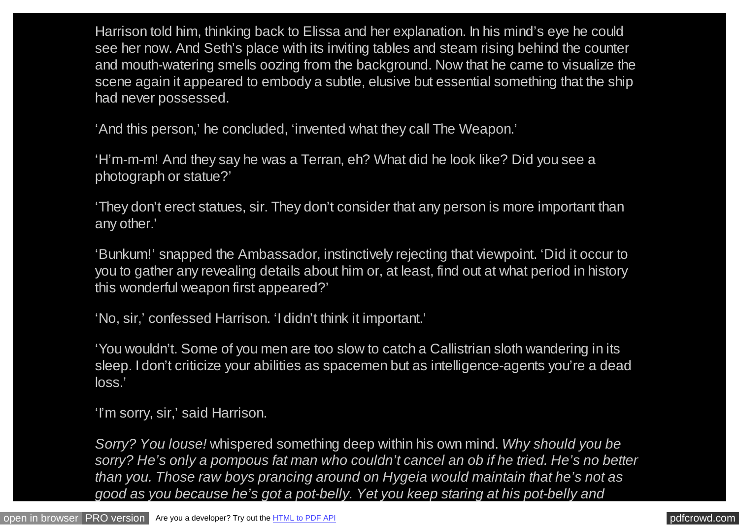Harrison told him, thinking back to Elissa and her explanation. In his mind's eye he could see her now. And Seth's place with its inviting tables and steam rising behind the counter and mouth-watering smells oozing from the background. Now that he came to visualize the scene again it appeared to embody a subtle, elusive but essential something that the ship had never possessed.

'And this person,' he concluded, 'invented what they call The Weapon.'

'H'm-m-m! And they say he was a Terran, eh? What did he look like? Did you see a photograph or statue?'

'They don't erect statues, sir. They don't consider that any person is more important than any other.'

'Bunkum!' snapped the Ambassador, instinctively rejecting that viewpoint. 'Did it occur to you to gather any revealing details about him or, at least, find out at what period in history this wonderful weapon first appeared?'

'No, sir,' confessed Harrison. 'I didn't think it important.'

'You wouldn't. Some of you men are too slow to catch a Callistrian sloth wandering in its sleep. I don't criticize your abilities as spacemen but as intelligence-agents you're a dead loss.'

'I'm sorry, sir,' said Harrison.

*Sorry? You louse!* whispered something deep within his own mind. *Why should you be sorry? He's only a pompous fat man who couldn't cancel an ob if he tried. He's no better than you. Those raw boys prancing around on Hygeia would maintain that he's not as good as you because he's got a pot-belly. Yet you keep staring at his pot-belly and*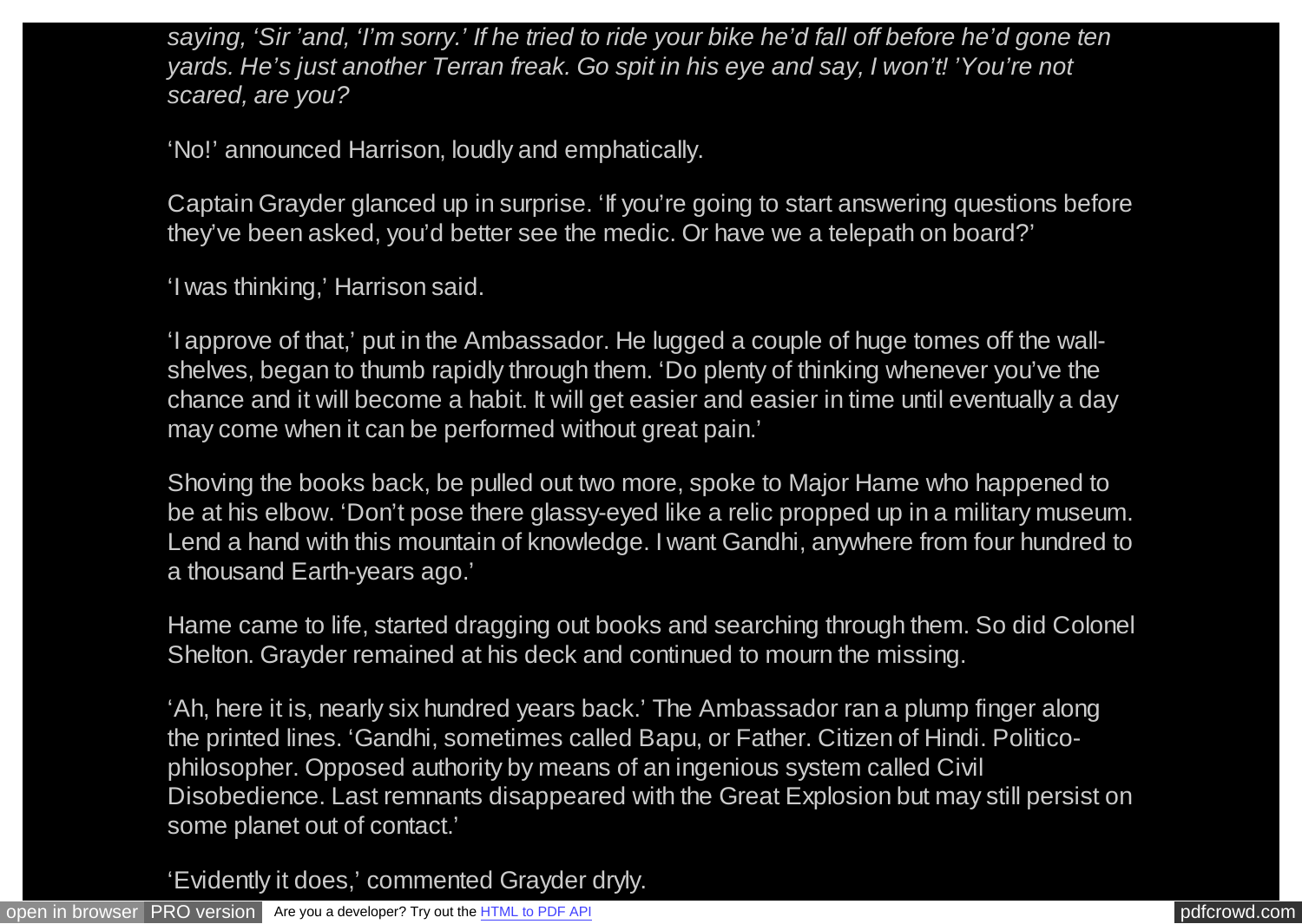*saying, 'Sir 'and, 'I'm sorry.' If he tried to ride your bike he'd fall off before he'd gone ten yards. He's just another Terran freak. Go spit in his eye and say, I won't! 'You're not scared, are you?*

'No!' announced Harrison, loudly and emphatically.

Captain Grayder glanced up in surprise. 'If you're going to start answering questions before they've been asked, you'd better see the medic. Or have we a telepath on board?'

'I was thinking,' Harrison said.

'I approve of that,' put in the Ambassador. He lugged a couple of huge tomes off the wall-shelves, began to thumb rapidly through them. 'Do plenty of thinking whenever you've the chance and it will become a habit. It will get easier and easier in time until eventually a day may come when it can be performed without great pain.'

Shoving the books back, be pulled out two more, spoke to Major Hame who happened to be at his elbow. 'Don't pose there glassy-eyed like a relic propped up in a military museum. Lend a hand with this mountain of knowledge. I want Gandhi, anywhere from four hundred to a thousand Earth-years ago.'

Hame came to life, started dragging out books and searching through them. So did Colonel Shelton. Grayder remained at his deck and continued to mourn the missing.

'Ah, here it is, nearly six hundred years back.' The Ambassador ran a plump finger along the printed lines. 'Gandhi, sometimes called Bapu, or Father. Citizen of Hindi. Politico-philosopher. Opposed authority by means of an ingenious system called Civil Disobedience. Last remnants disappeared with the Great Explosion but may still persist on some planet out of contact.'

'Evidently it does,' commented Grayder dryly.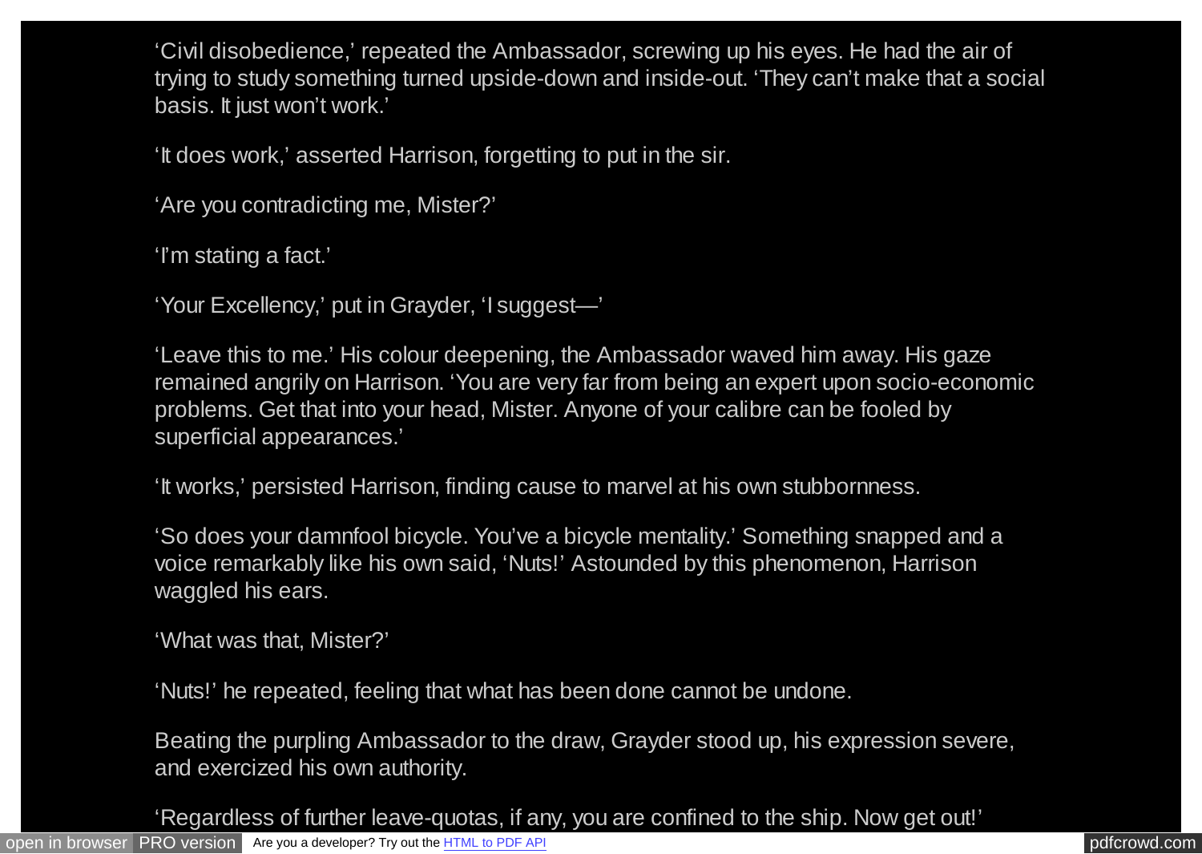'Civil disobedience,' repeated the Ambassador, screwing up his eyes. He had the air of trying to study something turned upside-down and inside-out. 'They can't make that a social basis. It just won't work.'

'It does work,' asserted Harrison, forgetting to put in the sir.

'Are you contradicting me, Mister?'

'I'm stating a fact.'

'Your Excellency,' put in Grayder, 'I suggest—'

'Leave this to me.' His colour deepening, the Ambassador waved him away. His gaze remained angrily on Harrison. 'You are very far from being an expert upon socio-economic problems. Get that into your head, Mister. Anyone of your calibre can be fooled by superficial appearances.'

'It works,' persisted Harrison, finding cause to marvel at his own stubbornness.

'So does your damnfool bicycle. You've a bicycle mentality.' Something snapped and a voice remarkably like his own said, 'Nuts!' Astounded by this phenomenon, Harrison waggled his ears.

'What was that, Mister?'

'Nuts!' he repeated, feeling that what has been done cannot be undone.

Beating the purpling Ambassador to the draw, Grayder stood up, his expression severe, and exercized his own authority.

'Regardless of further leave-quotas, if any, you are confined to the ship. Now get out!'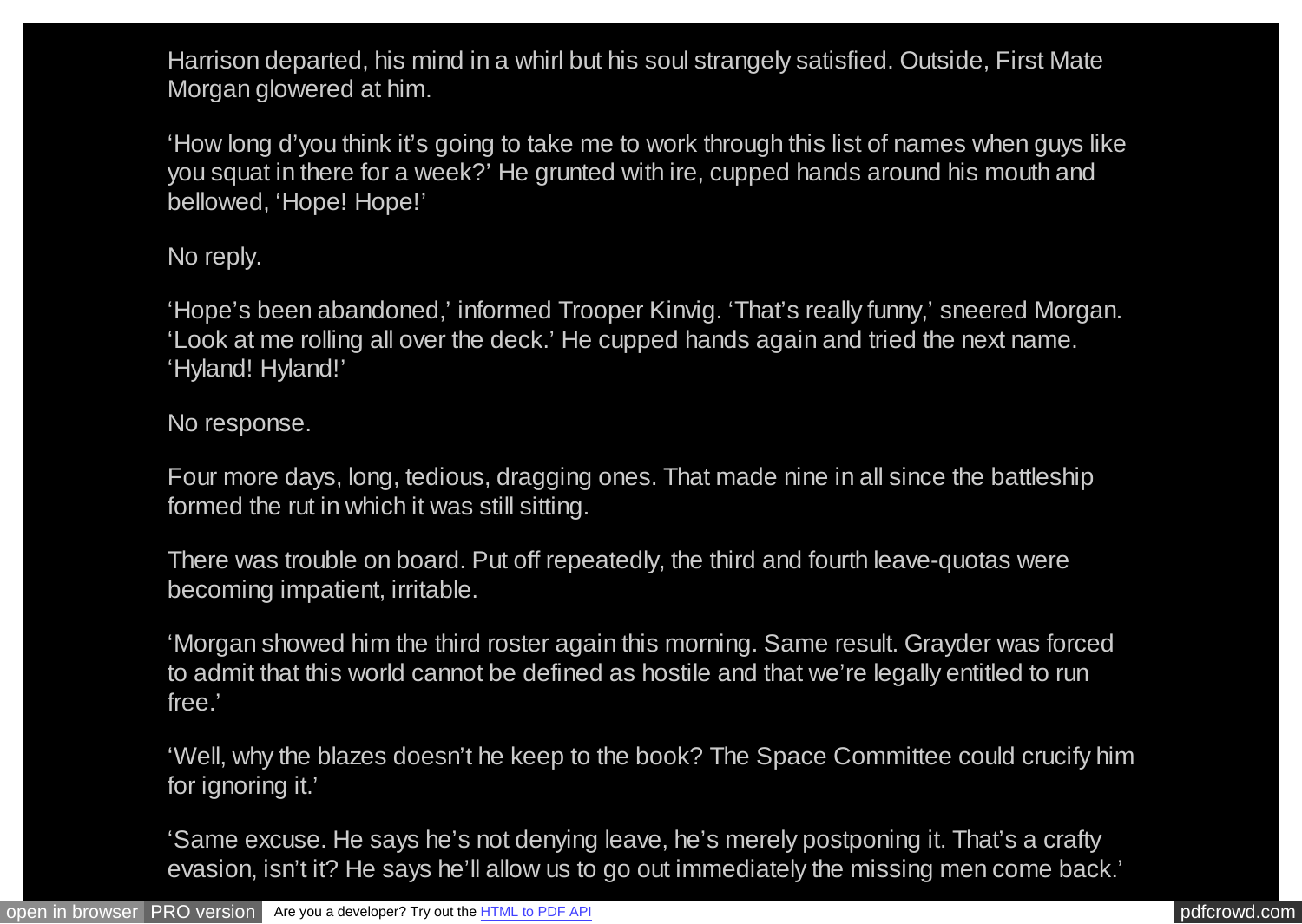Harrison departed, his mind in a whirl but his soul strangely satisfied. Outside, First Mate Morgan glowered at him.

'How long d'you think it's going to take me to work through this list of names when guys like you squat in there for a week?' He grunted with ire, cupped hands around his mouth and bellowed, 'Hope! Hope!'

No reply.

'Hope's been abandoned,' informed Trooper Kinvig. 'That's really funny,' sneered Morgan. 'Look at me rolling all over the deck.' He cupped hands again and tried the next name. 'Hyland! Hyland!'

No response.

Four more days, long, tedious, dragging ones. That made nine in all since the battleship formed the rut in which it was still sitting.

There was trouble on board. Put off repeatedly, the third and fourth leave-quotas were becoming impatient, irritable.

'Morgan showed him the third roster again this morning. Same result. Grayder was forced to admit that this world cannot be defined as hostile and that we're legally entitled to run free.'

'Well, why the blazes doesn't he keep to the book? The Space Committee could crucify him for ignoring it.'

'Same excuse. He says he's not denying leave, he's merely postponing it. That's a crafty evasion, isn't it? He says he'll allow us to go out immediately the missing men come back.'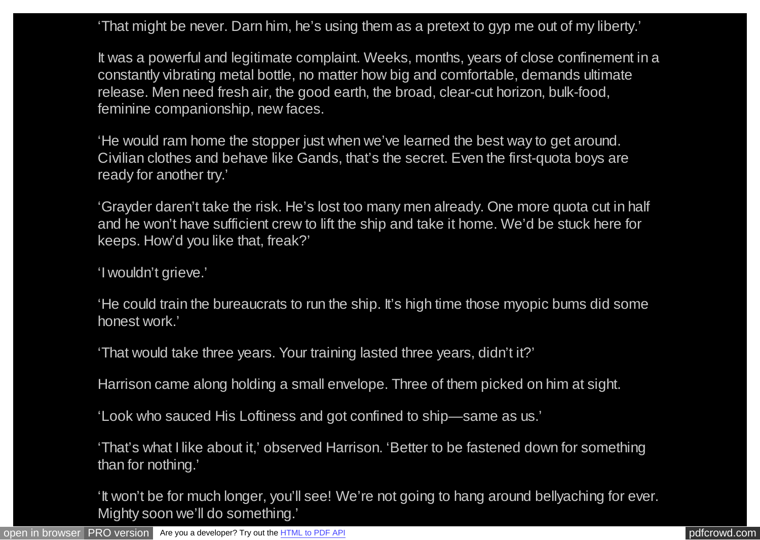'That might be never. Darn him, he's using them as a pretext to gyp me out of my liberty.'

It was a powerful and legitimate complaint. Weeks, months, years of close confinement in a constantly vibrating metal bottle, no matter how big and comfortable, demands ultimate release. Men need fresh air, the good earth, the broad, clear-cut horizon, bulk-food, feminine companionship, new faces.

'He would ram home the stopper just when we've learned the best way to get around. Civilian clothes and behave like Gands, that's the secret. Even the first-quota boys are ready for another try.'

'Grayder daren't take the risk. He's lost too many men already. One more quota cut in half and he won't have sufficient crew to lift the ship and take it home. We'd be stuck here for keeps. How'd you like that, freak?'

'I wouldn't grieve.'

'He could train the bureaucrats to run the ship. It's high time those myopic bums did some honest work.'

'That would take three years. Your training lasted three years, didn't it?'

Harrison came along holding a small envelope. Three of them picked on him at sight.

'Look who sauced His Loftiness and got confined to ship—same as us.'

'That's what I like about it,' observed Harrison. 'Better to be fastened down for something than for nothing.'

'It won't be for much longer, you'll see! We're not going to hang around bellyaching for ever. Mighty soon we'll do something.'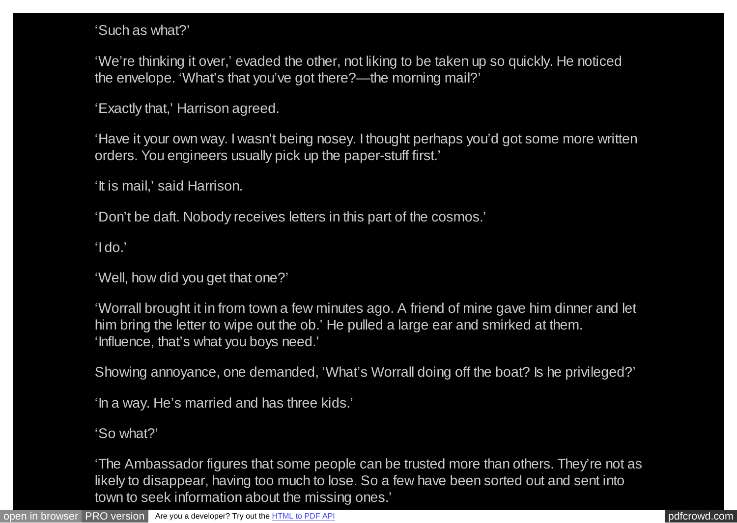‘Such as what?’

‘We’re thinking it over,’ evaded the other, not liking to be taken up so quickly. He noticed the envelope. ‘What’s that you’ve got there?—the morning mail?’

‘Exactly that,’ Harrison agreed.

‘Have it your own way. I wasn’t being nosey. I thought perhaps you’d got some more written orders. You engineers usually pick up the paper-stuff first.’

‘It is mail,’ said Harrison.

‘Don’t be daft. Nobody receives letters in this part of the cosmos.’

‘I do.’

‘Well, how did you get that one?’

‘Worrall brought it in from town a few minutes ago. A friend of mine gave him dinner and let him bring the letter to wipe out the ob.’ He pulled a large ear and smirked at them. ‘Influence, that’s what you boys need.’

Showing annoyance, one demanded, ‘What’s Worrall doing off the boat? Is he privileged?’

‘In a way. He’s married and has three kids.’

‘So what?’

‘The Ambassador figures that some people can be trusted more than others. They’re not as likely to disappear, having too much to lose. So a few have been sorted out and sent into town to seek information about the missing ones.’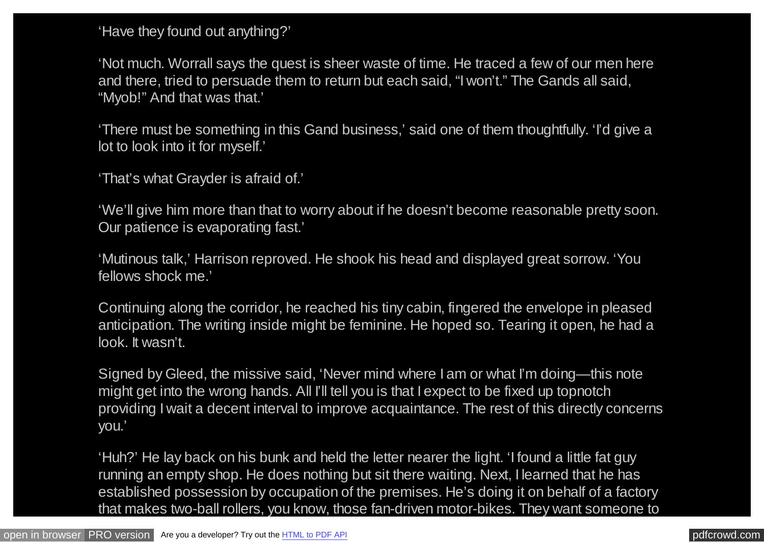'Have they found out anything?'

'Not much. Worrall says the quest is sheer waste of time. He traced a few of our men here and there, tried to persuade them to return but each said, "I won't." The Gands all said, "Myob!" And that was that.'

'There must be something in this Gand business,' said one of them thoughtfully. 'I'd give a lot to look into it for myself.'

'That's what Grayder is afraid of.'

'We'll give him more than that to worry about if he doesn't become reasonable pretty soon. Our patience is evaporating fast.'

'Mutinous talk,' Harrison reproved. He shook his head and displayed great sorrow. 'You fellows shock me.'

Continuing along the corridor, he reached his tiny cabin, fingered the envelope in pleased anticipation. The writing inside might be feminine. He hoped so. Tearing it open, he had a look. It wasn't.

Signed by Gleed, the missive said, 'Never mind where I am or what I'm doing—this note might get into the wrong hands. All I'll tell you is that I expect to be fixed up topnotch providing I wait a decent interval to improve acquaintance. The rest of this directly concerns you.'

'Huh?' He lay back on his bunk and held the letter nearer the light. 'I found a little fat guy running an empty shop. He does nothing but sit there waiting. Next, I learned that he has established possession by occupation of the premises. He's doing it on behalf of a factory that makes two-ball rollers, you know, those fan-driven motor-bikes. They want someone to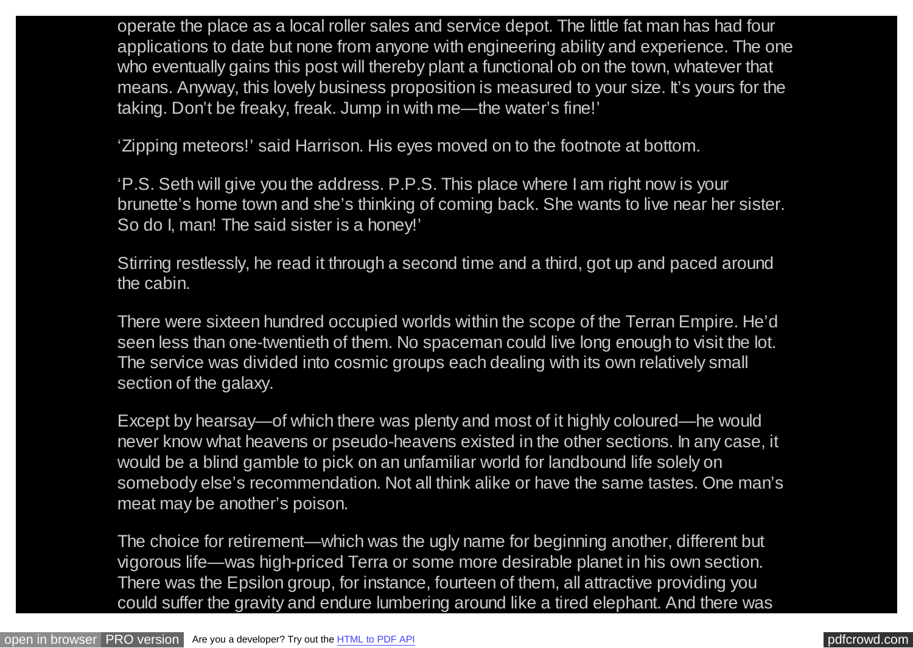operate the place as a local roller sales and service depot. The little fat man has had four applications to date but none from anyone with engineering ability and experience. The one who eventually gains this post will thereby plant a functional ob on the town, whatever that means. Anyway, this lovely business proposition is measured to your size. It's yours for the taking. Don't be freaky, freak. Jump in with me—the water's fine!'

'Zipping meteors!' said Harrison. His eyes moved on to the footnote at bottom.

'P.S. Seth will give you the address. P.P.S. This place where I am right now is your brunette's home town and she's thinking of coming back. She wants to live near her sister. So do I, man! The said sister is a honey!'

Stirring restlessly, he read it through a second time and a third, got up and paced around the cabin.

There were sixteen hundred occupied worlds within the scope of the Terran Empire. He'd seen less than one-twentieth of them. No spaceman could live long enough to visit the lot. The service was divided into cosmic groups each dealing with its own relatively small section of the galaxy.

Except by hearsay—of which there was plenty and most of it highly coloured—he would never know what heavens or pseudo-heavens existed in the other sections. In any case, it would be a blind gamble to pick on an unfamiliar world for landbound life solely on somebody else's recommendation. Not all think alike or have the same tastes. One man's meat may be another's poison.

The choice for retirement—which was the ugly name for beginning another, different but vigorous life—was high-priced Terra or some more desirable planet in his own section. There was the Epsilon group, for instance, fourteen of them, all attractive providing you could suffer the gravity and endure lumbering around like a tired elephant. And there was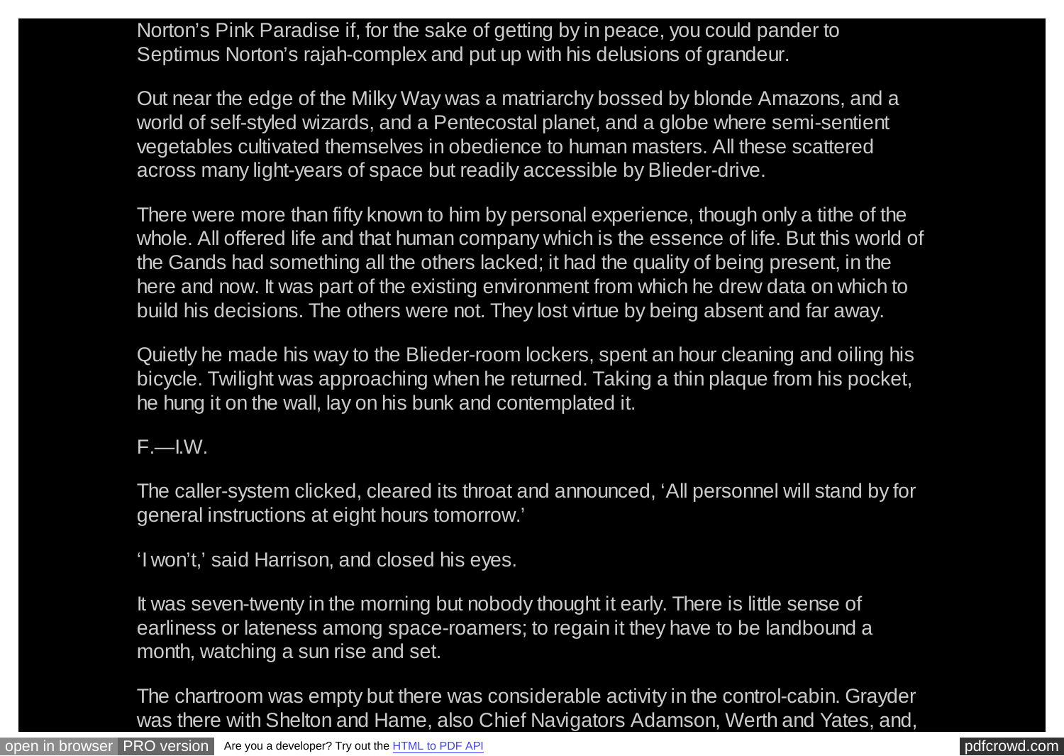Norton's Pink Paradise if, for the sake of getting by in peace, you could pander to Septimus Norton's rajah-complex and put up with his delusions of grandeur.

Out near the edge of the Milky Way was a matriarchy bossed by blonde Amazons, and a world of self-styled wizards, and a Pentecostal planet, and a globe where semi-sentient vegetables cultivated themselves in obedience to human masters. All these scattered across many light-years of space but readily accessible by Blieder-drive.

There were more than fifty known to him by personal experience, though only a tithe of the whole. All offered life and that human company which is the essence of life. But this world of the Gands had something all the others lacked; it had the quality of being present, in the here and now. It was part of the existing environment from which he drew data on which to build his decisions. The others were not. They lost virtue by being absent and far away.

Quietly he made his way to the Blieder-room lockers, spent an hour cleaning and oiling his bicycle. Twilight was approaching when he returned. Taking a thin plaque from his pocket, he hung it on the wall, lay on his bunk and contemplated it.

F.—I.W.

The caller-system clicked, cleared its throat and announced, 'All personnel will stand by for general instructions at eight hours tomorrow.'

'I won't,' said Harrison, and closed his eyes.

It was seven-twenty in the morning but nobody thought it early. There is little sense of earliness or lateness among space-roamers; to regain it they have to be landbound a month, watching a sun rise and set.

The chartroom was empty but there was considerable activity in the control-cabin. Grayder was there with Shelton and Hame, also Chief Navigators Adamson, Werth and Yates, and,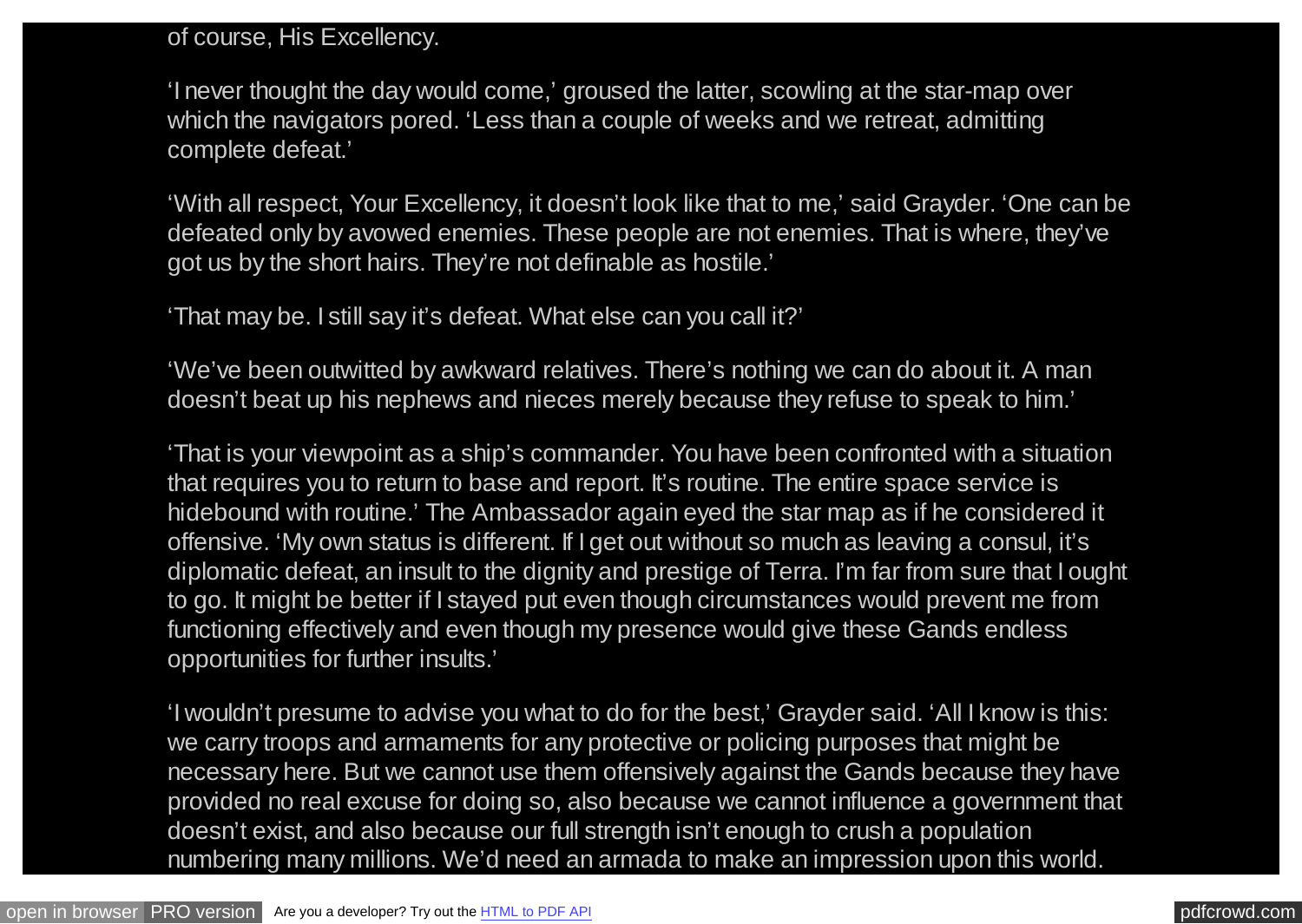of course, His Excellency.

'I never thought the day would come,' groused the latter, scowling at the star-map over which the navigators pored. 'Less than a couple of weeks and we retreat, admitting complete defeat.'

'With all respect, Your Excellency, it doesn't look like that to me,' said Grayder. 'One can be defeated only by avowed enemies. These people are not enemies. That is where, they've got us by the short hairs. They're not definable as hostile.'

'That may be. I still say it's defeat. What else can you call it?'

'We've been outwitted by awkward relatives. There's nothing we can do about it. A man doesn't beat up his nephews and nieces merely because they refuse to speak to him.'

'That is your viewpoint as a ship's commander. You have been confronted with a situation that requires you to return to base and report. It's routine. The entire space service is hidebound with routine.' The Ambassador again eyed the star map as if he considered it offensive. 'My own status is different. If I get out without so much as leaving a consul, it's diplomatic defeat, an insult to the dignity and prestige of Terra. I'm far from sure that I ought to go. It might be better if I stayed put even though circumstances would prevent me from functioning effectively and even though my presence would give these Gands endless opportunities for further insults.'

'I wouldn't presume to advise you what to do for the best,' Grayder said. 'All I know is this: we carry troops and armaments for any protective or policing purposes that might be necessary here. But we cannot use them offensively against the Gands because they have provided no real excuse for doing so, also because we cannot influence a government that doesn't exist, and also because our full strength isn't enough to crush a population numbering many millions. We'd need an armada to make an impression upon this world.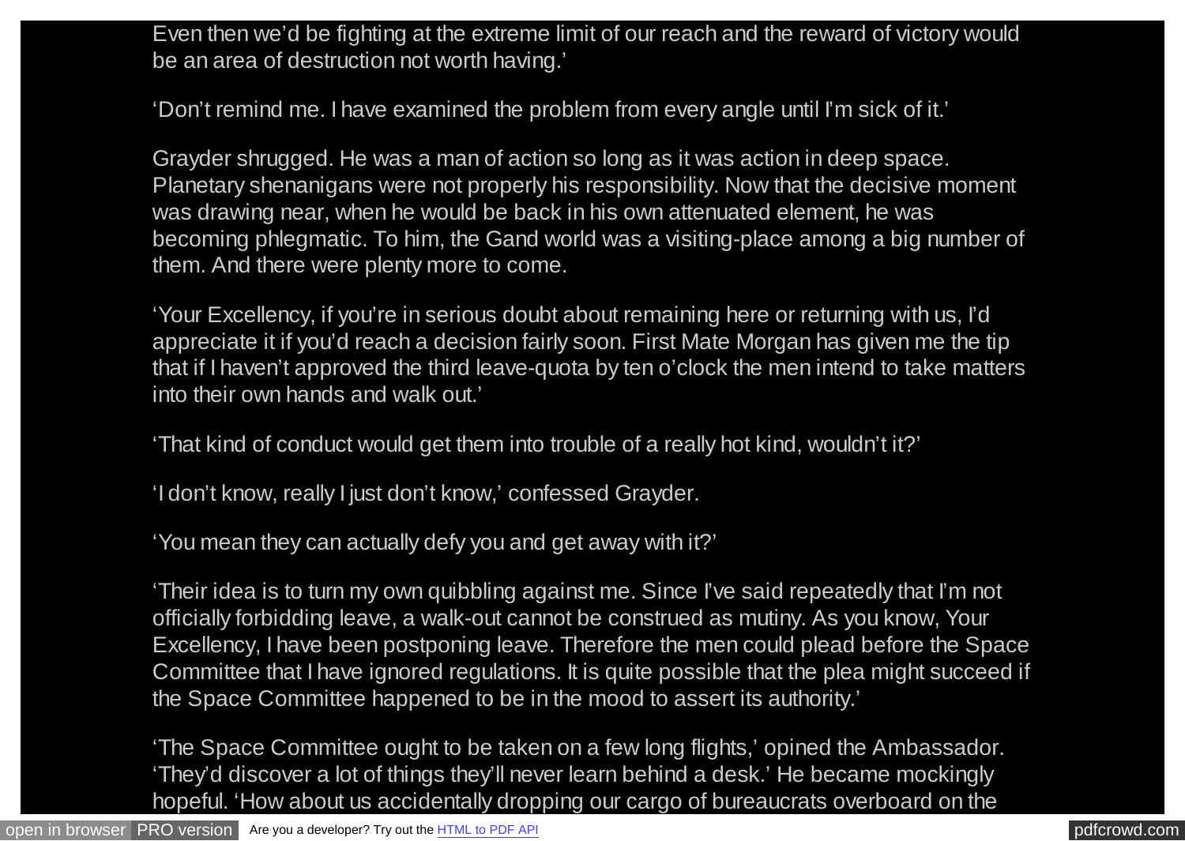Even then we'd be fighting at the extreme limit of our reach and the reward of victory would be an area of destruction not worth having.'

'Don't remind me. I have examined the problem from every angle until I'm sick of it.'

Grayder shrugged. He was a man of action so long as it was action in deep space. Planetary shenanigans were not properly his responsibility. Now that the decisive moment was drawing near, when he would be back in his own attenuated element, he was becoming phlegmatic. To him, the Gand world was a visiting-place among a big number of them. And there were plenty more to come.

'Your Excellency, if you're in serious doubt about remaining here or returning with us, I'd appreciate it if you'd reach a decision fairly soon. First Mate Morgan has given me the tip that if I haven't approved the third leave-quota by ten o'clock the men intend to take matters into their own hands and walk out.'

'That kind of conduct would get them into trouble of a really hot kind, wouldn't it?'

'I don't know, really I just don't know,' confessed Grayder.

'You mean they can actually defy you and get away with it?'

'Their idea is to turn my own quibbling against me. Since I've said repeatedly that I'm not officially forbidding leave, a walk-out cannot be construed as mutiny. As you know, Your Excellency, I have been postponing leave. Therefore the men could plead before the Space Committee that I have ignored regulations. It is quite possible that the plea might succeed if the Space Committee happened to be in the mood to assert its authority.'

'The Space Committee ought to be taken on a few long flights,' opined the Ambassador. 'They'd discover a lot of things they'll never learn behind a desk.' He became mockingly hopeful. 'How about us accidentally dropping our cargo of bureaucrats overboard on the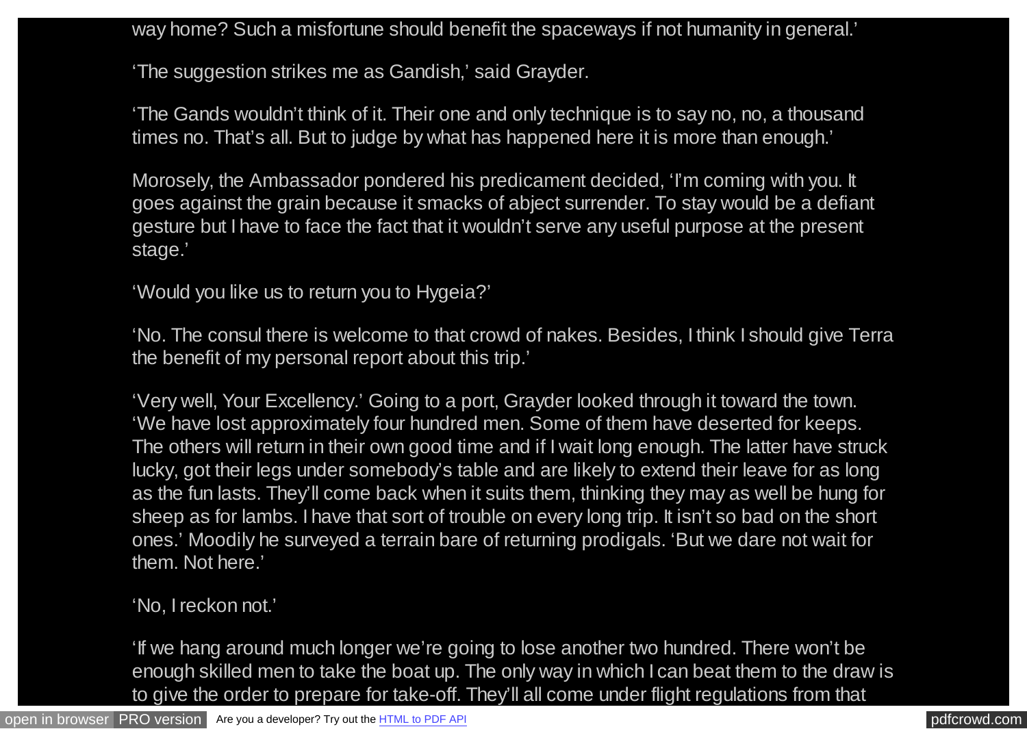way home? Such a misfortune should benefit the spaceways if not humanity in general.'

'The suggestion strikes me as Gandish,' said Grayder.

'The Gands wouldn't think of it. Their one and only technique is to say no, no, a thousand times no. That's all. But to judge by what has happened here it is more than enough.'

Morosely, the Ambassador pondered his predicament decided, 'I'm coming with you. It goes against the grain because it smacks of abject surrender. To stay would be a defiant gesture but I have to face the fact that it wouldn't serve any useful purpose at the present stage.'

'Would you like us to return you to Hygeia?'

'No. The consul there is welcome to that crowd of nakes. Besides, I think I should give Terra the benefit of my personal report about this trip.'

'Very well, Your Excellency.' Going to a port, Grayder looked through it toward the town. 'We have lost approximately four hundred men. Some of them have deserted for keeps. The others will return in their own good time and if I wait long enough. The latter have struck lucky, got their legs under somebody's table and are likely to extend their leave for as long as the fun lasts. They'll come back when it suits them, thinking they may as well be hung for sheep as for lambs. I have that sort of trouble on every long trip. It isn't so bad on the short ones.' Moodily he surveyed a terrain bare of returning prodigals. 'But we dare not wait for them. Not here.'

'No, I reckon not.'

'If we hang around much longer we're going to lose another two hundred. There won't be enough skilled men to take the boat up. The only way in which I can beat them to the draw is to give the order to prepare for take-off. They'll all come under flight regulations from that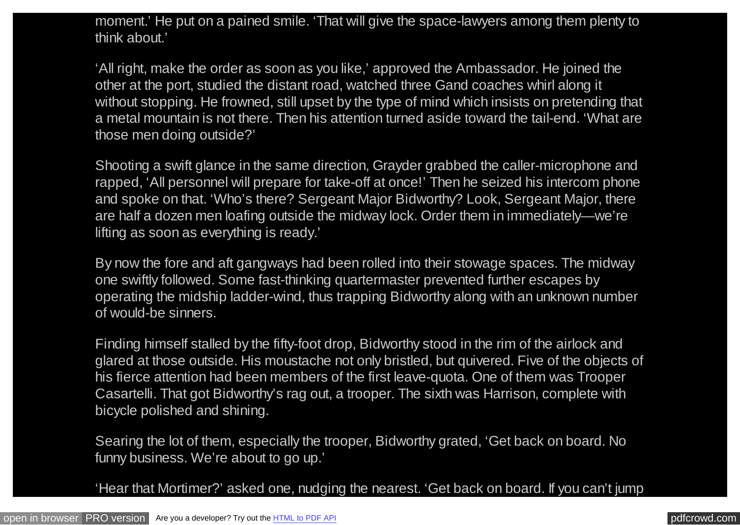moment.' He put on a pained smile. 'That will give the space-lawyers among them plenty to think about.'

'All right, make the order as soon as you like,' approved the Ambassador. He joined the other at the port, studied the distant road, watched three Gand coaches whirl along it without stopping. He frowned, still upset by the type of mind which insists on pretending that a metal mountain is not there. Then his attention turned aside toward the tail-end. 'What are those men doing outside?'

Shooting a swift glance in the same direction, Grayder grabbed the caller-microphone and rapped, 'All personnel will prepare for take-off at once!' Then he seized his intercom phone and spoke on that. 'Who's there? Sergeant Major Bidworthy? Look, Sergeant Major, there are half a dozen men loafing outside the midway lock. Order them in immediately—we're lifting as soon as everything is ready.'

By now the fore and aft gangways had been rolled into their stowage spaces. The midway one swiftly followed. Some fast-thinking quartermaster prevented further escapes by operating the midship ladder-wind, thus trapping Bidworthy along with an unknown number of would-be sinners.

Finding himself stalled by the fifty-foot drop, Bidworthy stood in the rim of the airlock and glared at those outside. His moustache not only bristled, but quivered. Five of the objects of his fierce attention had been members of the first leave-quota. One of them was Trooper Casartelli. That got Bidworthy's rag out, a trooper. The sixth was Harrison, complete with bicycle polished and shining.

Searing the lot of them, especially the trooper, Bidworthy grated, 'Get back on board. No funny business. We're about to go up.'

'Hear that Mortimer?' asked one, nudging the nearest. 'Get back on board. If you can't jump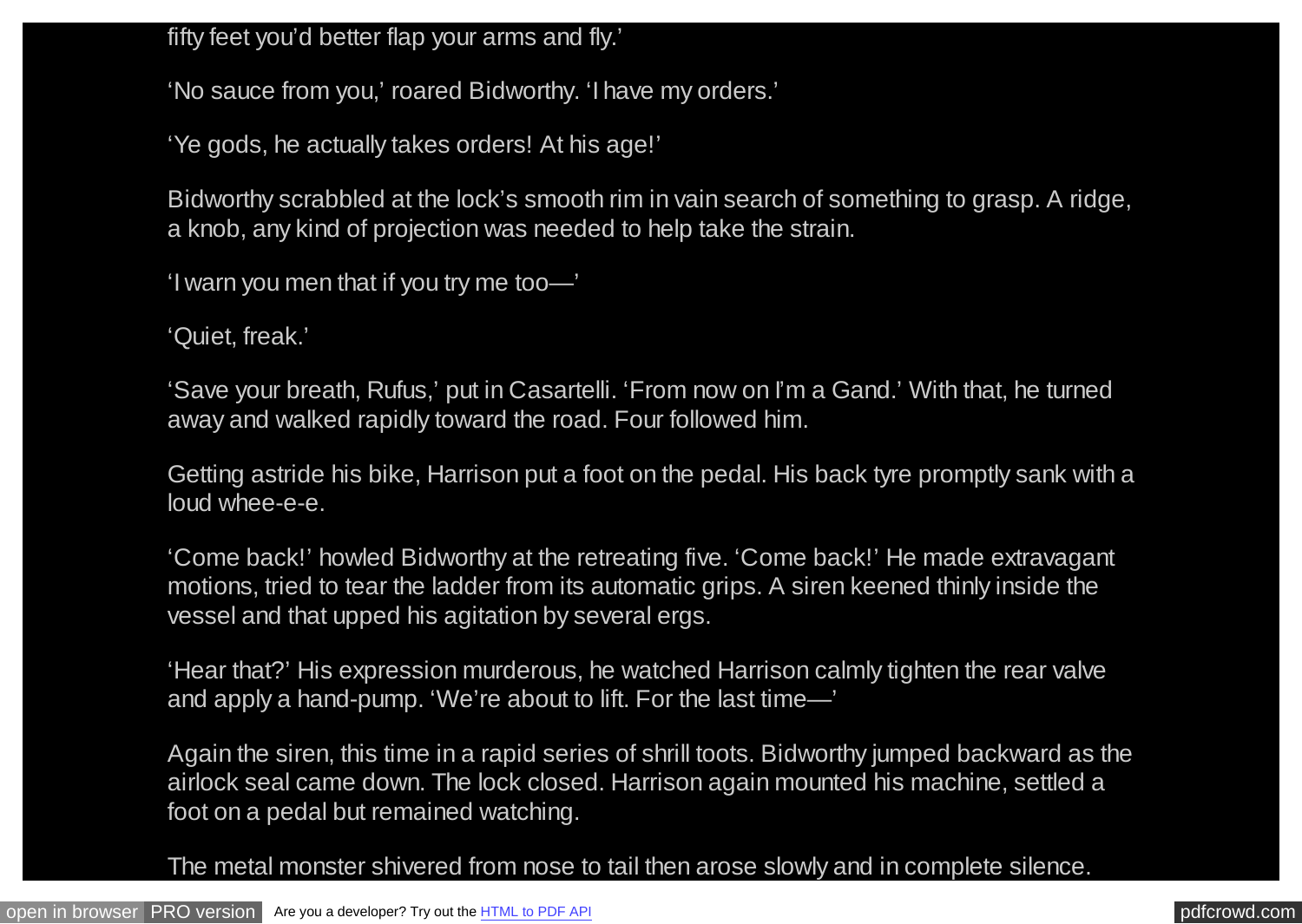fifty feet you'd better flap your arms and fly.'

'No sauce from you,' roared Bidworthy. 'I have my orders.'

'Ye gods, he actually takes orders! At his age!'

Bidworthy scrabbled at the lock's smooth rim in vain search of something to grasp. A ridge, a knob, any kind of projection was needed to help take the strain.

'I warn you men that if you try me too—'

'Quiet, freak.'

'Save your breath, Rufus,' put in Casartelli. 'From now on I'm a Gand.' With that, he turned away and walked rapidly toward the road. Four followed him.

Getting astride his bike, Harrison put a foot on the pedal. His back tyre promptly sank with a loud whee-e-e.

'Come back!' howled Bidworthy at the retreating five. 'Come back!' He made extravagant motions, tried to tear the ladder from its automatic grips. A siren keened thinly inside the vessel and that upped his agitation by several ergs.

'Hear that?' His expression murderous, he watched Harrison calmly tighten the rear valve and apply a hand-pump. 'We're about to lift. For the last time—'

Again the siren, this time in a rapid series of shrill toots. Bidworthy jumped backward as the airlock seal came down. The lock closed. Harrison again mounted his machine, settled a foot on a pedal but remained watching.

The metal monster shivered from nose to tail then arose slowly and in complete silence.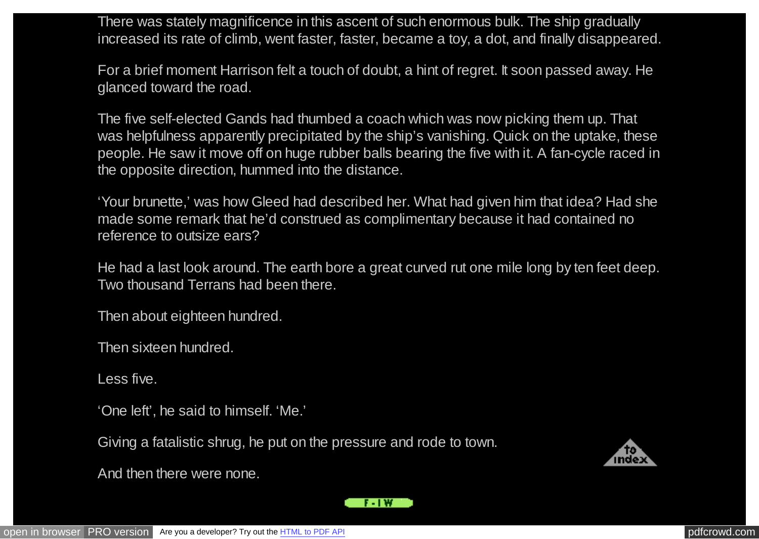There was stately magnificence in this ascent of such enormous bulk. The ship gradually increased its rate of climb, went faster, faster, became a toy, a dot, and finally disappeared.

For a brief moment Harrison felt a touch of doubt, a hint of regret. It soon passed away. He glanced toward the road.

The five self-elected Gands had thumbed a coach which was now picking them up. That was helpfulness apparently precipitated by the ship's vanishing. Quick on the uptake, these people. He saw it move off on huge rubber balls bearing the five with it. A fan-cycle raced in the opposite direction, hummed into the distance.

'Your brunette,' was how Gleed had described her. What had given him that idea? Had she made some remark that he'd construed as complimentary because it had contained no reference to outsize ears?

He had a last look around. The earth bore a great curved rut one mile long by ten feet deep. Two thousand Terrans had been there.

Then about eighteen hundred.

Then sixteen hundred.

Less five.

'One left', he said to himself. 'Me.'

Giving a fatalistic shrug, he put on the pressure and rode to town.

And then there were none.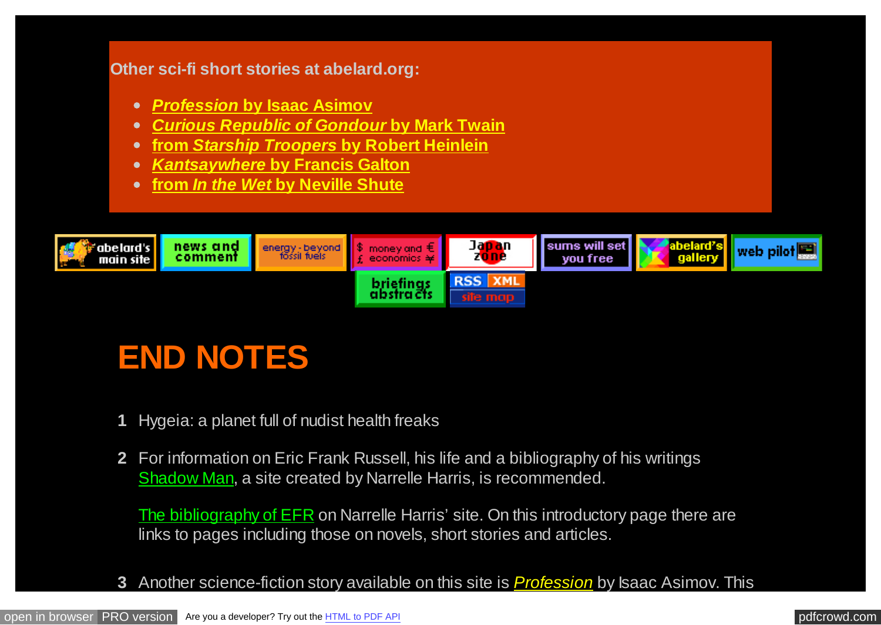**Other sci-fi short stories at abelard.org:**

- ***Profession* by Isaac Asimov**
- ***Curious Republic of Gondour* by Mark Twain**
- **from *Starship Troopers* by Robert Heinlein**
- ***Kantsaywhere* by Francis Galton**
- **from *In the Wet* by Neville Shute**

abelard's main site | news and comment | energy - beyond fossil fuels | money and economics | Japan zone | sums will set you free | abelard's gallery | web pilot | briefings abstracts | RSS XML | site map

# END NOTES

**1** Hygeia: a planet full of nudist health freaks

**2** For information on Eric Frank Russell, his life and a bibliography of his writings Shadow Man, a site created by Narrelle Harris, is recommended.

The bibliography of EFR on Narrelle Harris' site. On this introductory page there are links to pages including those on novels, short stories and articles.

**3** Another science-fiction story available on this site is *Profession* by Isaac Asimov. This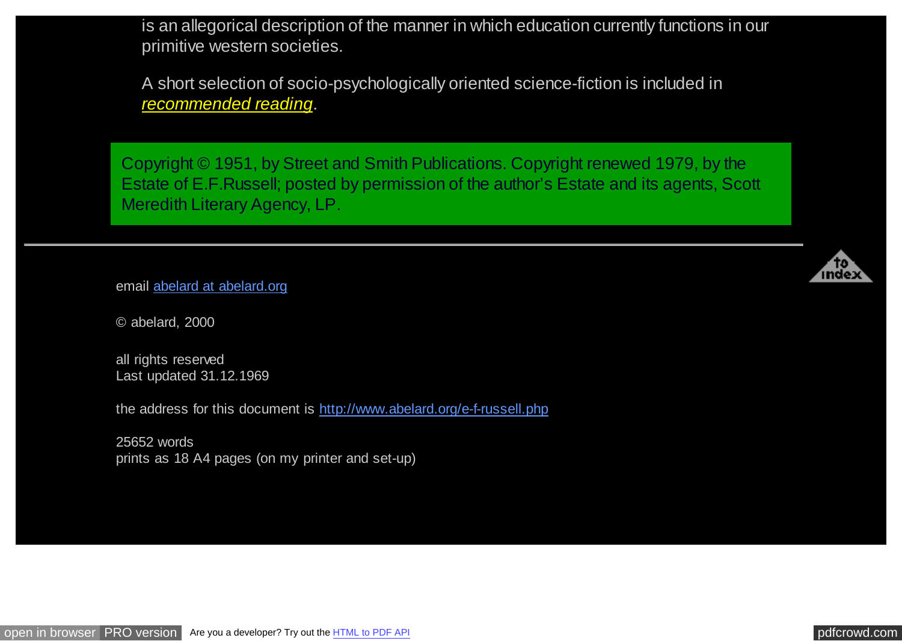is an allegorical description of the manner in which education currently functions in our primitive western societies.

A short selection of socio-psychologically oriented science-fiction is included in *recommended reading*.

Copyright © 1951, by Street and Smith Publications. Copyright renewed 1979, by the Estate of E.F.Russell; posted by permission of the author's Estate and its agents, Scott Meredith Literary Agency, LP.

---

email abelard at abelard.org

© abelard, 2000

all rights reserved
Last updated 31.12.1969

the address for this document is http://www.abelard.org/e-f-russell.php

25652 words
prints as 18 A4 pages (on my printer and set-up)